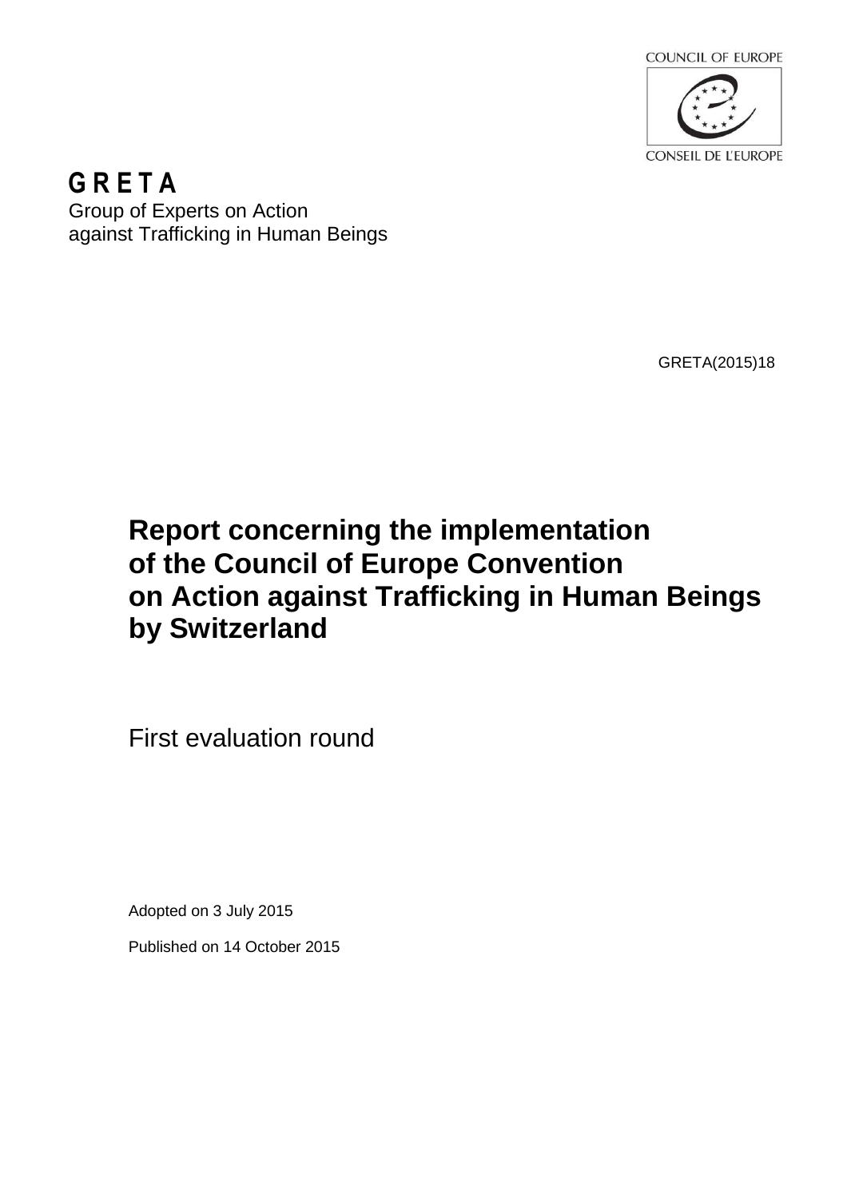COUNCIL OF EUROPE

CONSEIL DE L'EUROPE

**G R E T A**

Group of Experts on Action against Trafficking in Human Beings

GRETA(2015)18

# Report concerning the implementation of the Council of Europe Convention on Action against Trafficking in Human Beings by Switzerland

First evaluation round

Adopted on 3 July 2015

Published on 14 October 2015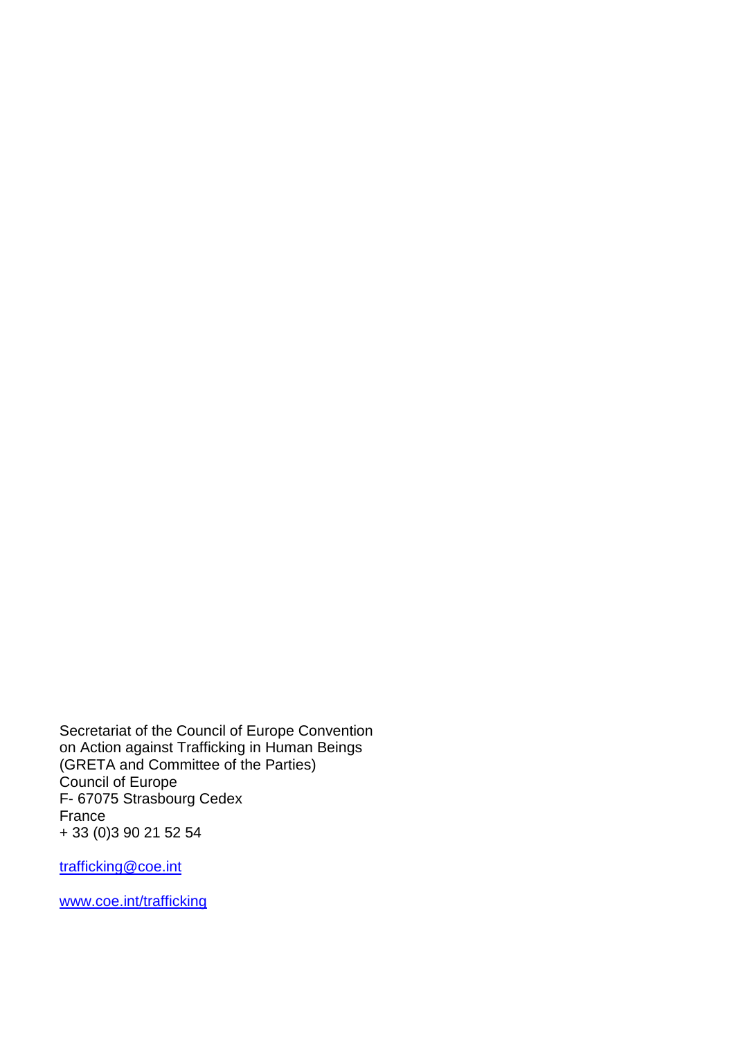Secretariat of the Council of Europe Convention
on Action against Trafficking in Human Beings
(GRETA and Committee of the Parties)
Council of Europe
F- 67075 Strasbourg Cedex
France
+ 33 (0)3 90 21 52 54

trafficking@coe.int

www.coe.int/trafficking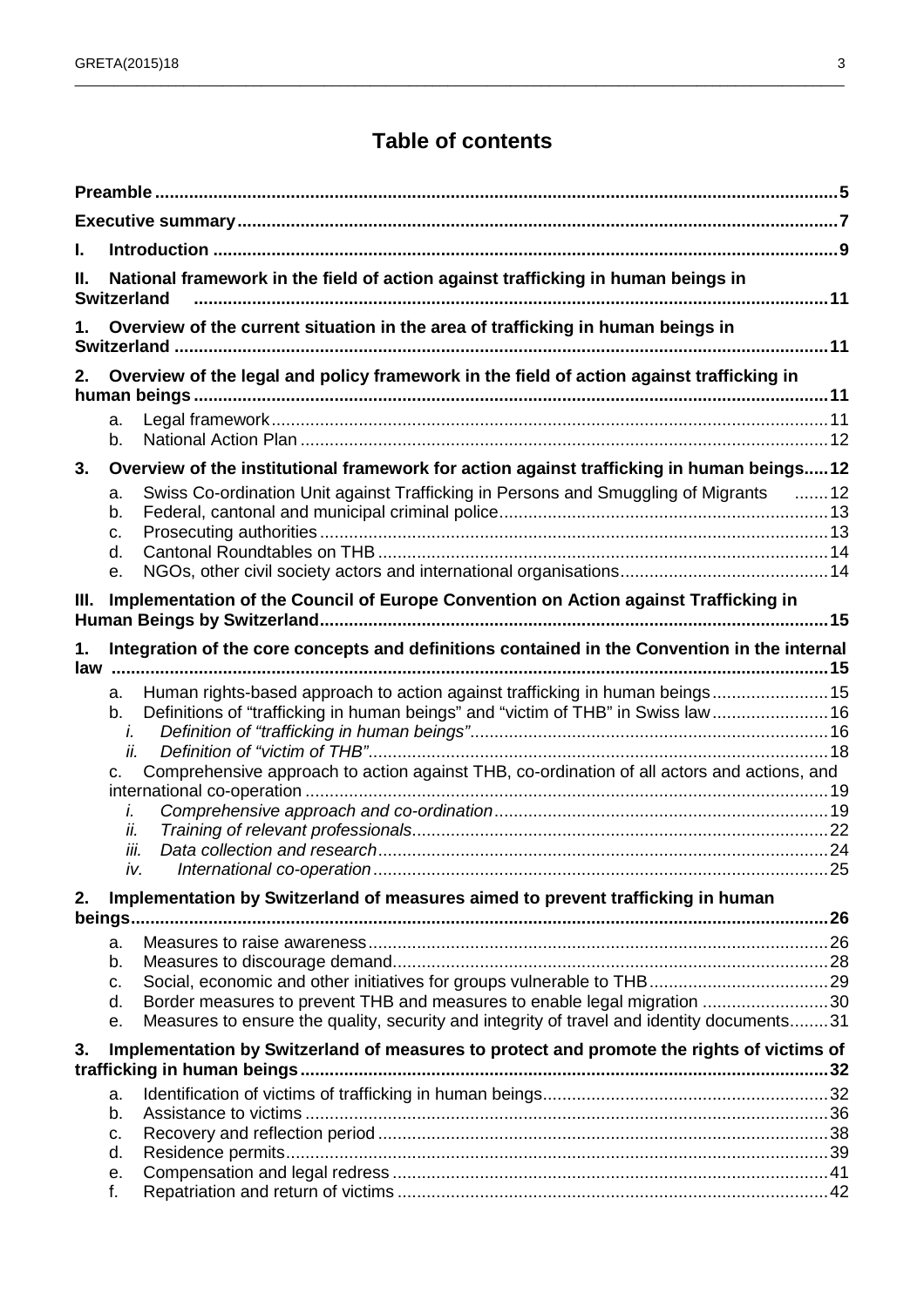# Table of contents

**Preamble** ... 5

**Executive summary** ... 7

**I. Introduction** ... 9

**II. National framework in the field of action against trafficking in human beings in Switzerland** ... 11

**1. Overview of the current situation in the area of trafficking in human beings in Switzerland** ... 11

**2. Overview of the legal and policy framework in the field of action against trafficking in human beings** ... 11

- a. Legal framework ... 11
- b. National Action Plan ... 12

**3. Overview of the institutional framework for action against trafficking in human beings** ... 12

- a. Swiss Co-ordination Unit against Trafficking in Persons and Smuggling of Migrants ... 12
- b. Federal, cantonal and municipal criminal police ... 13
- c. Prosecuting authorities ... 13
- d. Cantonal Roundtables on THB ... 14
- e. NGOs, other civil society actors and international organisations ... 14

**III. Implementation of the Council of Europe Convention on Action against Trafficking in Human Beings by Switzerland** ... 15

**1. Integration of the core concepts and definitions contained in the Convention in the internal law** ... 15

- a. Human rights-based approach to action against trafficking in human beings ... 15
- b. Definitions of "trafficking in human beings" and "victim of THB" in Swiss law ... 16
  - *i. Definition of "trafficking in human beings"* ... 16
  - *ii. Definition of "victim of THB"* ... 18
- c. Comprehensive approach to action against THB, co-ordination of all actors and actions, and international co-operation ... 19
  - *i. Comprehensive approach and co-ordination* ... 19
  - *ii. Training of relevant professionals* ... 22
  - *iii. Data collection and research* ... 24
  - *iv. International co-operation* ... 25

**2. Implementation by Switzerland of measures aimed to prevent trafficking in human beings** ... 26

- a. Measures to raise awareness ... 26
- b. Measures to discourage demand ... 28
- c. Social, economic and other initiatives for groups vulnerable to THB ... 29
- d. Border measures to prevent THB and measures to enable legal migration ... 30
- e. Measures to ensure the quality, security and integrity of travel and identity documents ... 31

**3. Implementation by Switzerland of measures to protect and promote the rights of victims of trafficking in human beings** ... 32

- a. Identification of victims of trafficking in human beings ... 32
- b. Assistance to victims ... 36
- c. Recovery and reflection period ... 38
- d. Residence permits ... 39
- e. Compensation and legal redress ... 41
- f. Repatriation and return of victims ... 42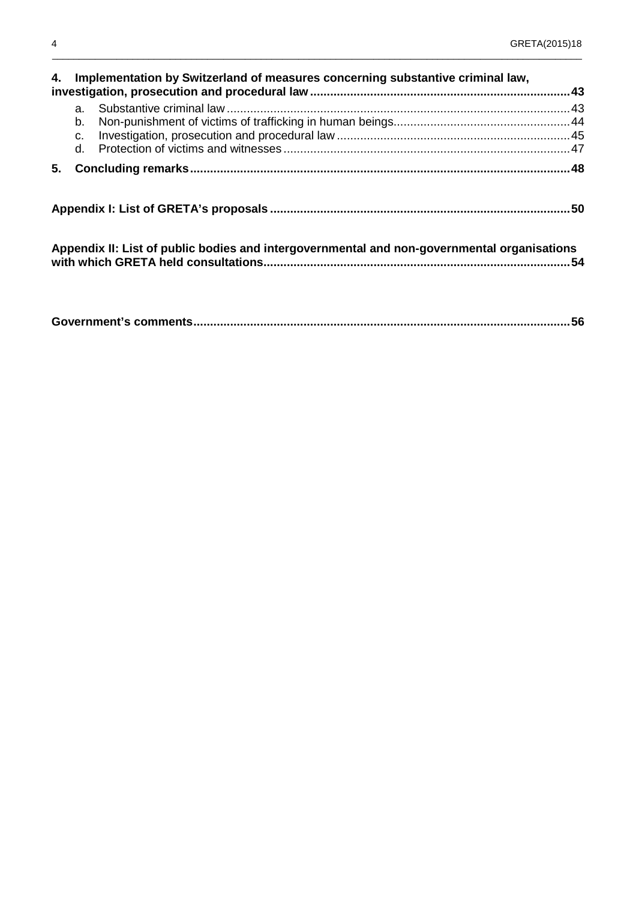**4. Implementation by Switzerland of measures concerning substantive criminal law, investigation, prosecution and procedural law** ....................................................................... 43

a. Substantive criminal law ....................................................................................... 43

b. Non-punishment of victims of trafficking in human beings..................................................... 44

c. Investigation, prosecution and procedural law ....................................................................... 45

d. Protection of victims and witnesses ....................................................................................... 47

**5. Concluding remarks** ........................................................................................................... 48

**Appendix I: List of GRETA's proposals** ....................................................................................... 50

**Appendix II: List of public bodies and intergovernmental and non-governmental organisations with which GRETA held consultations** ....................................................................................... 54

**Government's comments** ....................................................................................................... 56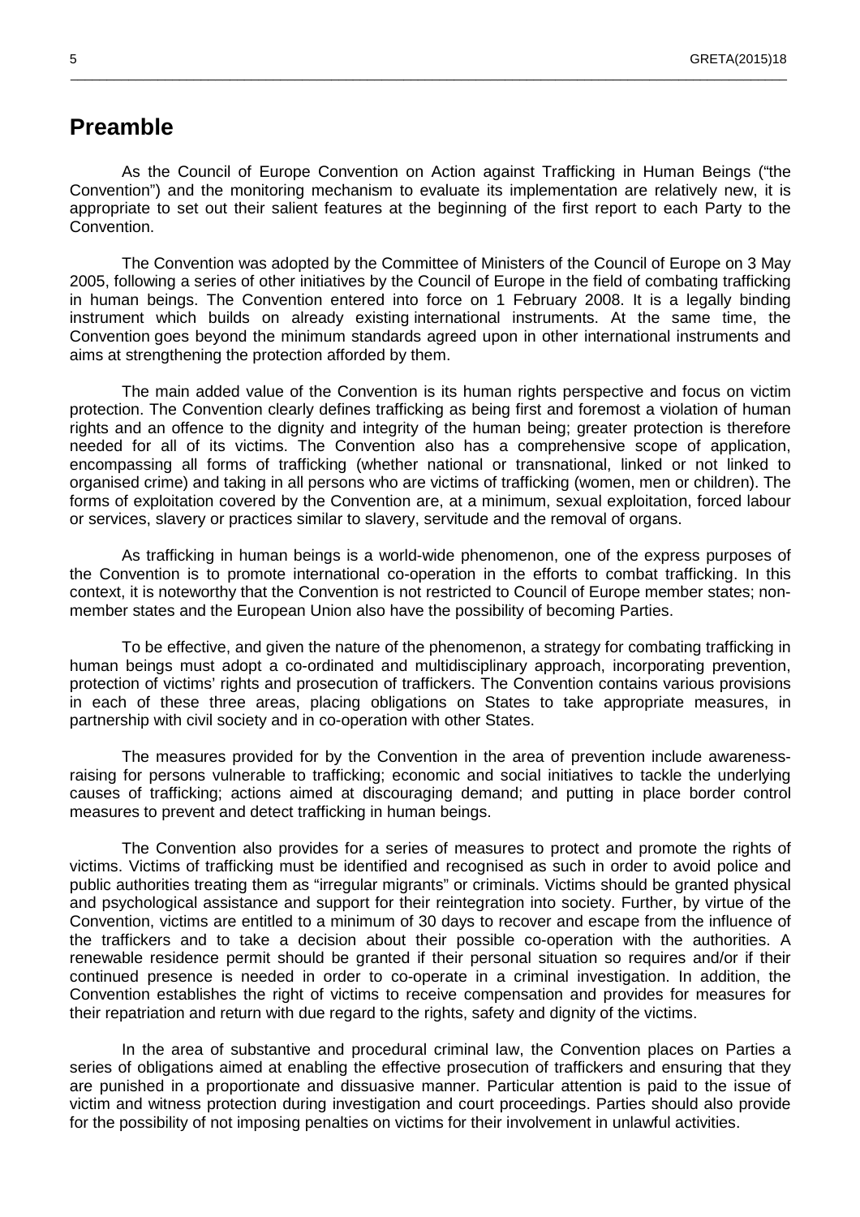# Preamble

As the Council of Europe Convention on Action against Trafficking in Human Beings ("the Convention") and the monitoring mechanism to evaluate its implementation are relatively new, it is appropriate to set out their salient features at the beginning of the first report to each Party to the Convention.

The Convention was adopted by the Committee of Ministers of the Council of Europe on 3 May 2005, following a series of other initiatives by the Council of Europe in the field of combating trafficking in human beings. The Convention entered into force on 1 February 2008. It is a legally binding instrument which builds on already existing international instruments. At the same time, the Convention goes beyond the minimum standards agreed upon in other international instruments and aims at strengthening the protection afforded by them.

The main added value of the Convention is its human rights perspective and focus on victim protection. The Convention clearly defines trafficking as being first and foremost a violation of human rights and an offence to the dignity and integrity of the human being; greater protection is therefore needed for all of its victims. The Convention also has a comprehensive scope of application, encompassing all forms of trafficking (whether national or transnational, linked or not linked to organised crime) and taking in all persons who are victims of trafficking (women, men or children). The forms of exploitation covered by the Convention are, at a minimum, sexual exploitation, forced labour or services, slavery or practices similar to slavery, servitude and the removal of organs.

As trafficking in human beings is a world-wide phenomenon, one of the express purposes of the Convention is to promote international co-operation in the efforts to combat trafficking. In this context, it is noteworthy that the Convention is not restricted to Council of Europe member states; non-member states and the European Union also have the possibility of becoming Parties.

To be effective, and given the nature of the phenomenon, a strategy for combating trafficking in human beings must adopt a co-ordinated and multidisciplinary approach, incorporating prevention, protection of victims' rights and prosecution of traffickers. The Convention contains various provisions in each of these three areas, placing obligations on States to take appropriate measures, in partnership with civil society and in co-operation with other States.

The measures provided for by the Convention in the area of prevention include awareness-raising for persons vulnerable to trafficking; economic and social initiatives to tackle the underlying causes of trafficking; actions aimed at discouraging demand; and putting in place border control measures to prevent and detect trafficking in human beings.

The Convention also provides for a series of measures to protect and promote the rights of victims. Victims of trafficking must be identified and recognised as such in order to avoid police and public authorities treating them as "irregular migrants" or criminals. Victims should be granted physical and psychological assistance and support for their reintegration into society. Further, by virtue of the Convention, victims are entitled to a minimum of 30 days to recover and escape from the influence of the traffickers and to take a decision about their possible co-operation with the authorities. A renewable residence permit should be granted if their personal situation so requires and/or if their continued presence is needed in order to co-operate in a criminal investigation. In addition, the Convention establishes the right of victims to receive compensation and provides for measures for their repatriation and return with due regard to the rights, safety and dignity of the victims.

In the area of substantive and procedural criminal law, the Convention places on Parties a series of obligations aimed at enabling the effective prosecution of traffickers and ensuring that they are punished in a proportionate and dissuasive manner. Particular attention is paid to the issue of victim and witness protection during investigation and court proceedings. Parties should also provide for the possibility of not imposing penalties on victims for their involvement in unlawful activities.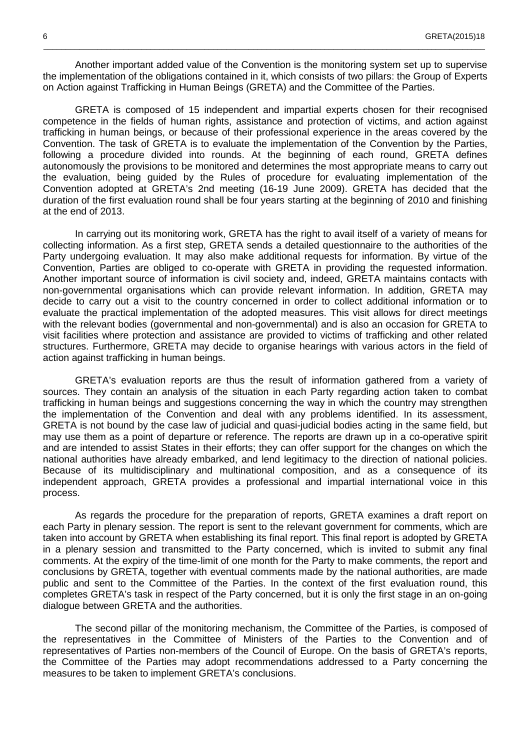Another important added value of the Convention is the monitoring system set up to supervise the implementation of the obligations contained in it, which consists of two pillars: the Group of Experts on Action against Trafficking in Human Beings (GRETA) and the Committee of the Parties.

GRETA is composed of 15 independent and impartial experts chosen for their recognised competence in the fields of human rights, assistance and protection of victims, and action against trafficking in human beings, or because of their professional experience in the areas covered by the Convention. The task of GRETA is to evaluate the implementation of the Convention by the Parties, following a procedure divided into rounds. At the beginning of each round, GRETA defines autonomously the provisions to be monitored and determines the most appropriate means to carry out the evaluation, being guided by the Rules of procedure for evaluating implementation of the Convention adopted at GRETA's 2nd meeting (16-19 June 2009). GRETA has decided that the duration of the first evaluation round shall be four years starting at the beginning of 2010 and finishing at the end of 2013.

In carrying out its monitoring work, GRETA has the right to avail itself of a variety of means for collecting information. As a first step, GRETA sends a detailed questionnaire to the authorities of the Party undergoing evaluation. It may also make additional requests for information. By virtue of the Convention, Parties are obliged to co-operate with GRETA in providing the requested information. Another important source of information is civil society and, indeed, GRETA maintains contacts with non-governmental organisations which can provide relevant information. In addition, GRETA may decide to carry out a visit to the country concerned in order to collect additional information or to evaluate the practical implementation of the adopted measures. This visit allows for direct meetings with the relevant bodies (governmental and non-governmental) and is also an occasion for GRETA to visit facilities where protection and assistance are provided to victims of trafficking and other related structures. Furthermore, GRETA may decide to organise hearings with various actors in the field of action against trafficking in human beings.

GRETA's evaluation reports are thus the result of information gathered from a variety of sources. They contain an analysis of the situation in each Party regarding action taken to combat trafficking in human beings and suggestions concerning the way in which the country may strengthen the implementation of the Convention and deal with any problems identified. In its assessment, GRETA is not bound by the case law of judicial and quasi-judicial bodies acting in the same field, but may use them as a point of departure or reference. The reports are drawn up in a co-operative spirit and are intended to assist States in their efforts; they can offer support for the changes on which the national authorities have already embarked, and lend legitimacy to the direction of national policies. Because of its multidisciplinary and multinational composition, and as a consequence of its independent approach, GRETA provides a professional and impartial international voice in this process.

As regards the procedure for the preparation of reports, GRETA examines a draft report on each Party in plenary session. The report is sent to the relevant government for comments, which are taken into account by GRETA when establishing its final report. This final report is adopted by GRETA in a plenary session and transmitted to the Party concerned, which is invited to submit any final comments. At the expiry of the time-limit of one month for the Party to make comments, the report and conclusions by GRETA, together with eventual comments made by the national authorities, are made public and sent to the Committee of the Parties. In the context of the first evaluation round, this completes GRETA's task in respect of the Party concerned, but it is only the first stage in an on-going dialogue between GRETA and the authorities.

The second pillar of the monitoring mechanism, the Committee of the Parties, is composed of the representatives in the Committee of Ministers of the Parties to the Convention and of representatives of Parties non-members of the Council of Europe. On the basis of GRETA's reports, the Committee of the Parties may adopt recommendations addressed to a Party concerning the measures to be taken to implement GRETA's conclusions.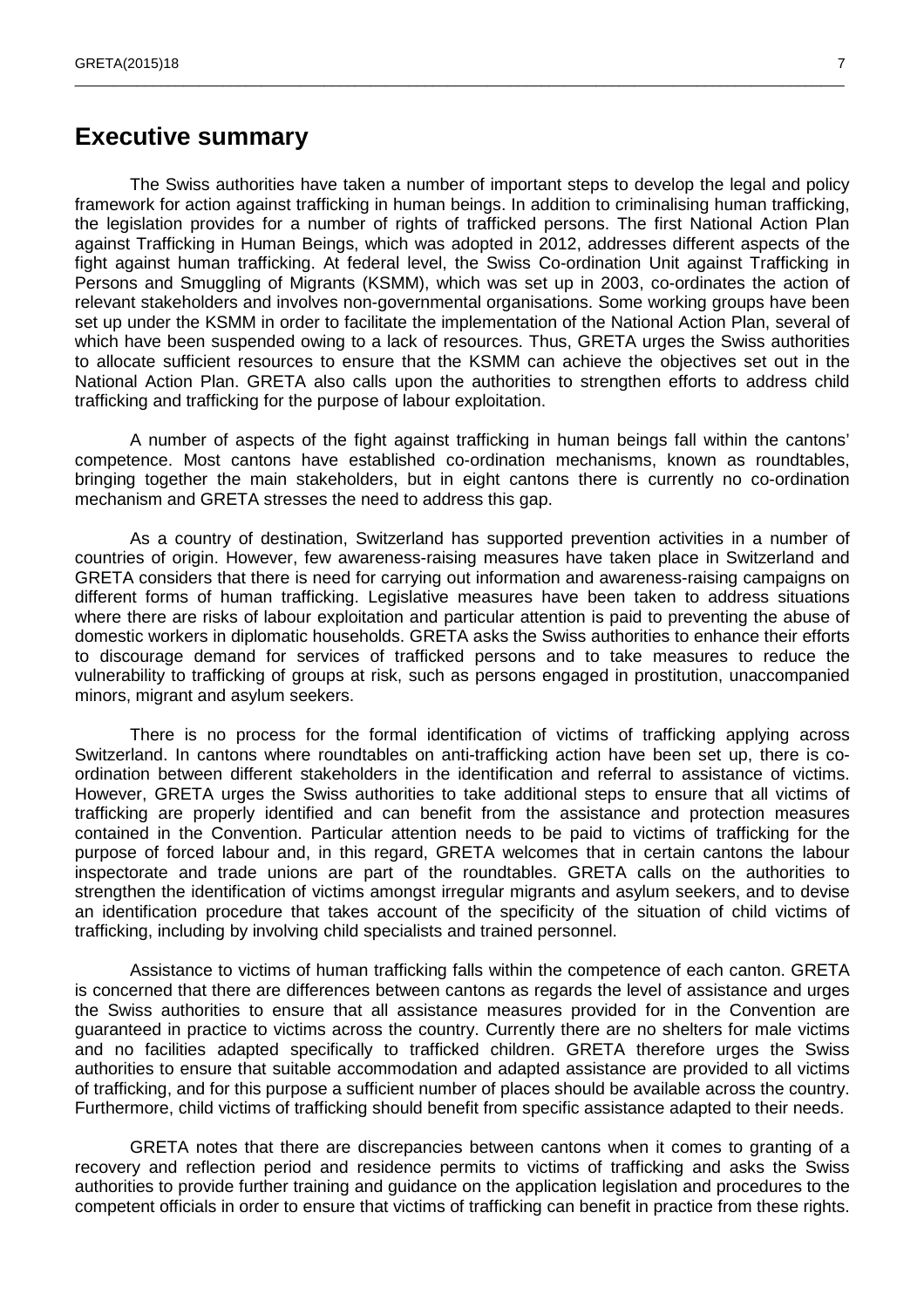# Executive summary

The Swiss authorities have taken a number of important steps to develop the legal and policy framework for action against trafficking in human beings. In addition to criminalising human trafficking, the legislation provides for a number of rights of trafficked persons. The first National Action Plan against Trafficking in Human Beings, which was adopted in 2012, addresses different aspects of the fight against human trafficking. At federal level, the Swiss Co-ordination Unit against Trafficking in Persons and Smuggling of Migrants (KSMM), which was set up in 2003, co-ordinates the action of relevant stakeholders and involves non-governmental organisations. Some working groups have been set up under the KSMM in order to facilitate the implementation of the National Action Plan, several of which have been suspended owing to a lack of resources. Thus, GRETA urges the Swiss authorities to allocate sufficient resources to ensure that the KSMM can achieve the objectives set out in the National Action Plan. GRETA also calls upon the authorities to strengthen efforts to address child trafficking and trafficking for the purpose of labour exploitation.

A number of aspects of the fight against trafficking in human beings fall within the cantons' competence. Most cantons have established co-ordination mechanisms, known as roundtables, bringing together the main stakeholders, but in eight cantons there is currently no co-ordination mechanism and GRETA stresses the need to address this gap.

As a country of destination, Switzerland has supported prevention activities in a number of countries of origin. However, few awareness-raising measures have taken place in Switzerland and GRETA considers that there is need for carrying out information and awareness-raising campaigns on different forms of human trafficking. Legislative measures have been taken to address situations where there are risks of labour exploitation and particular attention is paid to preventing the abuse of domestic workers in diplomatic households. GRETA asks the Swiss authorities to enhance their efforts to discourage demand for services of trafficked persons and to take measures to reduce the vulnerability to trafficking of groups at risk, such as persons engaged in prostitution, unaccompanied minors, migrant and asylum seekers.

There is no process for the formal identification of victims of trafficking applying across Switzerland. In cantons where roundtables on anti-trafficking action have been set up, there is co-ordination between different stakeholders in the identification and referral to assistance of victims. However, GRETA urges the Swiss authorities to take additional steps to ensure that all victims of trafficking are properly identified and can benefit from the assistance and protection measures contained in the Convention. Particular attention needs to be paid to victims of trafficking for the purpose of forced labour and, in this regard, GRETA welcomes that in certain cantons the labour inspectorate and trade unions are part of the roundtables. GRETA calls on the authorities to strengthen the identification of victims amongst irregular migrants and asylum seekers, and to devise an identification procedure that takes account of the specificity of the situation of child victims of trafficking, including by involving child specialists and trained personnel.

Assistance to victims of human trafficking falls within the competence of each canton. GRETA is concerned that there are differences between cantons as regards the level of assistance and urges the Swiss authorities to ensure that all assistance measures provided for in the Convention are guaranteed in practice to victims across the country. Currently there are no shelters for male victims and no facilities adapted specifically to trafficked children. GRETA therefore urges the Swiss authorities to ensure that suitable accommodation and adapted assistance are provided to all victims of trafficking, and for this purpose a sufficient number of places should be available across the country. Furthermore, child victims of trafficking should benefit from specific assistance adapted to their needs.

GRETA notes that there are discrepancies between cantons when it comes to granting of a recovery and reflection period and residence permits to victims of trafficking and asks the Swiss authorities to provide further training and guidance on the application legislation and procedures to the competent officials in order to ensure that victims of trafficking can benefit in practice from these rights.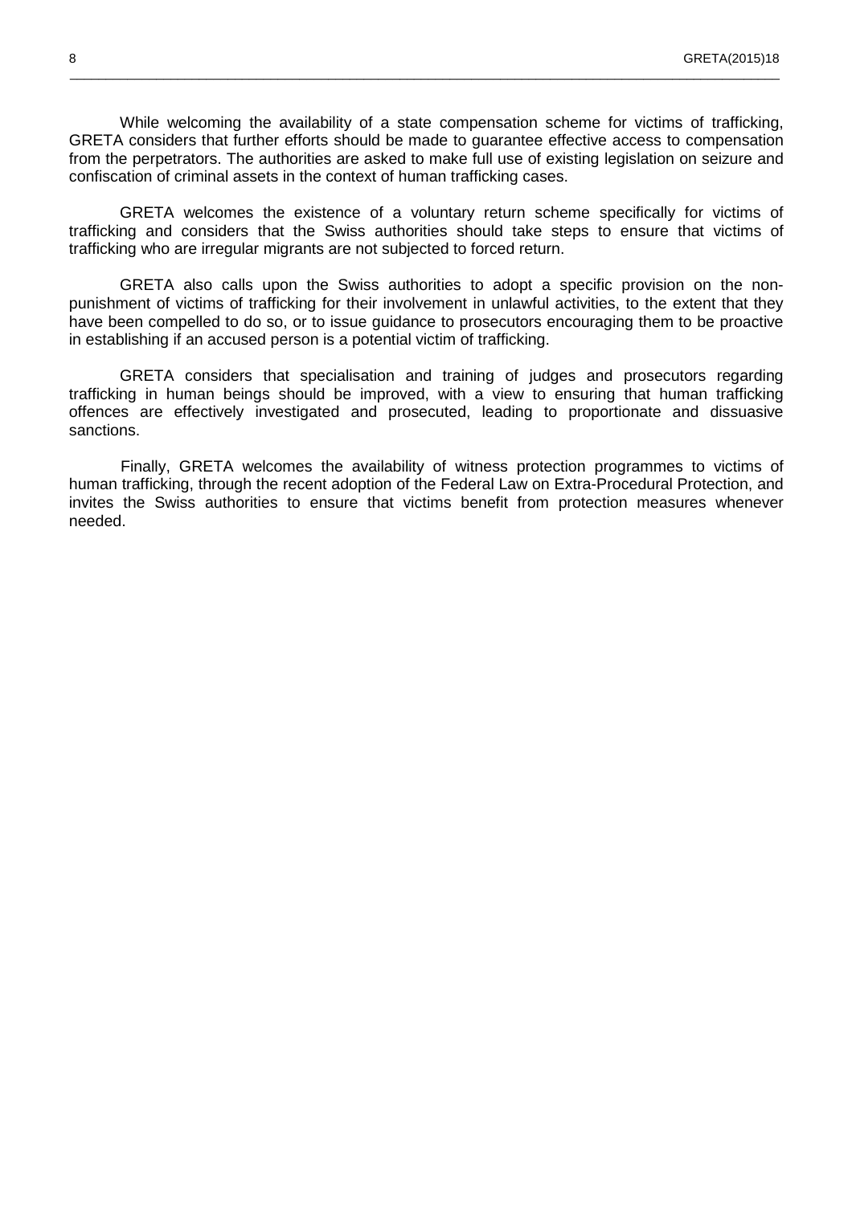While welcoming the availability of a state compensation scheme for victims of trafficking, GRETA considers that further efforts should be made to guarantee effective access to compensation from the perpetrators. The authorities are asked to make full use of existing legislation on seizure and confiscation of criminal assets in the context of human trafficking cases.

GRETA welcomes the existence of a voluntary return scheme specifically for victims of trafficking and considers that the Swiss authorities should take steps to ensure that victims of trafficking who are irregular migrants are not subjected to forced return.

GRETA also calls upon the Swiss authorities to adopt a specific provision on the non-punishment of victims of trafficking for their involvement in unlawful activities, to the extent that they have been compelled to do so, or to issue guidance to prosecutors encouraging them to be proactive in establishing if an accused person is a potential victim of trafficking.

GRETA considers that specialisation and training of judges and prosecutors regarding trafficking in human beings should be improved, with a view to ensuring that human trafficking offences are effectively investigated and prosecuted, leading to proportionate and dissuasive sanctions.

Finally, GRETA welcomes the availability of witness protection programmes to victims of human trafficking, through the recent adoption of the Federal Law on Extra-Procedural Protection, and invites the Swiss authorities to ensure that victims benefit from protection measures whenever needed.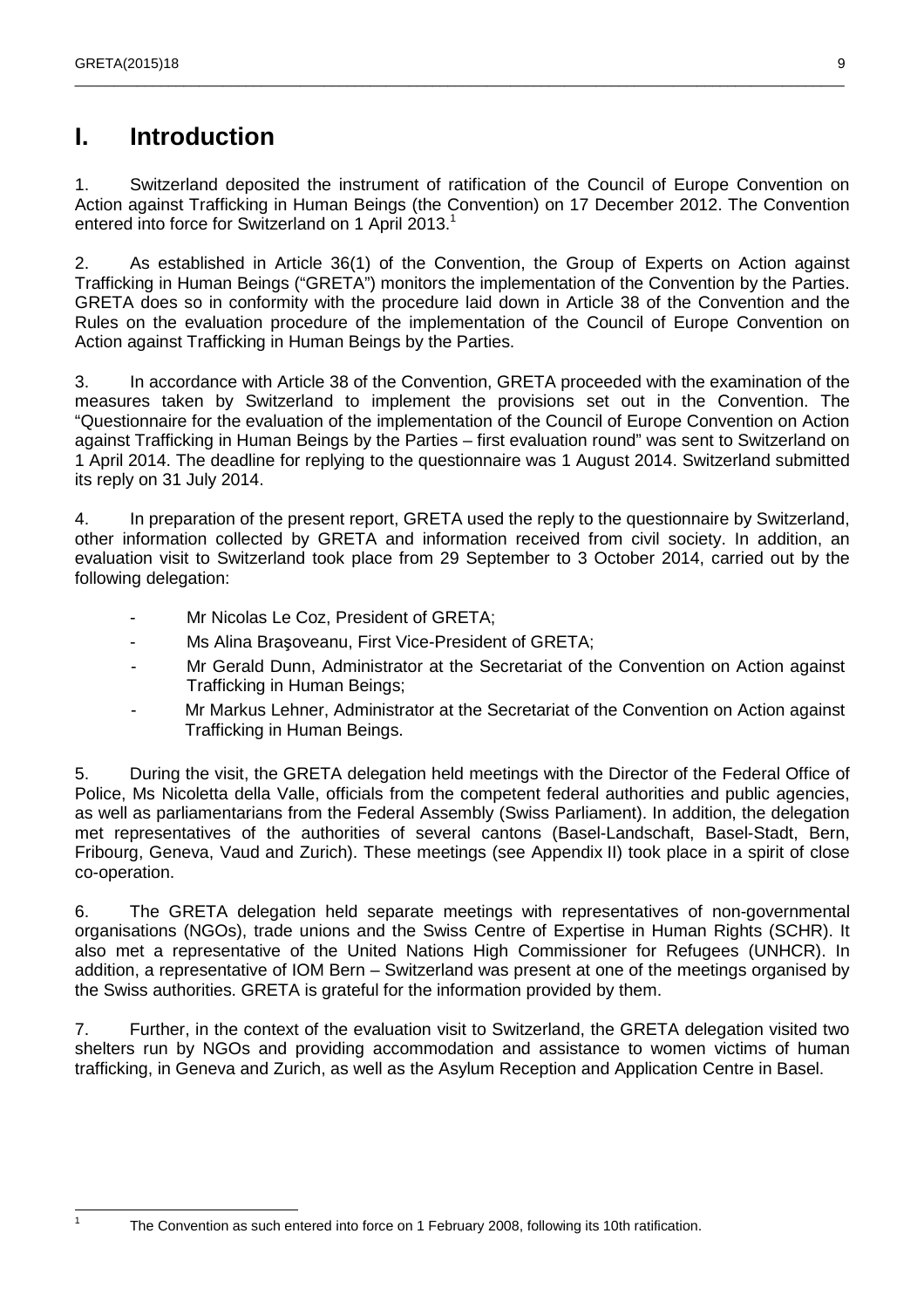# I. Introduction

1. Switzerland deposited the instrument of ratification of the Council of Europe Convention on Action against Trafficking in Human Beings (the Convention) on 17 December 2012. The Convention entered into force for Switzerland on 1 April 2013.[1]

2. As established in Article 36(1) of the Convention, the Group of Experts on Action against Trafficking in Human Beings ("GRETA") monitors the implementation of the Convention by the Parties. GRETA does so in conformity with the procedure laid down in Article 38 of the Convention and the Rules on the evaluation procedure of the implementation of the Council of Europe Convention on Action against Trafficking in Human Beings by the Parties.

3. In accordance with Article 38 of the Convention, GRETA proceeded with the examination of the measures taken by Switzerland to implement the provisions set out in the Convention. The "Questionnaire for the evaluation of the implementation of the Council of Europe Convention on Action against Trafficking in Human Beings by the Parties – first evaluation round" was sent to Switzerland on 1 April 2014. The deadline for replying to the questionnaire was 1 August 2014. Switzerland submitted its reply on 31 July 2014.

4. In preparation of the present report, GRETA used the reply to the questionnaire by Switzerland, other information collected by GRETA and information received from civil society. In addition, an evaluation visit to Switzerland took place from 29 September to 3 October 2014, carried out by the following delegation:

- Mr Nicolas Le Coz, President of GRETA;
- Ms Alina Braşoveanu, First Vice-President of GRETA;
- Mr Gerald Dunn, Administrator at the Secretariat of the Convention on Action against Trafficking in Human Beings;
- Mr Markus Lehner, Administrator at the Secretariat of the Convention on Action against Trafficking in Human Beings.

5. During the visit, the GRETA delegation held meetings with the Director of the Federal Office of Police, Ms Nicoletta della Valle, officials from the competent federal authorities and public agencies, as well as parliamentarians from the Federal Assembly (Swiss Parliament). In addition, the delegation met representatives of the authorities of several cantons (Basel-Landschaft, Basel-Stadt, Bern, Fribourg, Geneva, Vaud and Zurich). These meetings (see Appendix II) took place in a spirit of close co-operation.

6. The GRETA delegation held separate meetings with representatives of non-governmental organisations (NGOs), trade unions and the Swiss Centre of Expertise in Human Rights (SCHR). It also met a representative of the United Nations High Commissioner for Refugees (UNHCR). In addition, a representative of IOM Bern – Switzerland was present at one of the meetings organised by the Swiss authorities. GRETA is grateful for the information provided by them.

7. Further, in the context of the evaluation visit to Switzerland, the GRETA delegation visited two shelters run by NGOs and providing accommodation and assistance to women victims of human trafficking, in Geneva and Zurich, as well as the Asylum Reception and Application Centre in Basel.

[1] The Convention as such entered into force on 1 February 2008, following its 10th ratification.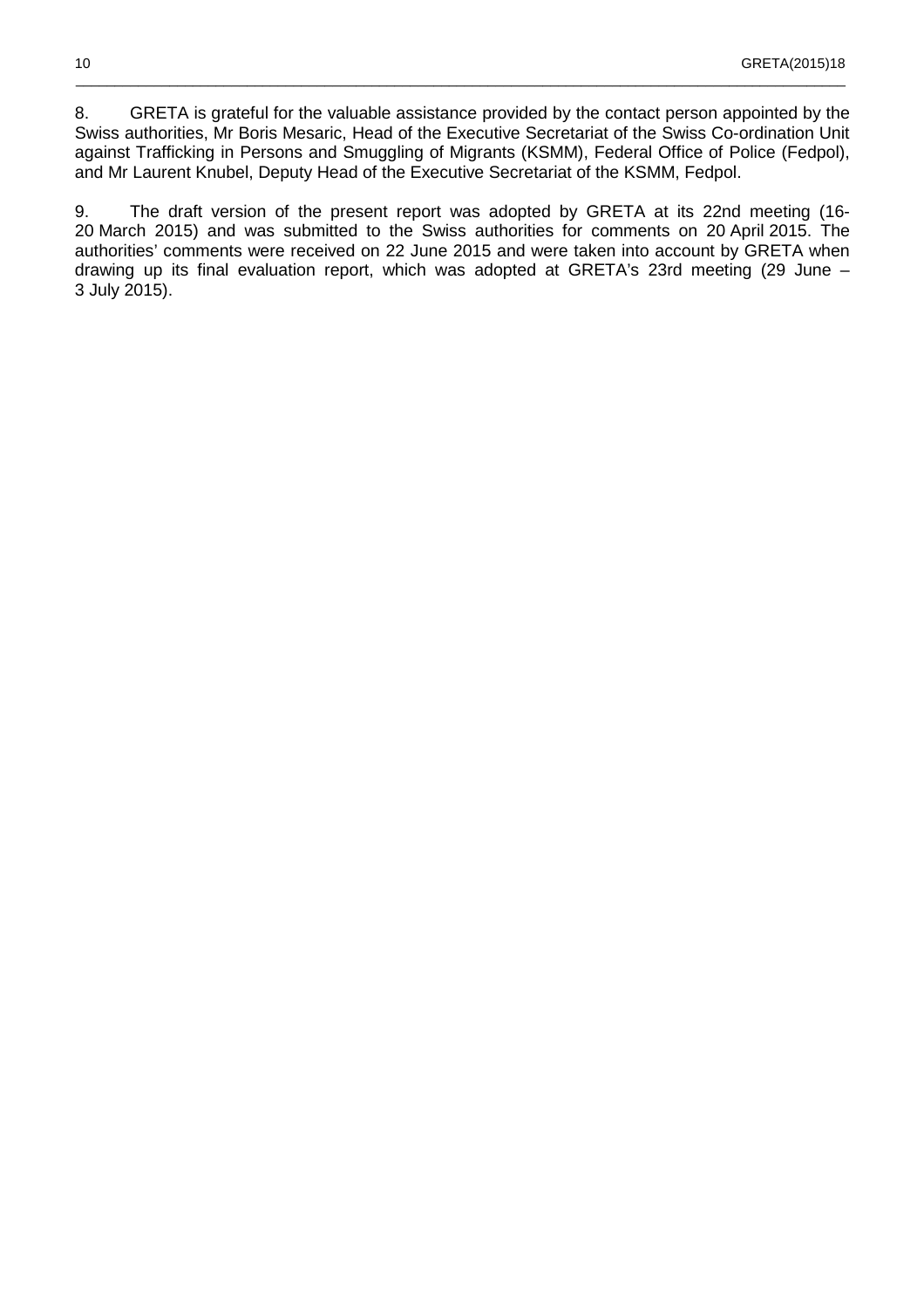8. GRETA is grateful for the valuable assistance provided by the contact person appointed by the Swiss authorities, Mr Boris Mesaric, Head of the Executive Secretariat of the Swiss Co-ordination Unit against Trafficking in Persons and Smuggling of Migrants (KSMM), Federal Office of Police (Fedpol), and Mr Laurent Knubel, Deputy Head of the Executive Secretariat of the KSMM, Fedpol.

9. The draft version of the present report was adopted by GRETA at its 22nd meeting (16-20 March 2015) and was submitted to the Swiss authorities for comments on 20 April 2015. The authorities' comments were received on 22 June 2015 and were taken into account by GRETA when drawing up its final evaluation report, which was adopted at GRETA's 23rd meeting (29 June – 3 July 2015).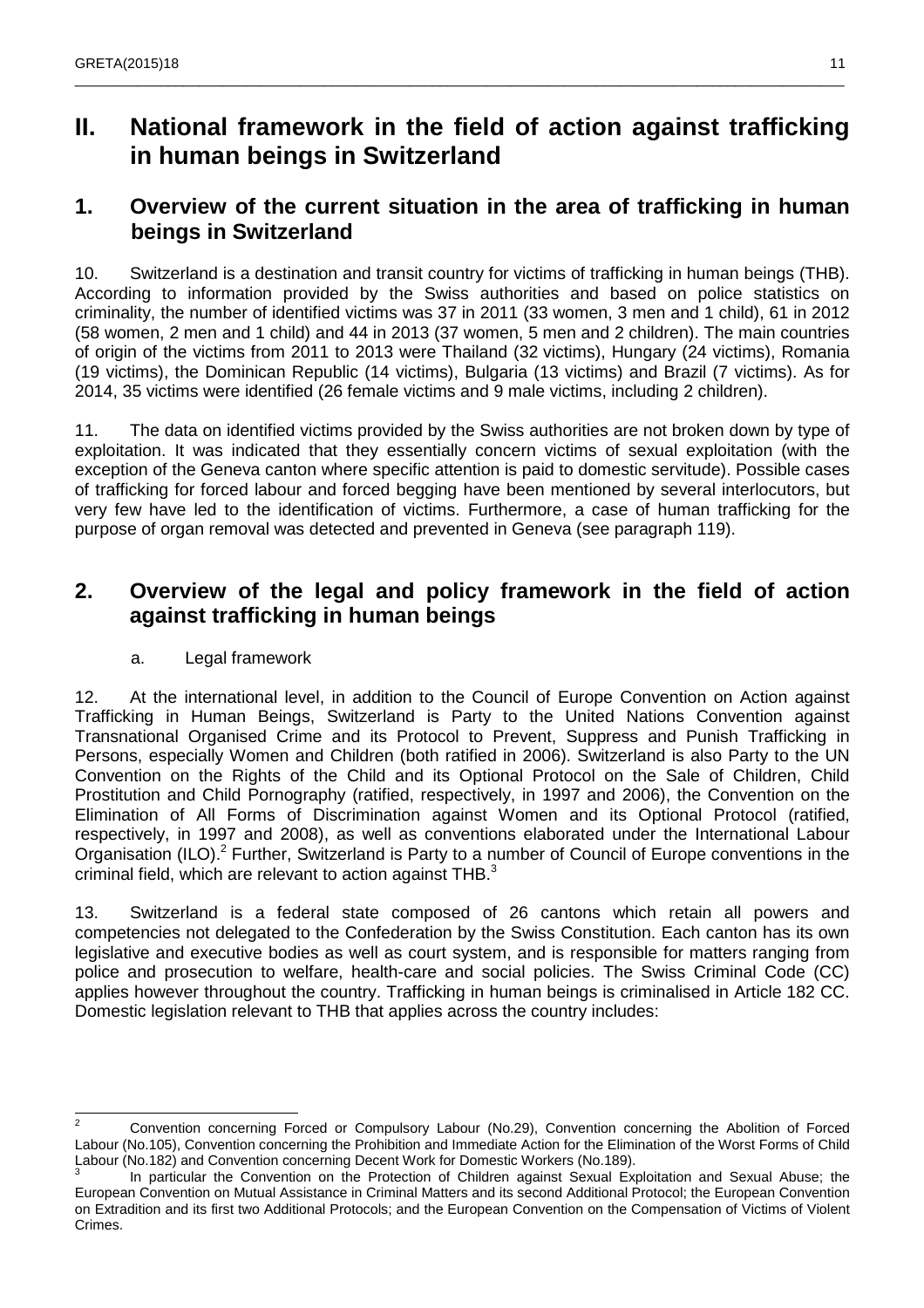# II. National framework in the field of action against trafficking in human beings in Switzerland

## 1. Overview of the current situation in the area of trafficking in human beings in Switzerland

10. Switzerland is a destination and transit country for victims of trafficking in human beings (THB). According to information provided by the Swiss authorities and based on police statistics on criminality, the number of identified victims was 37 in 2011 (33 women, 3 men and 1 child), 61 in 2012 (58 women, 2 men and 1 child) and 44 in 2013 (37 women, 5 men and 2 children). The main countries of origin of the victims from 2011 to 2013 were Thailand (32 victims), Hungary (24 victims), Romania (19 victims), the Dominican Republic (14 victims), Bulgaria (13 victims) and Brazil (7 victims). As for 2014, 35 victims were identified (26 female victims and 9 male victims, including 2 children).

11. The data on identified victims provided by the Swiss authorities are not broken down by type of exploitation. It was indicated that they essentially concern victims of sexual exploitation (with the exception of the Geneva canton where specific attention is paid to domestic servitude). Possible cases of trafficking for forced labour and forced begging have been mentioned by several interlocutors, but very few have led to the identification of victims. Furthermore, a case of human trafficking for the purpose of organ removal was detected and prevented in Geneva (see paragraph 119).

## 2. Overview of the legal and policy framework in the field of action against trafficking in human beings

### a. Legal framework

12. At the international level, in addition to the Council of Europe Convention on Action against Trafficking in Human Beings, Switzerland is Party to the United Nations Convention against Transnational Organised Crime and its Protocol to Prevent, Suppress and Punish Trafficking in Persons, especially Women and Children (both ratified in 2006). Switzerland is also Party to the UN Convention on the Rights of the Child and its Optional Protocol on the Sale of Children, Child Prostitution and Child Pornography (ratified, respectively, in 1997 and 2006), the Convention on the Elimination of All Forms of Discrimination against Women and its Optional Protocol (ratified, respectively, in 1997 and 2008), as well as conventions elaborated under the International Labour Organisation (ILO).[2] Further, Switzerland is Party to a number of Council of Europe conventions in the criminal field, which are relevant to action against THB.[3]

13. Switzerland is a federal state composed of 26 cantons which retain all powers and competencies not delegated to the Confederation by the Swiss Constitution. Each canton has its own legislative and executive bodies as well as court system, and is responsible for matters ranging from police and prosecution to welfare, health-care and social policies. The Swiss Criminal Code (CC) applies however throughout the country. Trafficking in human beings is criminalised in Article 182 CC. Domestic legislation relevant to THB that applies across the country includes:

---

[2] Convention concerning Forced or Compulsory Labour (No.29), Convention concerning the Abolition of Forced Labour (No.105), Convention concerning the Prohibition and Immediate Action for the Elimination of the Worst Forms of Child Labour (No.182) and Convention concerning Decent Work for Domestic Workers (No.189).

[3] In particular the Convention on the Protection of Children against Sexual Exploitation and Sexual Abuse; the European Convention on Mutual Assistance in Criminal Matters and its second Additional Protocol; the European Convention on Extradition and its first two Additional Protocols; and the European Convention on the Compensation of Victims of Violent Crimes.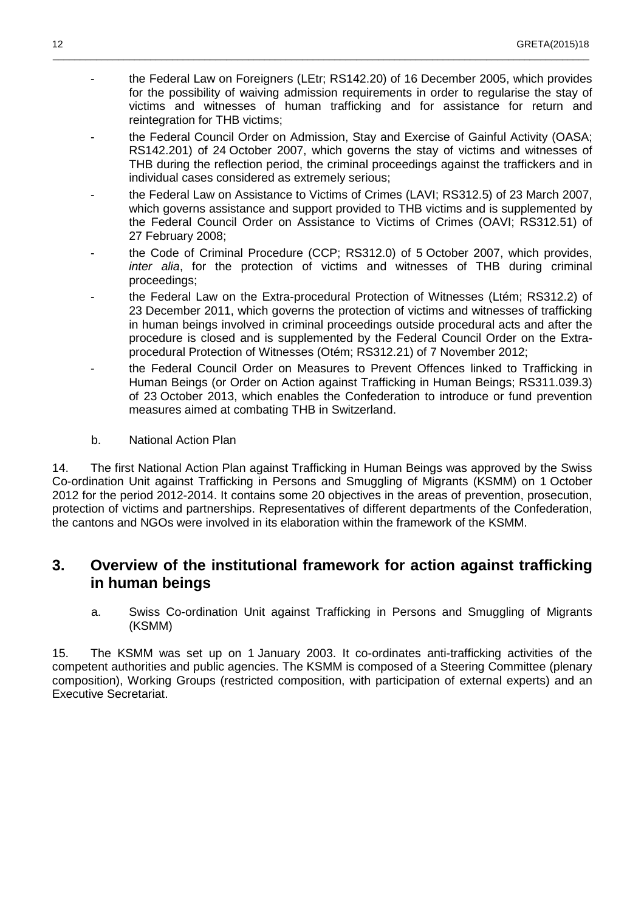- the Federal Law on Foreigners (LEtr; RS142.20) of 16 December 2005, which provides for the possibility of waiving admission requirements in order to regularise the stay of victims and witnesses of human trafficking and for assistance for return and reintegration for THB victims;
- the Federal Council Order on Admission, Stay and Exercise of Gainful Activity (OASA; RS142.201) of 24 October 2007, which governs the stay of victims and witnesses of THB during the reflection period, the criminal proceedings against the traffickers and in individual cases considered as extremely serious;
- the Federal Law on Assistance to Victims of Crimes (LAVI; RS312.5) of 23 March 2007, which governs assistance and support provided to THB victims and is supplemented by the Federal Council Order on Assistance to Victims of Crimes (OAVI; RS312.51) of 27 February 2008;
- the Code of Criminal Procedure (CCP; RS312.0) of 5 October 2007, which provides, *inter alia*, for the protection of victims and witnesses of THB during criminal proceedings;
- the Federal Law on the Extra-procedural Protection of Witnesses (Ltém; RS312.2) of 23 December 2011, which governs the protection of victims and witnesses of trafficking in human beings involved in criminal proceedings outside procedural acts and after the procedure is closed and is supplemented by the Federal Council Order on the Extra-procedural Protection of Witnesses (Otém; RS312.21) of 7 November 2012;
- the Federal Council Order on Measures to Prevent Offences linked to Trafficking in Human Beings (or Order on Action against Trafficking in Human Beings; RS311.039.3) of 23 October 2013, which enables the Confederation to introduce or fund prevention measures aimed at combating THB in Switzerland.

### b. National Action Plan

14. The first National Action Plan against Trafficking in Human Beings was approved by the Swiss Co-ordination Unit against Trafficking in Persons and Smuggling of Migrants (KSMM) on 1 October 2012 for the period 2012-2014. It contains some 20 objectives in the areas of prevention, prosecution, protection of victims and partnerships. Representatives of different departments of the Confederation, the cantons and NGOs were involved in its elaboration within the framework of the KSMM.

## 3. Overview of the institutional framework for action against trafficking in human beings

### a. Swiss Co-ordination Unit against Trafficking in Persons and Smuggling of Migrants (KSMM)

15. The KSMM was set up on 1 January 2003. It co-ordinates anti-trafficking activities of the competent authorities and public agencies. The KSMM is composed of a Steering Committee (plenary composition), Working Groups (restricted composition, with participation of external experts) and an Executive Secretariat.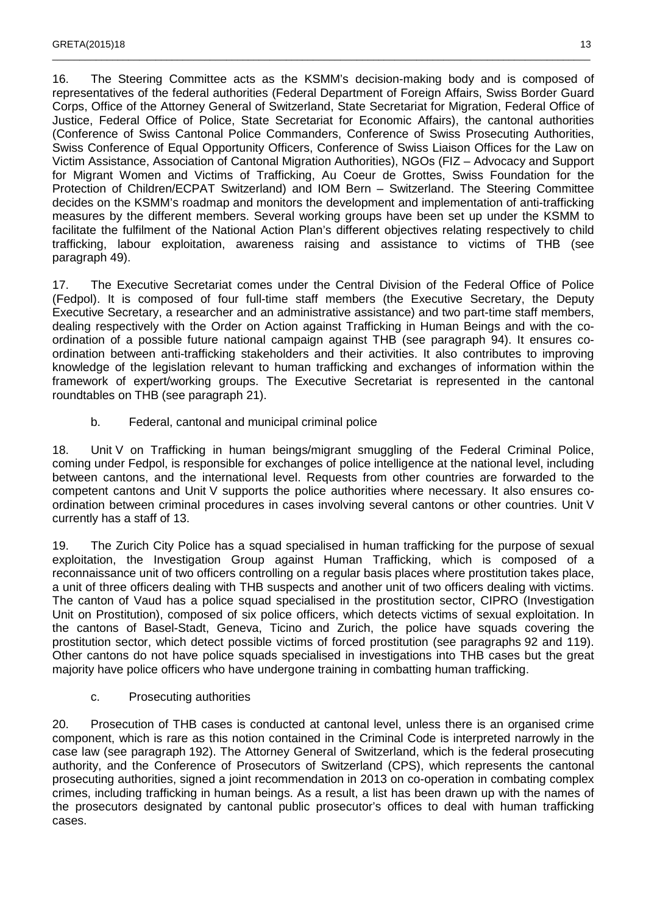16. The Steering Committee acts as the KSMM's decision-making body and is composed of representatives of the federal authorities (Federal Department of Foreign Affairs, Swiss Border Guard Corps, Office of the Attorney General of Switzerland, State Secretariat for Migration, Federal Office of Justice, Federal Office of Police, State Secretariat for Economic Affairs), the cantonal authorities (Conference of Swiss Cantonal Police Commanders, Conference of Swiss Prosecuting Authorities, Swiss Conference of Equal Opportunity Officers, Conference of Swiss Liaison Offices for the Law on Victim Assistance, Association of Cantonal Migration Authorities), NGOs (FIZ – Advocacy and Support for Migrant Women and Victims of Trafficking, Au Coeur de Grottes, Swiss Foundation for the Protection of Children/ECPAT Switzerland) and IOM Bern – Switzerland. The Steering Committee decides on the KSMM's roadmap and monitors the development and implementation of anti-trafficking measures by the different members. Several working groups have been set up under the KSMM to facilitate the fulfilment of the National Action Plan's different objectives relating respectively to child trafficking, labour exploitation, awareness raising and assistance to victims of THB (see paragraph 49).

17. The Executive Secretariat comes under the Central Division of the Federal Office of Police (Fedpol). It is composed of four full-time staff members (the Executive Secretary, the Deputy Executive Secretary, a researcher and an administrative assistance) and two part-time staff members, dealing respectively with the Order on Action against Trafficking in Human Beings and with the co-ordination of a possible future national campaign against THB (see paragraph 94). It ensures co-ordination between anti-trafficking stakeholders and their activities. It also contributes to improving knowledge of the legislation relevant to human trafficking and exchanges of information within the framework of expert/working groups. The Executive Secretariat is represented in the cantonal roundtables on THB (see paragraph 21).

### b. Federal, cantonal and municipal criminal police

18. Unit V on Trafficking in human beings/migrant smuggling of the Federal Criminal Police, coming under Fedpol, is responsible for exchanges of police intelligence at the national level, including between cantons, and the international level. Requests from other countries are forwarded to the competent cantons and Unit V supports the police authorities where necessary. It also ensures co-ordination between criminal procedures in cases involving several cantons or other countries. Unit V currently has a staff of 13.

19. The Zurich City Police has a squad specialised in human trafficking for the purpose of sexual exploitation, the Investigation Group against Human Trafficking, which is composed of a reconnaissance unit of two officers controlling on a regular basis places where prostitution takes place, a unit of three officers dealing with THB suspects and another unit of two officers dealing with victims. The canton of Vaud has a police squad specialised in the prostitution sector, CIPRO (Investigation Unit on Prostitution), composed of six police officers, which detects victims of sexual exploitation. In the cantons of Basel-Stadt, Geneva, Ticino and Zurich, the police have squads covering the prostitution sector, which detect possible victims of forced prostitution (see paragraphs 92 and 119). Other cantons do not have police squads specialised in investigations into THB cases but the great majority have police officers who have undergone training in combatting human trafficking.

### c. Prosecuting authorities

20. Prosecution of THB cases is conducted at cantonal level, unless there is an organised crime component, which is rare as this notion contained in the Criminal Code is interpreted narrowly in the case law (see paragraph 192). The Attorney General of Switzerland, which is the federal prosecuting authority, and the Conference of Prosecutors of Switzerland (CPS), which represents the cantonal prosecuting authorities, signed a joint recommendation in 2013 on co-operation in combating complex crimes, including trafficking in human beings. As a result, a list has been drawn up with the names of the prosecutors designated by cantonal public prosecutor's offices to deal with human trafficking cases.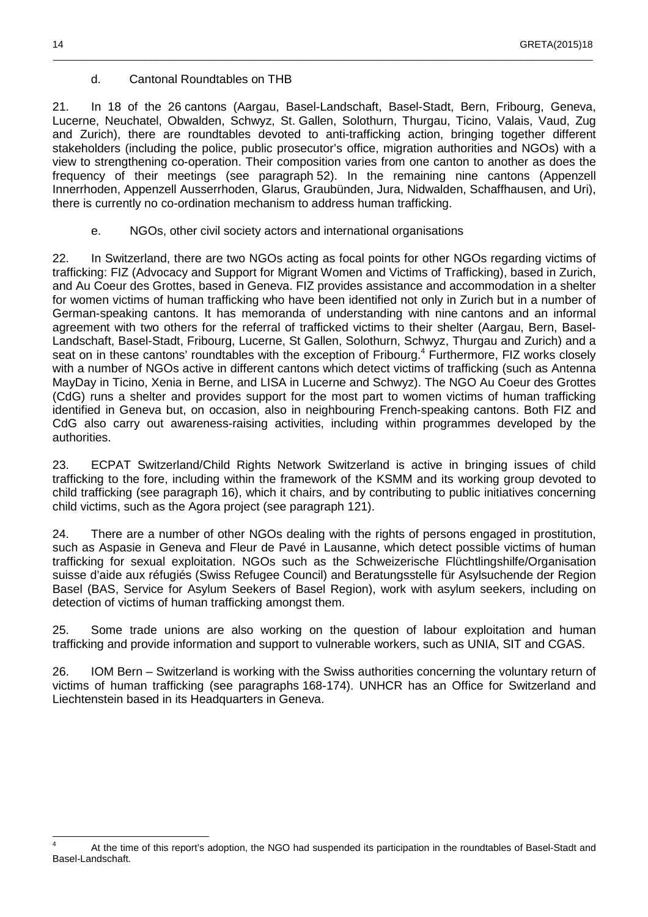d. Cantonal Roundtables on THB

21. In 18 of the 26 cantons (Aargau, Basel-Landschaft, Basel-Stadt, Bern, Fribourg, Geneva, Lucerne, Neuchatel, Obwalden, Schwyz, St. Gallen, Solothurn, Thurgau, Ticino, Valais, Vaud, Zug and Zurich), there are roundtables devoted to anti-trafficking action, bringing together different stakeholders (including the police, public prosecutor's office, migration authorities and NGOs) with a view to strengthening co-operation. Their composition varies from one canton to another as does the frequency of their meetings (see paragraph 52). In the remaining nine cantons (Appenzell Innerrhoden, Appenzell Ausserrhoden, Glarus, Graubünden, Jura, Nidwalden, Schaffhausen, and Uri), there is currently no co-ordination mechanism to address human trafficking.

e. NGOs, other civil society actors and international organisations

22. In Switzerland, there are two NGOs acting as focal points for other NGOs regarding victims of trafficking: FIZ (Advocacy and Support for Migrant Women and Victims of Trafficking), based in Zurich, and Au Coeur des Grottes, based in Geneva. FIZ provides assistance and accommodation in a shelter for women victims of human trafficking who have been identified not only in Zurich but in a number of German-speaking cantons. It has memoranda of understanding with nine cantons and an informal agreement with two others for the referral of trafficked victims to their shelter (Aargau, Bern, Basel-Landschaft, Basel-Stadt, Fribourg, Lucerne, St Gallen, Solothurn, Schwyz, Thurgau and Zurich) and a seat on in these cantons' roundtables with the exception of Fribourg.[4] Furthermore, FIZ works closely with a number of NGOs active in different cantons which detect victims of trafficking (such as Antenna MayDay in Ticino, Xenia in Berne, and LISA in Lucerne and Schwyz). The NGO Au Coeur des Grottes (CdG) runs a shelter and provides support for the most part to women victims of human trafficking identified in Geneva but, on occasion, also in neighbouring French-speaking cantons. Both FIZ and CdG also carry out awareness-raising activities, including within programmes developed by the authorities.

23. ECPAT Switzerland/Child Rights Network Switzerland is active in bringing issues of child trafficking to the fore, including within the framework of the KSMM and its working group devoted to child trafficking (see paragraph 16), which it chairs, and by contributing to public initiatives concerning child victims, such as the Agora project (see paragraph 121).

24. There are a number of other NGOs dealing with the rights of persons engaged in prostitution, such as Aspasie in Geneva and Fleur de Pavé in Lausanne, which detect possible victims of human trafficking for sexual exploitation. NGOs such as the Schweizerische Flüchtlingshilfe/Organisation suisse d'aide aux réfugiés (Swiss Refugee Council) and Beratungsstelle für Asylsuchende der Region Basel (BAS, Service for Asylum Seekers of Basel Region), work with asylum seekers, including on detection of victims of human trafficking amongst them.

25. Some trade unions are also working on the question of labour exploitation and human trafficking and provide information and support to vulnerable workers, such as UNIA, SIT and CGAS.

26. IOM Bern – Switzerland is working with the Swiss authorities concerning the voluntary return of victims of human trafficking (see paragraphs 168-174). UNHCR has an Office for Switzerland and Liechtenstein based in its Headquarters in Geneva.

[4] At the time of this report's adoption, the NGO had suspended its participation in the roundtables of Basel-Stadt and Basel-Landschaft.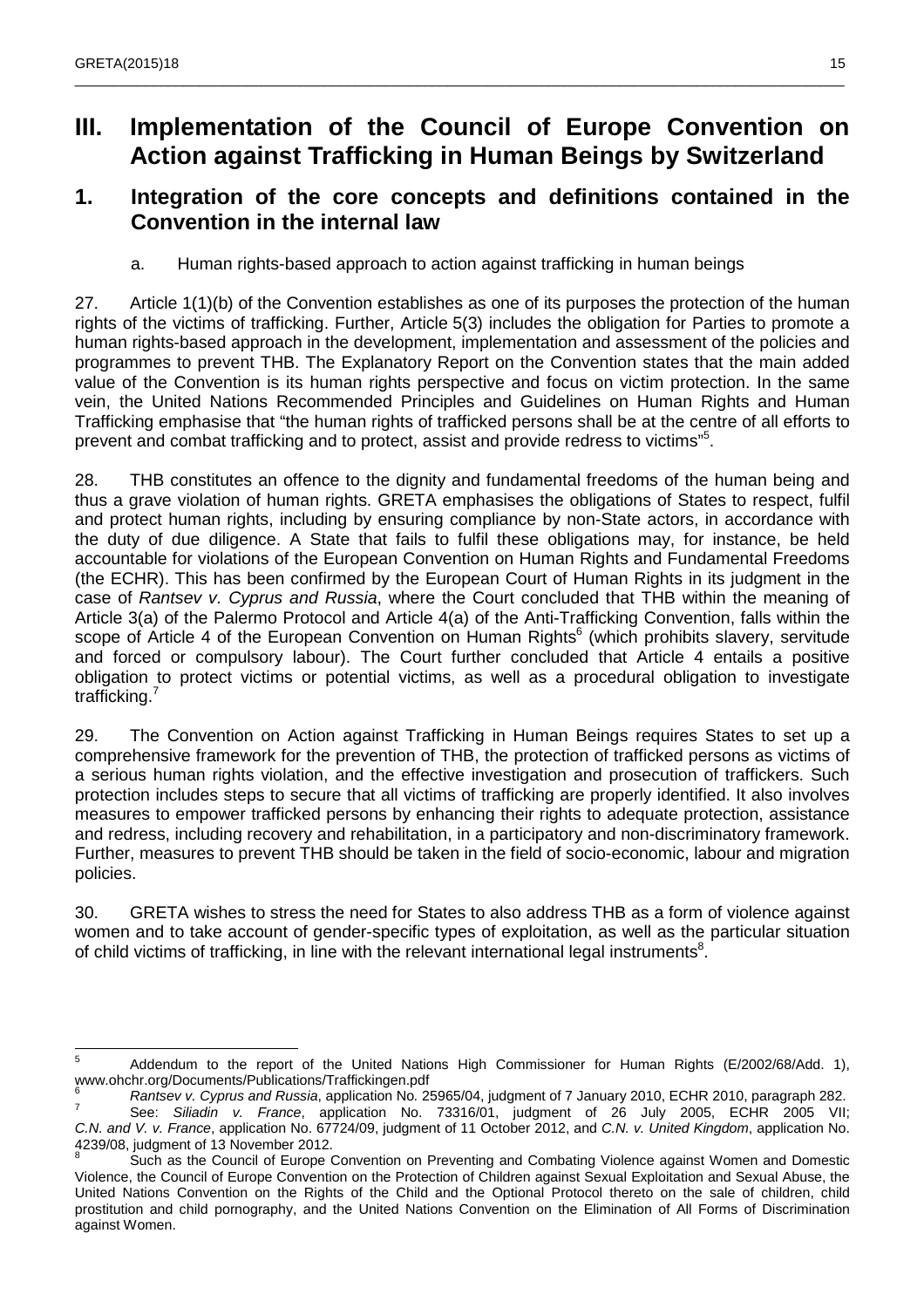# III. Implementation of the Council of Europe Convention on Action against Trafficking in Human Beings by Switzerland

## 1. Integration of the core concepts and definitions contained in the Convention in the internal law

### a. Human rights-based approach to action against trafficking in human beings

27. Article 1(1)(b) of the Convention establishes as one of its purposes the protection of the human rights of the victims of trafficking. Further, Article 5(3) includes the obligation for Parties to promote a human rights-based approach in the development, implementation and assessment of the policies and programmes to prevent THB. The Explanatory Report on the Convention states that the main added value of the Convention is its human rights perspective and focus on victim protection. In the same vein, the United Nations Recommended Principles and Guidelines on Human Rights and Human Trafficking emphasise that "the human rights of trafficked persons shall be at the centre of all efforts to prevent and combat trafficking and to protect, assist and provide redress to victims"[5].

28. THB constitutes an offence to the dignity and fundamental freedoms of the human being and thus a grave violation of human rights. GRETA emphasises the obligations of States to respect, fulfil and protect human rights, including by ensuring compliance by non-State actors, in accordance with the duty of due diligence. A State that fails to fulfil these obligations may, for instance, be held accountable for violations of the European Convention on Human Rights and Fundamental Freedoms (the ECHR). This has been confirmed by the European Court of Human Rights in its judgment in the case of *Rantsev v. Cyprus and Russia*, where the Court concluded that THB within the meaning of Article 3(a) of the Palermo Protocol and Article 4(a) of the Anti-Trafficking Convention, falls within the scope of Article 4 of the European Convention on Human Rights[6] (which prohibits slavery, servitude and forced or compulsory labour). The Court further concluded that Article 4 entails a positive obligation to protect victims or potential victims, as well as a procedural obligation to investigate trafficking.[7]

29. The Convention on Action against Trafficking in Human Beings requires States to set up a comprehensive framework for the prevention of THB, the protection of trafficked persons as victims of a serious human rights violation, and the effective investigation and prosecution of traffickers. Such protection includes steps to secure that all victims of trafficking are properly identified. It also involves measures to empower trafficked persons by enhancing their rights to adequate protection, assistance and redress, including recovery and rehabilitation, in a participatory and non-discriminatory framework. Further, measures to prevent THB should be taken in the field of socio-economic, labour and migration policies.

30. GRETA wishes to stress the need for States to also address THB as a form of violence against women and to take account of gender-specific types of exploitation, as well as the particular situation of child victims of trafficking, in line with the relevant international legal instruments[8].

---

[5] Addendum to the report of the United Nations High Commissioner for Human Rights (E/2002/68/Add. 1), www.ohchr.org/Documents/Publications/Traffickingen.pdf

[6] *Rantsev v. Cyprus and Russia*, application No. 25965/04, judgment of 7 January 2010, ECHR 2010, paragraph 282.

[7] See: *Siliadin v. France*, application No. 73316/01, judgment of 26 July 2005, ECHR 2005 VII; *C.N. and V. v. France*, application No. 67724/09, judgment of 11 October 2012, and *C.N. v. United Kingdom*, application No. 4239/08, judgment of 13 November 2012.

[8] Such as the Council of Europe Convention on Preventing and Combating Violence against Women and Domestic Violence, the Council of Europe Convention on the Protection of Children against Sexual Exploitation and Sexual Abuse, the United Nations Convention on the Rights of the Child and the Optional Protocol thereto on the sale of children, child prostitution and child pornography, and the United Nations Convention on the Elimination of All Forms of Discrimination against Women.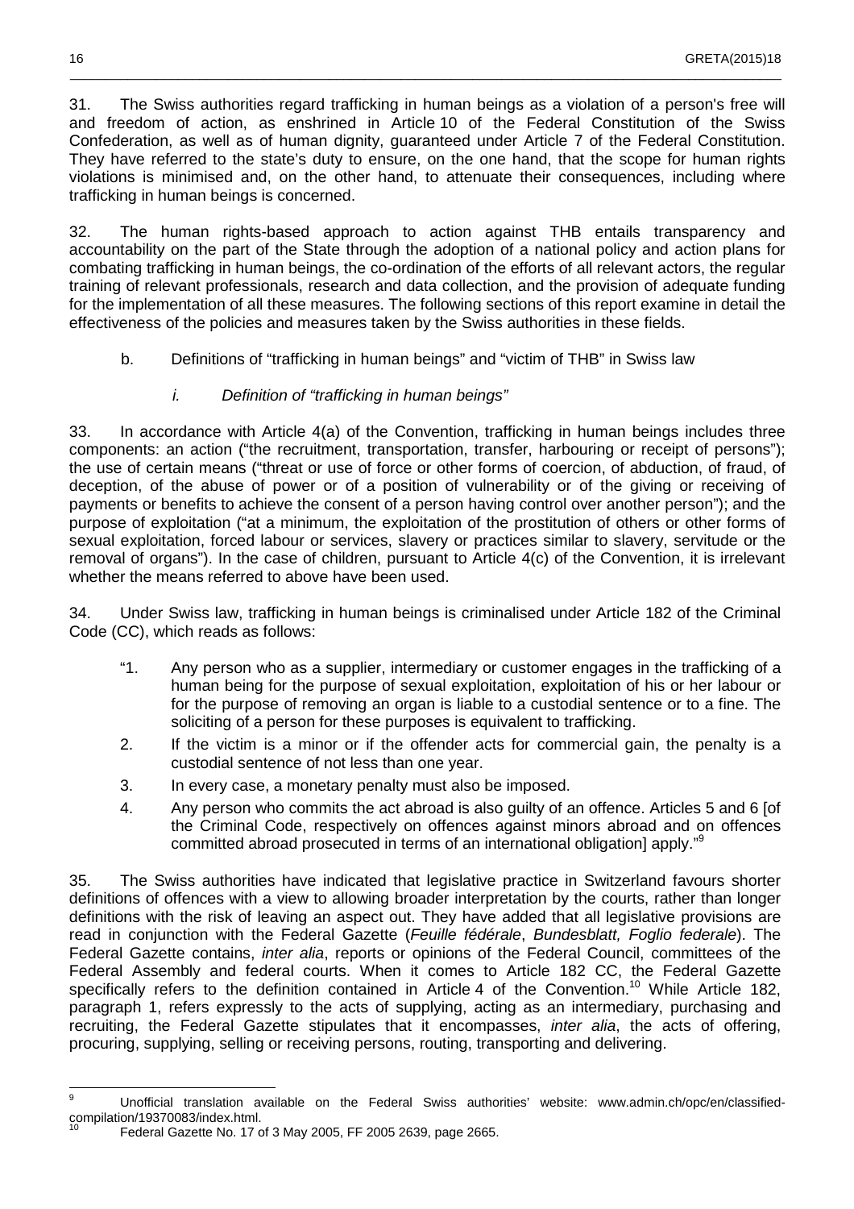31. The Swiss authorities regard trafficking in human beings as a violation of a person's free will and freedom of action, as enshrined in Article 10 of the Federal Constitution of the Swiss Confederation, as well as of human dignity, guaranteed under Article 7 of the Federal Constitution. They have referred to the state's duty to ensure, on the one hand, that the scope for human rights violations is minimised and, on the other hand, to attenuate their consequences, including where trafficking in human beings is concerned.

32. The human rights-based approach to action against THB entails transparency and accountability on the part of the State through the adoption of a national policy and action plans for combating trafficking in human beings, the co-ordination of the efforts of all relevant actors, the regular training of relevant professionals, research and data collection, and the provision of adequate funding for the implementation of all these measures. The following sections of this report examine in detail the effectiveness of the policies and measures taken by the Swiss authorities in these fields.

### b. Definitions of "trafficking in human beings" and "victim of THB" in Swiss law

#### *i. Definition of "trafficking in human beings"*

33. In accordance with Article 4(a) of the Convention, trafficking in human beings includes three components: an action ("the recruitment, transportation, transfer, harbouring or receipt of persons"); the use of certain means ("threat or use of force or other forms of coercion, of abduction, of fraud, of deception, of the abuse of power or of a position of vulnerability or of the giving or receiving of payments or benefits to achieve the consent of a person having control over another person"); and the purpose of exploitation ("at a minimum, the exploitation of the prostitution of others or other forms of sexual exploitation, forced labour or services, slavery or practices similar to slavery, servitude or the removal of organs"). In the case of children, pursuant to Article 4(c) of the Convention, it is irrelevant whether the means referred to above have been used.

34. Under Swiss law, trafficking in human beings is criminalised under Article 182 of the Criminal Code (CC), which reads as follows:

> "1. Any person who as a supplier, intermediary or customer engages in the trafficking of a human being for the purpose of sexual exploitation, exploitation of his or her labour or for the purpose of removing an organ is liable to a custodial sentence or to a fine. The soliciting of a person for these purposes is equivalent to trafficking.
>
> 2. If the victim is a minor or if the offender acts for commercial gain, the penalty is a custodial sentence of not less than one year.
>
> 3. In every case, a monetary penalty must also be imposed.
>
> 4. Any person who commits the act abroad is also guilty of an offence. Articles 5 and 6 [of the Criminal Code, respectively on offences against minors abroad and on offences committed abroad prosecuted in terms of an international obligation] apply."[9]

35. The Swiss authorities have indicated that legislative practice in Switzerland favours shorter definitions of offences with a view to allowing broader interpretation by the courts, rather than longer definitions with the risk of leaving an aspect out. They have added that all legislative provisions are read in conjunction with the Federal Gazette (*Feuille fédérale*, *Bundesblatt, Foglio federale*). The Federal Gazette contains, *inter alia*, reports or opinions of the Federal Council, committees of the Federal Assembly and federal courts. When it comes to Article 182 CC, the Federal Gazette specifically refers to the definition contained in Article 4 of the Convention.[10] While Article 182, paragraph 1, refers expressly to the acts of supplying, acting as an intermediary, purchasing and recruiting, the Federal Gazette stipulates that it encompasses, *inter alia*, the acts of offering, procuring, supplying, selling or receiving persons, routing, transporting and delivering.

---

[9] Unofficial translation available on the Federal Swiss authorities' website: www.admin.ch/opc/en/classified-compilation/19370083/index.html.

[10] Federal Gazette No. 17 of 3 May 2005, FF 2005 2639, page 2665.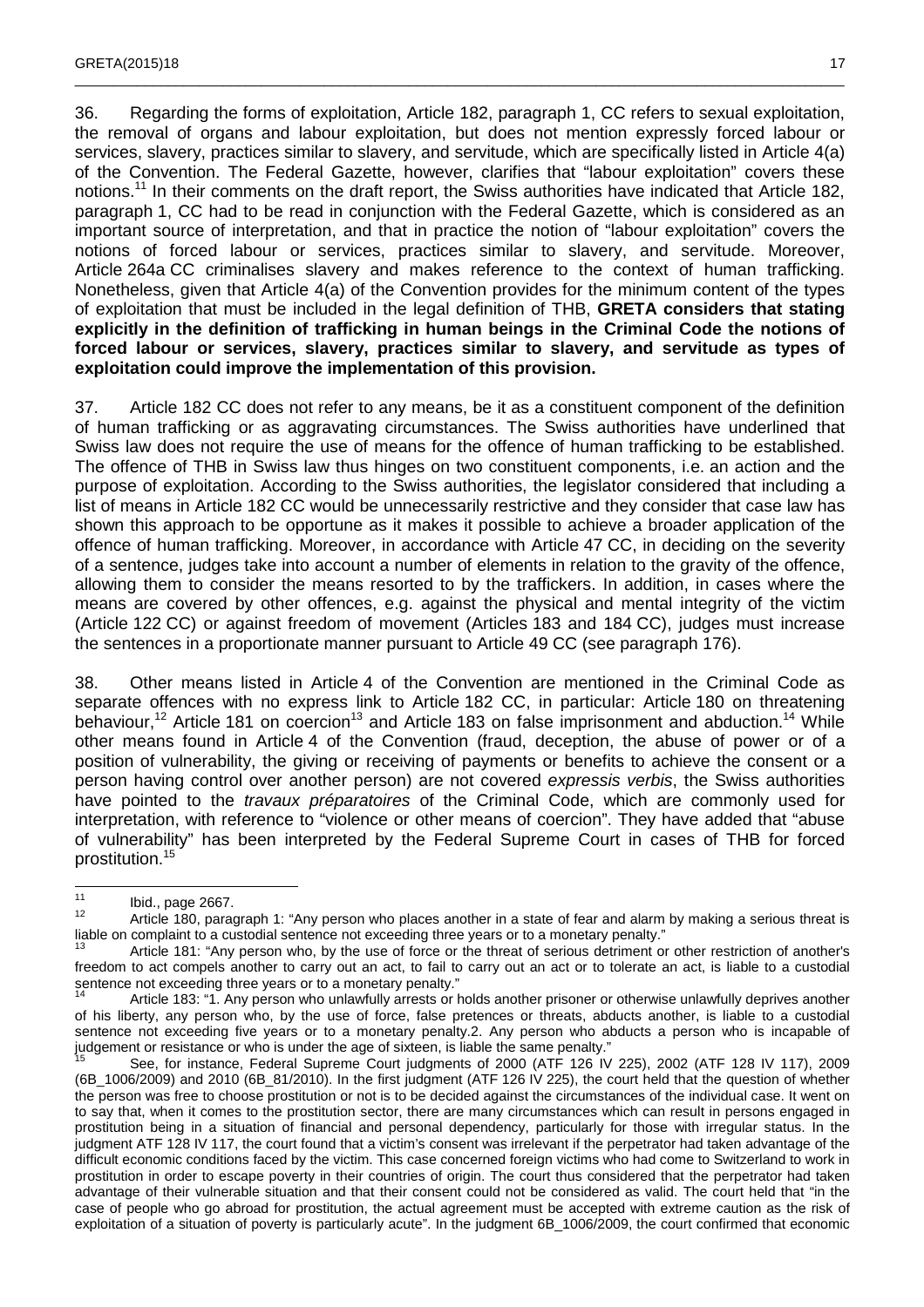36. Regarding the forms of exploitation, Article 182, paragraph 1, CC refers to sexual exploitation, the removal of organs and labour exploitation, but does not mention expressly forced labour or services, slavery, practices similar to slavery, and servitude, which are specifically listed in Article 4(a) of the Convention. The Federal Gazette, however, clarifies that "labour exploitation" covers these notions.[11] In their comments on the draft report, the Swiss authorities have indicated that Article 182, paragraph 1, CC had to be read in conjunction with the Federal Gazette, which is considered as an important source of interpretation, and that in practice the notion of "labour exploitation" covers the notions of forced labour or services, practices similar to slavery, and servitude. Moreover, Article 264a CC criminalises slavery and makes reference to the context of human trafficking. Nonetheless, given that Article 4(a) of the Convention provides for the minimum content of the types of exploitation that must be included in the legal definition of THB, **GRETA considers that stating explicitly in the definition of trafficking in human beings in the Criminal Code the notions of forced labour or services, slavery, practices similar to slavery, and servitude as types of exploitation could improve the implementation of this provision.**

37. Article 182 CC does not refer to any means, be it as a constituent component of the definition of human trafficking or as aggravating circumstances. The Swiss authorities have underlined that Swiss law does not require the use of means for the offence of human trafficking to be established. The offence of THB in Swiss law thus hinges on two constituent components, i.e. an action and the purpose of exploitation. According to the Swiss authorities, the legislator considered that including a list of means in Article 182 CC would be unnecessarily restrictive and they consider that case law has shown this approach to be opportune as it makes it possible to achieve a broader application of the offence of human trafficking. Moreover, in accordance with Article 47 CC, in deciding on the severity of a sentence, judges take into account a number of elements in relation to the gravity of the offence, allowing them to consider the means resorted to by the traffickers. In addition, in cases where the means are covered by other offences, e.g. against the physical and mental integrity of the victim (Article 122 CC) or against freedom of movement (Articles 183 and 184 CC), judges must increase the sentences in a proportionate manner pursuant to Article 49 CC (see paragraph 176).

38. Other means listed in Article 4 of the Convention are mentioned in the Criminal Code as separate offences with no express link to Article 182 CC, in particular: Article 180 on threatening behaviour,[12] Article 181 on coercion[13] and Article 183 on false imprisonment and abduction.[14] While other means found in Article 4 of the Convention (fraud, deception, the abuse of power or of a position of vulnerability, the giving or receiving of payments or benefits to achieve the consent or a person having control over another person) are not covered *expressis verbis*, the Swiss authorities have pointed to the *travaux préparatoires* of the Criminal Code, which are commonly used for interpretation, with reference to "violence or other means of coercion". They have added that "abuse of vulnerability" has been interpreted by the Federal Supreme Court in cases of THB for forced prostitution.[15]

---

[11] Ibid., page 2667.

[12] Article 180, paragraph 1: "Any person who places another in a state of fear and alarm by making a serious threat is liable on complaint to a custodial sentence not exceeding three years or to a monetary penalty."

[13] Article 181: "Any person who, by the use of force or the threat of serious detriment or other restriction of another's freedom to act compels another to carry out an act, to fail to carry out an act or to tolerate an act, is liable to a custodial sentence not exceeding three years or to a monetary penalty."

[14] Article 183: "1. Any person who unlawfully arrests or holds another prisoner or otherwise unlawfully deprives another of his liberty, any person who, by the use of force, false pretences or threats, abducts another, is liable to a custodial sentence not exceeding five years or to a monetary penalty.2. Any person who abducts a person who is incapable of judgement or resistance or who is under the age of sixteen, is liable the same penalty."

[15] See, for instance, Federal Supreme Court judgments of 2000 (ATF 126 IV 225), 2002 (ATF 128 IV 117), 2009 (6B_1006/2009) and 2010 (6B_81/2010). In the first judgment (ATF 126 IV 225), the court held that the question of whether the person was free to choose prostitution or not is to be decided against the circumstances of the individual case. It went on to say that, when it comes to the prostitution sector, there are many circumstances which can result in persons engaged in prostitution being in a situation of financial and personal dependency, particularly for those with irregular status. In the judgment ATF 128 IV 117, the court found that a victim's consent was irrelevant if the perpetrator had taken advantage of the difficult economic conditions faced by the victim. This case concerned foreign victims who had come to Switzerland to work in prostitution in order to escape poverty in their countries of origin. The court thus considered that the perpetrator had taken advantage of their vulnerable situation and that their consent could not be considered as valid. The court held that "in the case of people who go abroad for prostitution, the actual agreement must be accepted with extreme caution as the risk of exploitation of a situation of poverty is particularly acute". In the judgment 6B_1006/2009, the court confirmed that economic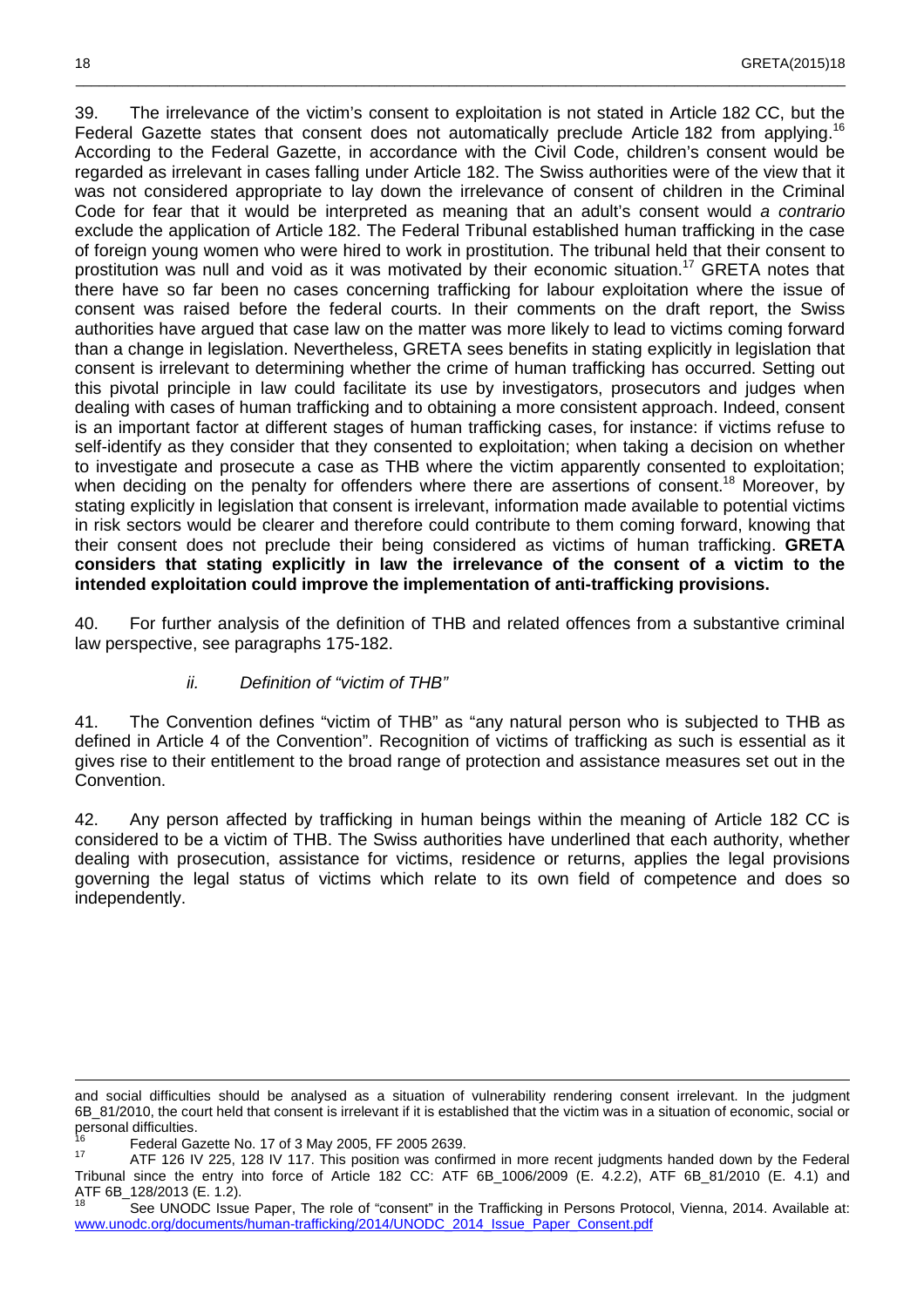39. The irrelevance of the victim's consent to exploitation is not stated in Article 182 CC, but the Federal Gazette states that consent does not automatically preclude Article 182 from applying.[16] According to the Federal Gazette, in accordance with the Civil Code, children's consent would be regarded as irrelevant in cases falling under Article 182. The Swiss authorities were of the view that it was not considered appropriate to lay down the irrelevance of consent of children in the Criminal Code for fear that it would be interpreted as meaning that an adult's consent would *a contrario* exclude the application of Article 182. The Federal Tribunal established human trafficking in the case of foreign young women who were hired to work in prostitution. The tribunal held that their consent to prostitution was null and void as it was motivated by their economic situation.[17] GRETA notes that there have so far been no cases concerning trafficking for labour exploitation where the issue of consent was raised before the federal courts. In their comments on the draft report, the Swiss authorities have argued that case law on the matter was more likely to lead to victims coming forward than a change in legislation. Nevertheless, GRETA sees benefits in stating explicitly in legislation that consent is irrelevant to determining whether the crime of human trafficking has occurred. Setting out this pivotal principle in law could facilitate its use by investigators, prosecutors and judges when dealing with cases of human trafficking and to obtaining a more consistent approach. Indeed, consent is an important factor at different stages of human trafficking cases, for instance: if victims refuse to self-identify as they consider that they consented to exploitation; when taking a decision on whether to investigate and prosecute a case as THB where the victim apparently consented to exploitation; when deciding on the penalty for offenders where there are assertions of consent.[18] Moreover, by stating explicitly in legislation that consent is irrelevant, information made available to potential victims in risk sectors would be clearer and therefore could contribute to them coming forward, knowing that their consent does not preclude their being considered as victims of human trafficking. **GRETA considers that stating explicitly in law the irrelevance of the consent of a victim to the intended exploitation could improve the implementation of anti-trafficking provisions.**

40. For further analysis of the definition of THB and related offences from a substantive criminal law perspective, see paragraphs 175-182.

### *ii. Definition of "victim of THB"*

41. The Convention defines "victim of THB" as "any natural person who is subjected to THB as defined in Article 4 of the Convention". Recognition of victims of trafficking as such is essential as it gives rise to their entitlement to the broad range of protection and assistance measures set out in the Convention.

42. Any person affected by trafficking in human beings within the meaning of Article 182 CC is considered to be a victim of THB. The Swiss authorities have underlined that each authority, whether dealing with prosecution, assistance for victims, residence or returns, applies the legal provisions governing the legal status of victims which relate to its own field of competence and does so independently.

---

and social difficulties should be analysed as a situation of vulnerability rendering consent irrelevant. In the judgment 6B_81/2010, the court held that consent is irrelevant if it is established that the victim was in a situation of economic, social or personal difficulties.

[16] Federal Gazette No. 17 of 3 May 2005, FF 2005 2639.

[17] ATF 126 IV 225, 128 IV 117. This position was confirmed in more recent judgments handed down by the Federal Tribunal since the entry into force of Article 182 CC: ATF 6B_1006/2009 (E. 4.2.2), ATF 6B_81/2010 (E. 4.1) and ATF 6B_128/2013 (E. 1.2).

[18] See UNODC Issue Paper, The role of "consent" in the Trafficking in Persons Protocol, Vienna, 2014. Available at: www.unodc.org/documents/human-trafficking/2014/UNODC_2014_Issue_Paper_Consent.pdf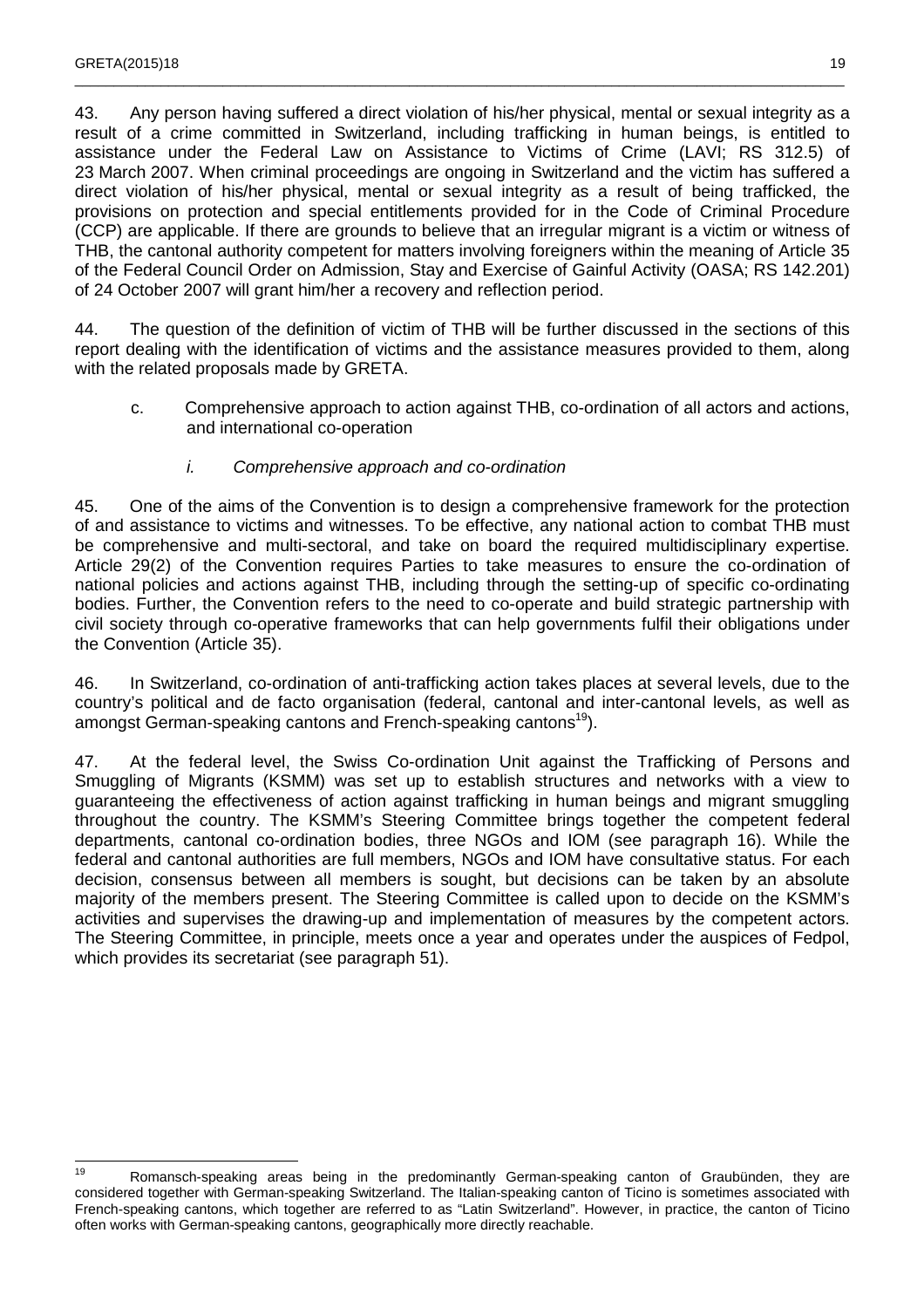43. Any person having suffered a direct violation of his/her physical, mental or sexual integrity as a result of a crime committed in Switzerland, including trafficking in human beings, is entitled to assistance under the Federal Law on Assistance to Victims of Crime (LAVI; RS 312.5) of 23 March 2007. When criminal proceedings are ongoing in Switzerland and the victim has suffered a direct violation of his/her physical, mental or sexual integrity as a result of being trafficked, the provisions on protection and special entitlements provided for in the Code of Criminal Procedure (CCP) are applicable. If there are grounds to believe that an irregular migrant is a victim or witness of THB, the cantonal authority competent for matters involving foreigners within the meaning of Article 35 of the Federal Council Order on Admission, Stay and Exercise of Gainful Activity (OASA; RS 142.201) of 24 October 2007 will grant him/her a recovery and reflection period.

44. The question of the definition of victim of THB will be further discussed in the sections of this report dealing with the identification of victims and the assistance measures provided to them, along with the related proposals made by GRETA.

c. Comprehensive approach to action against THB, co-ordination of all actors and actions, and international co-operation

*i. Comprehensive approach and co-ordination*

45. One of the aims of the Convention is to design a comprehensive framework for the protection of and assistance to victims and witnesses. To be effective, any national action to combat THB must be comprehensive and multi-sectoral, and take on board the required multidisciplinary expertise. Article 29(2) of the Convention requires Parties to take measures to ensure the co-ordination of national policies and actions against THB, including through the setting-up of specific co-ordinating bodies. Further, the Convention refers to the need to co-operate and build strategic partnership with civil society through co-operative frameworks that can help governments fulfil their obligations under the Convention (Article 35).

46. In Switzerland, co-ordination of anti-trafficking action takes places at several levels, due to the country's political and de facto organisation (federal, cantonal and inter-cantonal levels, as well as amongst German-speaking cantons and French-speaking cantons[19]).

47. At the federal level, the Swiss Co-ordination Unit against the Trafficking of Persons and Smuggling of Migrants (KSMM) was set up to establish structures and networks with a view to guaranteeing the effectiveness of action against trafficking in human beings and migrant smuggling throughout the country. The KSMM's Steering Committee brings together the competent federal departments, cantonal co-ordination bodies, three NGOs and IOM (see paragraph 16). While the federal and cantonal authorities are full members, NGOs and IOM have consultative status. For each decision, consensus between all members is sought, but decisions can be taken by an absolute majority of the members present. The Steering Committee is called upon to decide on the KSMM's activities and supervises the drawing-up and implementation of measures by the competent actors. The Steering Committee, in principle, meets once a year and operates under the auspices of Fedpol, which provides its secretariat (see paragraph 51).

---

[19] Romansch-speaking areas being in the predominantly German-speaking canton of Graubünden, they are considered together with German-speaking Switzerland. The Italian-speaking canton of Ticino is sometimes associated with French-speaking cantons, which together are referred to as "Latin Switzerland". However, in practice, the canton of Ticino often works with German-speaking cantons, geographically more directly reachable.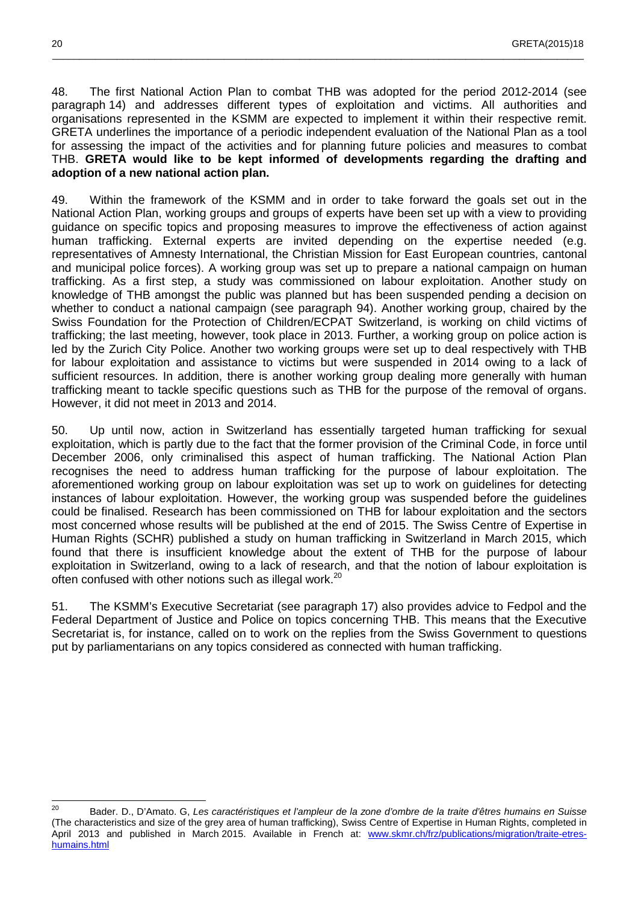48. The first National Action Plan to combat THB was adopted for the period 2012-2014 (see paragraph 14) and addresses different types of exploitation and victims. All authorities and organisations represented in the KSMM are expected to implement it within their respective remit. GRETA underlines the importance of a periodic independent evaluation of the National Plan as a tool for assessing the impact of the activities and for planning future policies and measures to combat THB. **GRETA would like to be kept informed of developments regarding the drafting and adoption of a new national action plan.**

49. Within the framework of the KSMM and in order to take forward the goals set out in the National Action Plan, working groups and groups of experts have been set up with a view to providing guidance on specific topics and proposing measures to improve the effectiveness of action against human trafficking. External experts are invited depending on the expertise needed (e.g. representatives of Amnesty International, the Christian Mission for East European countries, cantonal and municipal police forces). A working group was set up to prepare a national campaign on human trafficking. As a first step, a study was commissioned on labour exploitation. Another study on knowledge of THB amongst the public was planned but has been suspended pending a decision on whether to conduct a national campaign (see paragraph 94). Another working group, chaired by the Swiss Foundation for the Protection of Children/ECPAT Switzerland, is working on child victims of trafficking; the last meeting, however, took place in 2013. Further, a working group on police action is led by the Zurich City Police. Another two working groups were set up to deal respectively with THB for labour exploitation and assistance to victims but were suspended in 2014 owing to a lack of sufficient resources. In addition, there is another working group dealing more generally with human trafficking meant to tackle specific questions such as THB for the purpose of the removal of organs. However, it did not meet in 2013 and 2014.

50. Up until now, action in Switzerland has essentially targeted human trafficking for sexual exploitation, which is partly due to the fact that the former provision of the Criminal Code, in force until December 2006, only criminalised this aspect of human trafficking. The National Action Plan recognises the need to address human trafficking for the purpose of labour exploitation. The aforementioned working group on labour exploitation was set up to work on guidelines for detecting instances of labour exploitation. However, the working group was suspended before the guidelines could be finalised. Research has been commissioned on THB for labour exploitation and the sectors most concerned whose results will be published at the end of 2015. The Swiss Centre of Expertise in Human Rights (SCHR) published a study on human trafficking in Switzerland in March 2015, which found that there is insufficient knowledge about the extent of THB for the purpose of labour exploitation in Switzerland, owing to a lack of research, and that the notion of labour exploitation is often confused with other notions such as illegal work.[20]

51. The KSMM's Executive Secretariat (see paragraph 17) also provides advice to Fedpol and the Federal Department of Justice and Police on topics concerning THB. This means that the Executive Secretariat is, for instance, called on to work on the replies from the Swiss Government to questions put by parliamentarians on any topics considered as connected with human trafficking.

---

[20] Bader. D., D'Amato. G, *Les caractéristiques et l'ampleur de la zone d'ombre de la traite d'êtres humains en Suisse* (The characteristics and size of the grey area of human trafficking), Swiss Centre of Expertise in Human Rights, completed in April 2013 and published in March 2015. Available in French at: www.skmr.ch/frz/publications/migration/traite-etres-humains.html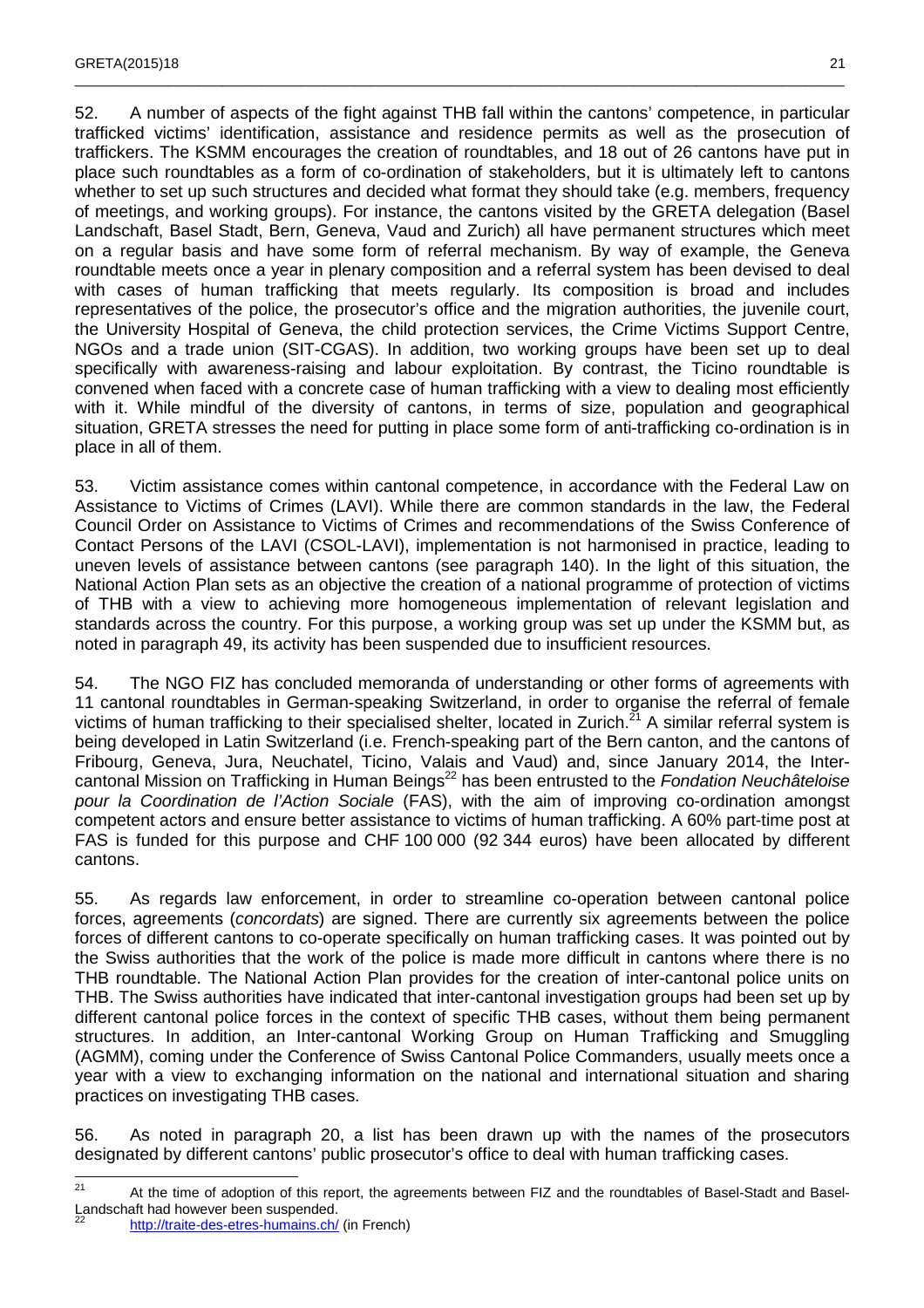52. A number of aspects of the fight against THB fall within the cantons' competence, in particular trafficked victims' identification, assistance and residence permits as well as the prosecution of traffickers. The KSMM encourages the creation of roundtables, and 18 out of 26 cantons have put in place such roundtables as a form of co-ordination of stakeholders, but it is ultimately left to cantons whether to set up such structures and decided what format they should take (e.g. members, frequency of meetings, and working groups). For instance, the cantons visited by the GRETA delegation (Basel Landschaft, Basel Stadt, Bern, Geneva, Vaud and Zurich) all have permanent structures which meet on a regular basis and have some form of referral mechanism. By way of example, the Geneva roundtable meets once a year in plenary composition and a referral system has been devised to deal with cases of human trafficking that meets regularly. Its composition is broad and includes representatives of the police, the prosecutor's office and the migration authorities, the juvenile court, the University Hospital of Geneva, the child protection services, the Crime Victims Support Centre, NGOs and a trade union (SIT-CGAS). In addition, two working groups have been set up to deal specifically with awareness-raising and labour exploitation. By contrast, the Ticino roundtable is convened when faced with a concrete case of human trafficking with a view to dealing most efficiently with it. While mindful of the diversity of cantons, in terms of size, population and geographical situation, GRETA stresses the need for putting in place some form of anti-trafficking co-ordination is in place in all of them.

53. Victim assistance comes within cantonal competence, in accordance with the Federal Law on Assistance to Victims of Crimes (LAVI). While there are common standards in the law, the Federal Council Order on Assistance to Victims of Crimes and recommendations of the Swiss Conference of Contact Persons of the LAVI (CSOL-LAVI), implementation is not harmonised in practice, leading to uneven levels of assistance between cantons (see paragraph 140). In the light of this situation, the National Action Plan sets as an objective the creation of a national programme of protection of victims of THB with a view to achieving more homogeneous implementation of relevant legislation and standards across the country. For this purpose, a working group was set up under the KSMM but, as noted in paragraph 49, its activity has been suspended due to insufficient resources.

54. The NGO FIZ has concluded memoranda of understanding or other forms of agreements with 11 cantonal roundtables in German-speaking Switzerland, in order to organise the referral of female victims of human trafficking to their specialised shelter, located in Zurich.[21] A similar referral system is being developed in Latin Switzerland (i.e. French-speaking part of the Bern canton, and the cantons of Fribourg, Geneva, Jura, Neuchatel, Ticino, Valais and Vaud) and, since January 2014, the Inter-cantonal Mission on Trafficking in Human Beings[22] has been entrusted to the *Fondation Neuchâteloise pour la Coordination de l'Action Sociale* (FAS), with the aim of improving co-ordination amongst competent actors and ensure better assistance to victims of human trafficking. A 60% part-time post at FAS is funded for this purpose and CHF 100 000 (92 344 euros) have been allocated by different cantons.

55. As regards law enforcement, in order to streamline co-operation between cantonal police forces, agreements (*concordats*) are signed. There are currently six agreements between the police forces of different cantons to co-operate specifically on human trafficking cases. It was pointed out by the Swiss authorities that the work of the police is made more difficult in cantons where there is no THB roundtable. The National Action Plan provides for the creation of inter-cantonal police units on THB. The Swiss authorities have indicated that inter-cantonal investigation groups had been set up by different cantonal police forces in the context of specific THB cases, without them being permanent structures. In addition, an Inter-cantonal Working Group on Human Trafficking and Smuggling (AGMM), coming under the Conference of Swiss Cantonal Police Commanders, usually meets once a year with a view to exchanging information on the national and international situation and sharing practices on investigating THB cases.

56. As noted in paragraph 20, a list has been drawn up with the names of the prosecutors designated by different cantons' public prosecutor's office to deal with human trafficking cases.

[21] At the time of adoption of this report, the agreements between FIZ and the roundtables of Basel-Stadt and Basel-Landschaft had however been suspended.

[22] http://traite-des-etres-humains.ch/ (in French)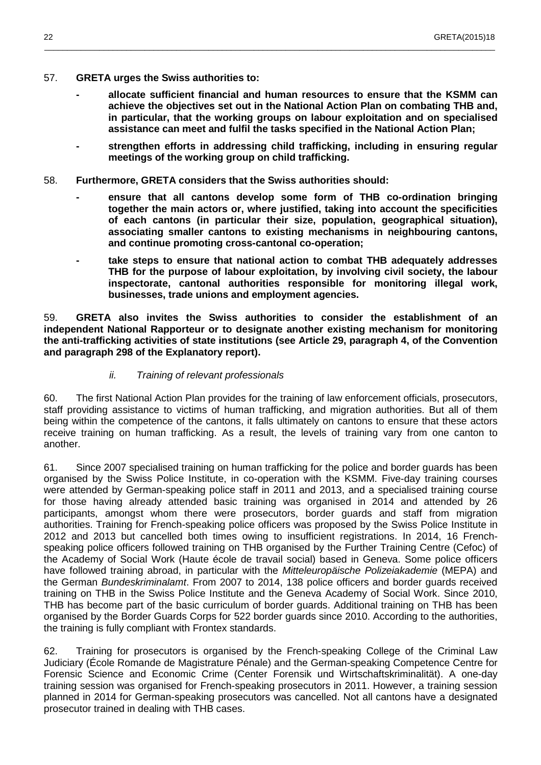57. **GRETA urges the Swiss authorities to:**

- **allocate sufficient financial and human resources to ensure that the KSMM can achieve the objectives set out in the National Action Plan on combating THB and, in particular, that the working groups on labour exploitation and on specialised assistance can meet and fulfil the tasks specified in the National Action Plan;**

- **strengthen efforts in addressing child trafficking, including in ensuring regular meetings of the working group on child trafficking.**

58. **Furthermore, GRETA considers that the Swiss authorities should:**

- **ensure that all cantons develop some form of THB co-ordination bringing together the main actors or, where justified, taking into account the specificities of each cantons (in particular their size, population, geographical situation), associating smaller cantons to existing mechanisms in neighbouring cantons, and continue promoting cross-cantonal co-operation;**

- **take steps to ensure that national action to combat THB adequately addresses THB for the purpose of labour exploitation, by involving civil society, the labour inspectorate, cantonal authorities responsible for monitoring illegal work, businesses, trade unions and employment agencies.**

59. **GRETA also invites the Swiss authorities to consider the establishment of an independent National Rapporteur or to designate another existing mechanism for monitoring the anti-trafficking activities of state institutions (see Article 29, paragraph 4, of the Convention and paragraph 298 of the Explanatory report).**

### *ii. Training of relevant professionals*

60. The first National Action Plan provides for the training of law enforcement officials, prosecutors, staff providing assistance to victims of human trafficking, and migration authorities. But all of them being within the competence of the cantons, it falls ultimately on cantons to ensure that these actors receive training on human trafficking. As a result, the levels of training vary from one canton to another.

61. Since 2007 specialised training on human trafficking for the police and border guards has been organised by the Swiss Police Institute, in co-operation with the KSMM. Five-day training courses were attended by German-speaking police staff in 2011 and 2013, and a specialised training course for those having already attended basic training was organised in 2014 and attended by 26 participants, amongst whom there were prosecutors, border guards and staff from migration authorities. Training for French-speaking police officers was proposed by the Swiss Police Institute in 2012 and 2013 but cancelled both times owing to insufficient registrations. In 2014, 16 French-speaking police officers followed training on THB organised by the Further Training Centre (Cefoc) of the Academy of Social Work (Haute école de travail social) based in Geneva. Some police officers have followed training abroad, in particular with the *Mitteleuropäische Polizeiakademie* (MEPA) and the German *Bundeskriminalamt*. From 2007 to 2014, 138 police officers and border guards received training on THB in the Swiss Police Institute and the Geneva Academy of Social Work. Since 2010, THB has become part of the basic curriculum of border guards. Additional training on THB has been organised by the Border Guards Corps for 522 border guards since 2010. According to the authorities, the training is fully compliant with Frontex standards.

62. Training for prosecutors is organised by the French-speaking College of the Criminal Law Judiciary (École Romande de Magistrature Pénale) and the German-speaking Competence Centre for Forensic Science and Economic Crime (Center Forensik und Wirtschaftskriminalität). A one-day training session was organised for French-speaking prosecutors in 2011. However, a training session planned in 2014 for German-speaking prosecutors was cancelled. Not all cantons have a designated prosecutor trained in dealing with THB cases.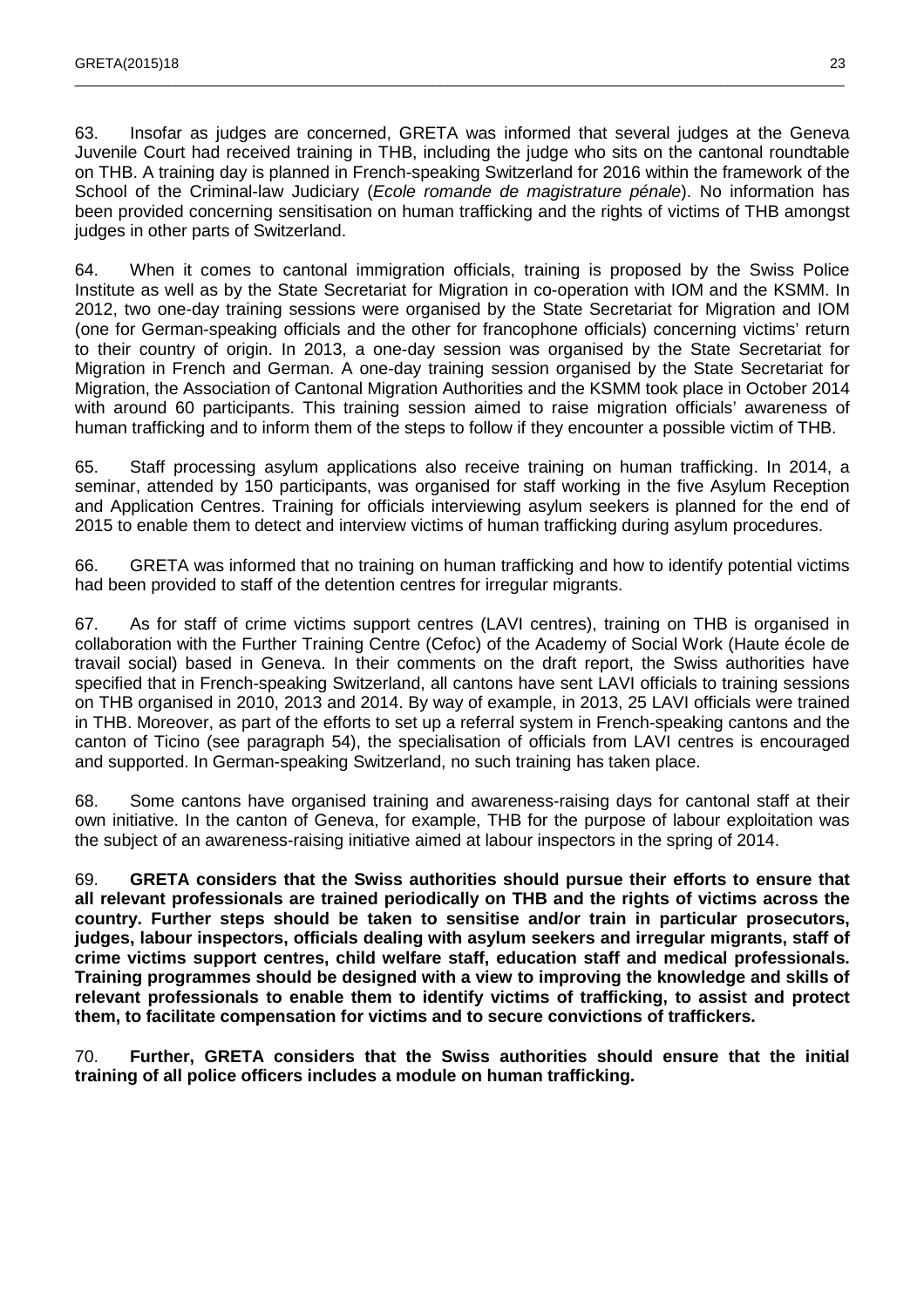63. Insofar as judges are concerned, GRETA was informed that several judges at the Geneva Juvenile Court had received training in THB, including the judge who sits on the cantonal roundtable on THB. A training day is planned in French-speaking Switzerland for 2016 within the framework of the School of the Criminal-law Judiciary (*Ecole romande de magistrature pénale*). No information has been provided concerning sensitisation on human trafficking and the rights of victims of THB amongst judges in other parts of Switzerland.

64. When it comes to cantonal immigration officials, training is proposed by the Swiss Police Institute as well as by the State Secretariat for Migration in co-operation with IOM and the KSMM. In 2012, two one-day training sessions were organised by the State Secretariat for Migration and IOM (one for German-speaking officials and the other for francophone officials) concerning victims' return to their country of origin. In 2013, a one-day session was organised by the State Secretariat for Migration in French and German. A one-day training session organised by the State Secretariat for Migration, the Association of Cantonal Migration Authorities and the KSMM took place in October 2014 with around 60 participants. This training session aimed to raise migration officials' awareness of human trafficking and to inform them of the steps to follow if they encounter a possible victim of THB.

65. Staff processing asylum applications also receive training on human trafficking. In 2014, a seminar, attended by 150 participants, was organised for staff working in the five Asylum Reception and Application Centres. Training for officials interviewing asylum seekers is planned for the end of 2015 to enable them to detect and interview victims of human trafficking during asylum procedures.

66. GRETA was informed that no training on human trafficking and how to identify potential victims had been provided to staff of the detention centres for irregular migrants.

67. As for staff of crime victims support centres (LAVI centres), training on THB is organised in collaboration with the Further Training Centre (Cefoc) of the Academy of Social Work (Haute école de travail social) based in Geneva. In their comments on the draft report, the Swiss authorities have specified that in French-speaking Switzerland, all cantons have sent LAVI officials to training sessions on THB organised in 2010, 2013 and 2014. By way of example, in 2013, 25 LAVI officials were trained in THB. Moreover, as part of the efforts to set up a referral system in French-speaking cantons and the canton of Ticino (see paragraph 54), the specialisation of officials from LAVI centres is encouraged and supported. In German-speaking Switzerland, no such training has taken place.

68. Some cantons have organised training and awareness-raising days for cantonal staff at their own initiative. In the canton of Geneva, for example, THB for the purpose of labour exploitation was the subject of an awareness-raising initiative aimed at labour inspectors in the spring of 2014.

69. **GRETA considers that the Swiss authorities should pursue their efforts to ensure that all relevant professionals are trained periodically on THB and the rights of victims across the country. Further steps should be taken to sensitise and/or train in particular prosecutors, judges, labour inspectors, officials dealing with asylum seekers and irregular migrants, staff of crime victims support centres, child welfare staff, education staff and medical professionals. Training programmes should be designed with a view to improving the knowledge and skills of relevant professionals to enable them to identify victims of trafficking, to assist and protect them, to facilitate compensation for victims and to secure convictions of traffickers.**

70. **Further, GRETA considers that the Swiss authorities should ensure that the initial training of all police officers includes a module on human trafficking.**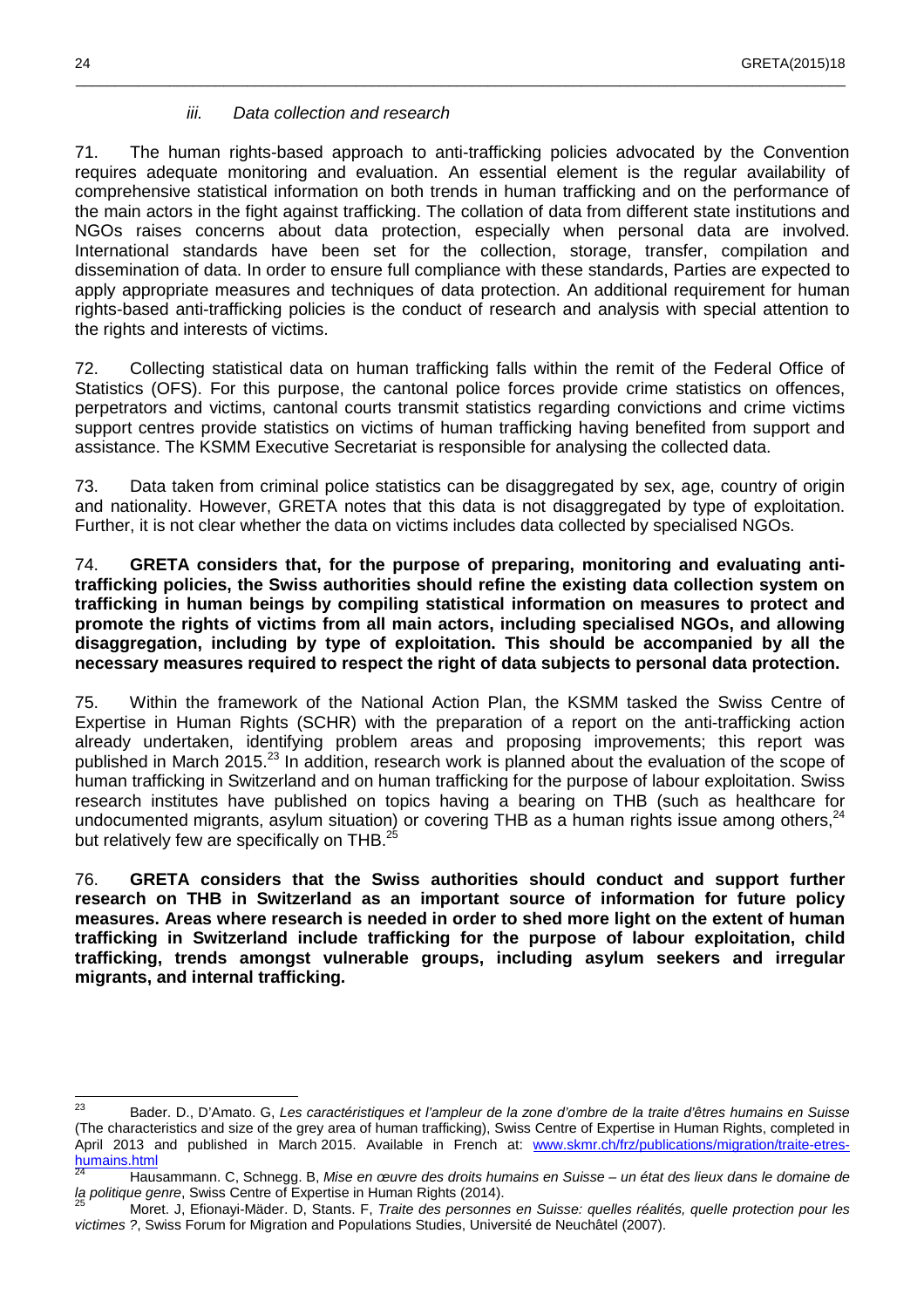### *iii. Data collection and research*

71. The human rights-based approach to anti-trafficking policies advocated by the Convention requires adequate monitoring and evaluation. An essential element is the regular availability of comprehensive statistical information on both trends in human trafficking and on the performance of the main actors in the fight against trafficking. The collation of data from different state institutions and NGOs raises concerns about data protection, especially when personal data are involved. International standards have been set for the collection, storage, transfer, compilation and dissemination of data. In order to ensure full compliance with these standards, Parties are expected to apply appropriate measures and techniques of data protection. An additional requirement for human rights-based anti-trafficking policies is the conduct of research and analysis with special attention to the rights and interests of victims.

72. Collecting statistical data on human trafficking falls within the remit of the Federal Office of Statistics (OFS). For this purpose, the cantonal police forces provide crime statistics on offences, perpetrators and victims, cantonal courts transmit statistics regarding convictions and crime victims support centres provide statistics on victims of human trafficking having benefited from support and assistance. The KSMM Executive Secretariat is responsible for analysing the collected data.

73. Data taken from criminal police statistics can be disaggregated by sex, age, country of origin and nationality. However, GRETA notes that this data is not disaggregated by type of exploitation. Further, it is not clear whether the data on victims includes data collected by specialised NGOs.

74. **GRETA considers that, for the purpose of preparing, monitoring and evaluating anti-trafficking policies, the Swiss authorities should refine the existing data collection system on trafficking in human beings by compiling statistical information on measures to protect and promote the rights of victims from all main actors, including specialised NGOs, and allowing disaggregation, including by type of exploitation. This should be accompanied by all the necessary measures required to respect the right of data subjects to personal data protection.**

75. Within the framework of the National Action Plan, the KSMM tasked the Swiss Centre of Expertise in Human Rights (SCHR) with the preparation of a report on the anti-trafficking action already undertaken, identifying problem areas and proposing improvements; this report was published in March 2015.[23] In addition, research work is planned about the evaluation of the scope of human trafficking in Switzerland and on human trafficking for the purpose of labour exploitation. Swiss research institutes have published on topics having a bearing on THB (such as healthcare for undocumented migrants, asylum situation) or covering THB as a human rights issue among others,[24] but relatively few are specifically on THB.[25]

76. **GRETA considers that the Swiss authorities should conduct and support further research on THB in Switzerland as an important source of information for future policy measures. Areas where research is needed in order to shed more light on the extent of human trafficking in Switzerland include trafficking for the purpose of labour exploitation, child trafficking, trends amongst vulnerable groups, including asylum seekers and irregular migrants, and internal trafficking.**

---

[23] Bader. D., D'Amato. G, *Les caractéristiques et l'ampleur de la zone d'ombre de la traite d'êtres humains en Suisse* (The characteristics and size of the grey area of human trafficking), Swiss Centre of Expertise in Human Rights, completed in April 2013 and published in March 2015. Available in French at: www.skmr.ch/frz/publications/migration/traite-etres-humains.html

[24] Hausammann. C, Schnegg. B, *Mise en œuvre des droits humains en Suisse – un état des lieux dans le domaine de la politique genre*, Swiss Centre of Expertise in Human Rights (2014).

[25] Moret. J, Efionayi-Mäder. D, Stants. F, *Traite des personnes en Suisse: quelles réalités, quelle protection pour les victimes ?*, Swiss Forum for Migration and Populations Studies, Université de Neuchâtel (2007).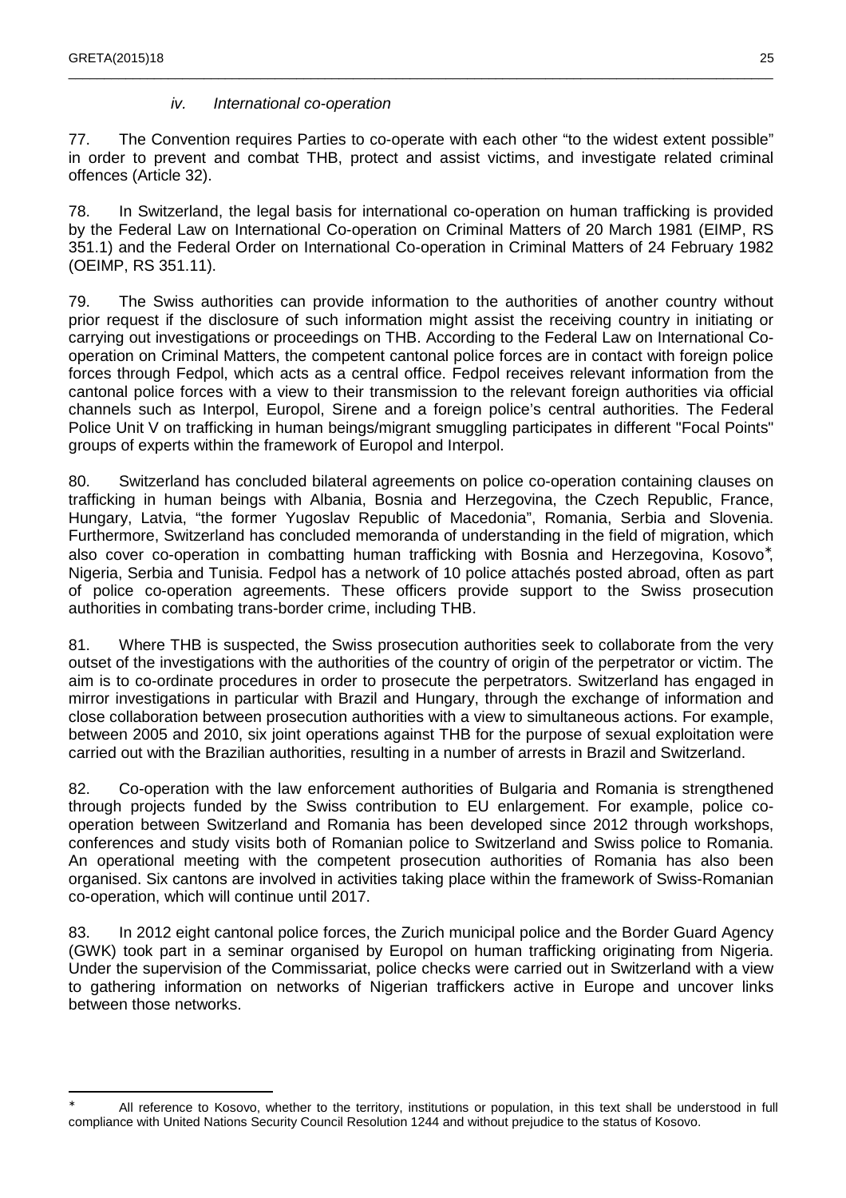#### *iv. International co-operation*

77. The Convention requires Parties to co-operate with each other "to the widest extent possible" in order to prevent and combat THB, protect and assist victims, and investigate related criminal offences (Article 32).

78. In Switzerland, the legal basis for international co-operation on human trafficking is provided by the Federal Law on International Co-operation on Criminal Matters of 20 March 1981 (EIMP, RS 351.1) and the Federal Order on International Co-operation in Criminal Matters of 24 February 1982 (OEIMP, RS 351.11).

79. The Swiss authorities can provide information to the authorities of another country without prior request if the disclosure of such information might assist the receiving country in initiating or carrying out investigations or proceedings on THB. According to the Federal Law on International Co-operation on Criminal Matters, the competent cantonal police forces are in contact with foreign police forces through Fedpol, which acts as a central office. Fedpol receives relevant information from the cantonal police forces with a view to their transmission to the relevant foreign authorities via official channels such as Interpol, Europol, Sirene and a foreign police's central authorities. The Federal Police Unit V on trafficking in human beings/migrant smuggling participates in different "Focal Points" groups of experts within the framework of Europol and Interpol.

80. Switzerland has concluded bilateral agreements on police co-operation containing clauses on trafficking in human beings with Albania, Bosnia and Herzegovina, the Czech Republic, France, Hungary, Latvia, "the former Yugoslav Republic of Macedonia", Romania, Serbia and Slovenia. Furthermore, Switzerland has concluded memoranda of understanding in the field of migration, which also cover co-operation in combatting human trafficking with Bosnia and Herzegovina, Kosovo*, Nigeria, Serbia and Tunisia. Fedpol has a network of 10 police attachés posted abroad, often as part of police co-operation agreements. These officers provide support to the Swiss prosecution authorities in combating trans-border crime, including THB.

81. Where THB is suspected, the Swiss prosecution authorities seek to collaborate from the very outset of the investigations with the authorities of the country of origin of the perpetrator or victim. The aim is to co-ordinate procedures in order to prosecute the perpetrators. Switzerland has engaged in mirror investigations in particular with Brazil and Hungary, through the exchange of information and close collaboration between prosecution authorities with a view to simultaneous actions. For example, between 2005 and 2010, six joint operations against THB for the purpose of sexual exploitation were carried out with the Brazilian authorities, resulting in a number of arrests in Brazil and Switzerland.

82. Co-operation with the law enforcement authorities of Bulgaria and Romania is strengthened through projects funded by the Swiss contribution to EU enlargement. For example, police co-operation between Switzerland and Romania has been developed since 2012 through workshops, conferences and study visits both of Romanian police to Switzerland and Swiss police to Romania. An operational meeting with the competent prosecution authorities of Romania has also been organised. Six cantons are involved in activities taking place within the framework of Swiss-Romanian co-operation, which will continue until 2017.

83. In 2012 eight cantonal police forces, the Zurich municipal police and the Border Guard Agency (GWK) took part in a seminar organised by Europol on human trafficking originating from Nigeria. Under the supervision of the Commissariat, police checks were carried out in Switzerland with a view to gathering information on networks of Nigerian traffickers active in Europe and uncover links between those networks.

---

* All reference to Kosovo, whether to the territory, institutions or population, in this text shall be understood in full compliance with United Nations Security Council Resolution 1244 and without prejudice to the status of Kosovo.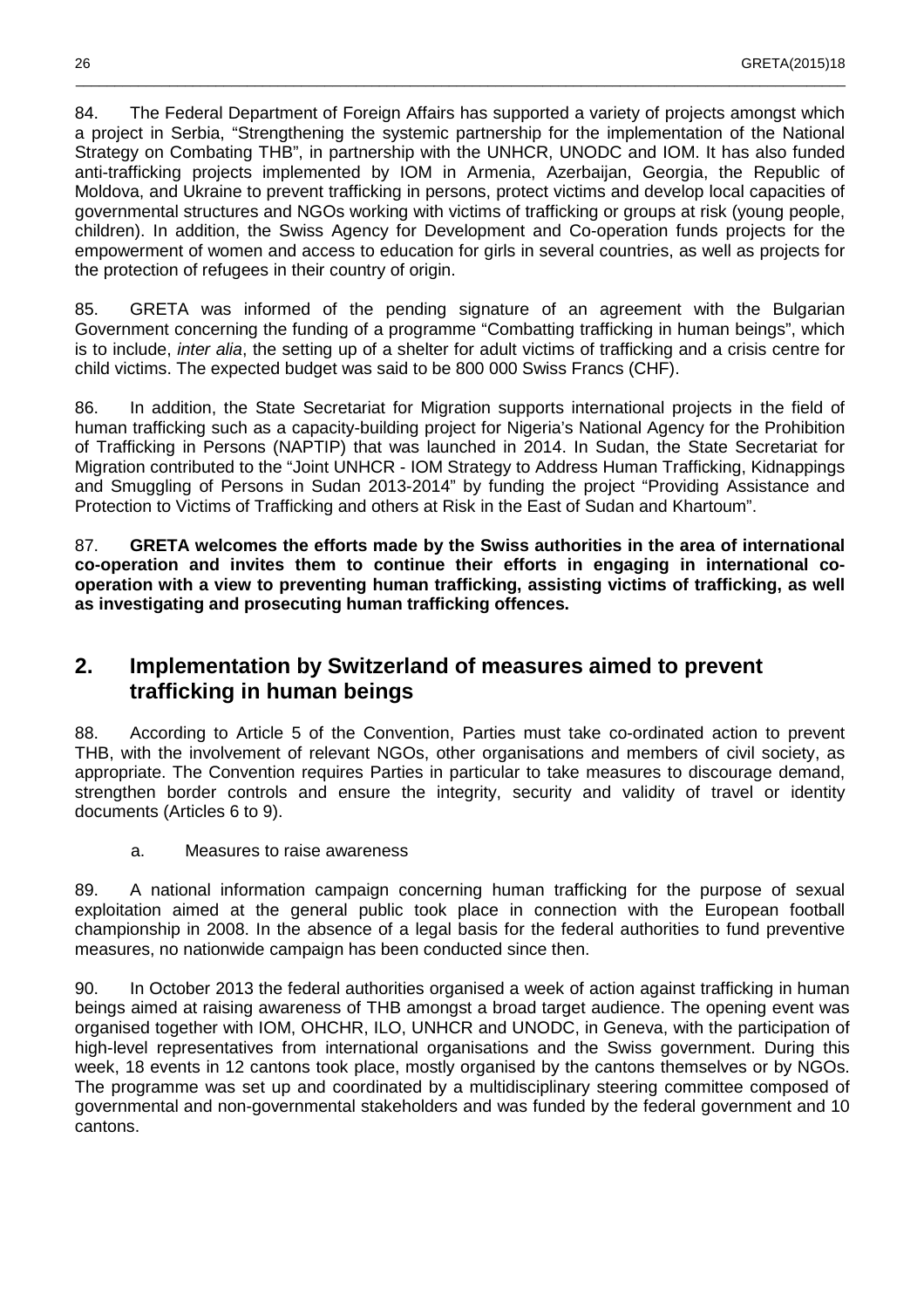84. The Federal Department of Foreign Affairs has supported a variety of projects amongst which a project in Serbia, "Strengthening the systemic partnership for the implementation of the National Strategy on Combating THB", in partnership with the UNHCR, UNODC and IOM. It has also funded anti-trafficking projects implemented by IOM in Armenia, Azerbaijan, Georgia, the Republic of Moldova, and Ukraine to prevent trafficking in persons, protect victims and develop local capacities of governmental structures and NGOs working with victims of trafficking or groups at risk (young people, children). In addition, the Swiss Agency for Development and Co-operation funds projects for the empowerment of women and access to education for girls in several countries, as well as projects for the protection of refugees in their country of origin.

85. GRETA was informed of the pending signature of an agreement with the Bulgarian Government concerning the funding of a programme "Combatting trafficking in human beings", which is to include, *inter alia*, the setting up of a shelter for adult victims of trafficking and a crisis centre for child victims. The expected budget was said to be 800 000 Swiss Francs (CHF).

86. In addition, the State Secretariat for Migration supports international projects in the field of human trafficking such as a capacity-building project for Nigeria's National Agency for the Prohibition of Trafficking in Persons (NAPTIP) that was launched in 2014. In Sudan, the State Secretariat for Migration contributed to the "Joint UNHCR - IOM Strategy to Address Human Trafficking, Kidnappings and Smuggling of Persons in Sudan 2013-2014" by funding the project "Providing Assistance and Protection to Victims of Trafficking and others at Risk in the East of Sudan and Khartoum".

87. **GRETA welcomes the efforts made by the Swiss authorities in the area of international co-operation and invites them to continue their efforts in engaging in international co-operation with a view to preventing human trafficking, assisting victims of trafficking, as well as investigating and prosecuting human trafficking offences.**

## 2. Implementation by Switzerland of measures aimed to prevent trafficking in human beings

88. According to Article 5 of the Convention, Parties must take co-ordinated action to prevent THB, with the involvement of relevant NGOs, other organisations and members of civil society, as appropriate. The Convention requires Parties in particular to take measures to discourage demand, strengthen border controls and ensure the integrity, security and validity of travel or identity documents (Articles 6 to 9).

### a. Measures to raise awareness

89. A national information campaign concerning human trafficking for the purpose of sexual exploitation aimed at the general public took place in connection with the European football championship in 2008. In the absence of a legal basis for the federal authorities to fund preventive measures, no nationwide campaign has been conducted since then.

90. In October 2013 the federal authorities organised a week of action against trafficking in human beings aimed at raising awareness of THB amongst a broad target audience. The opening event was organised together with IOM, OHCHR, ILO, UNHCR and UNODC, in Geneva, with the participation of high-level representatives from international organisations and the Swiss government. During this week, 18 events in 12 cantons took place, mostly organised by the cantons themselves or by NGOs. The programme was set up and coordinated by a multidisciplinary steering committee composed of governmental and non-governmental stakeholders and was funded by the federal government and 10 cantons.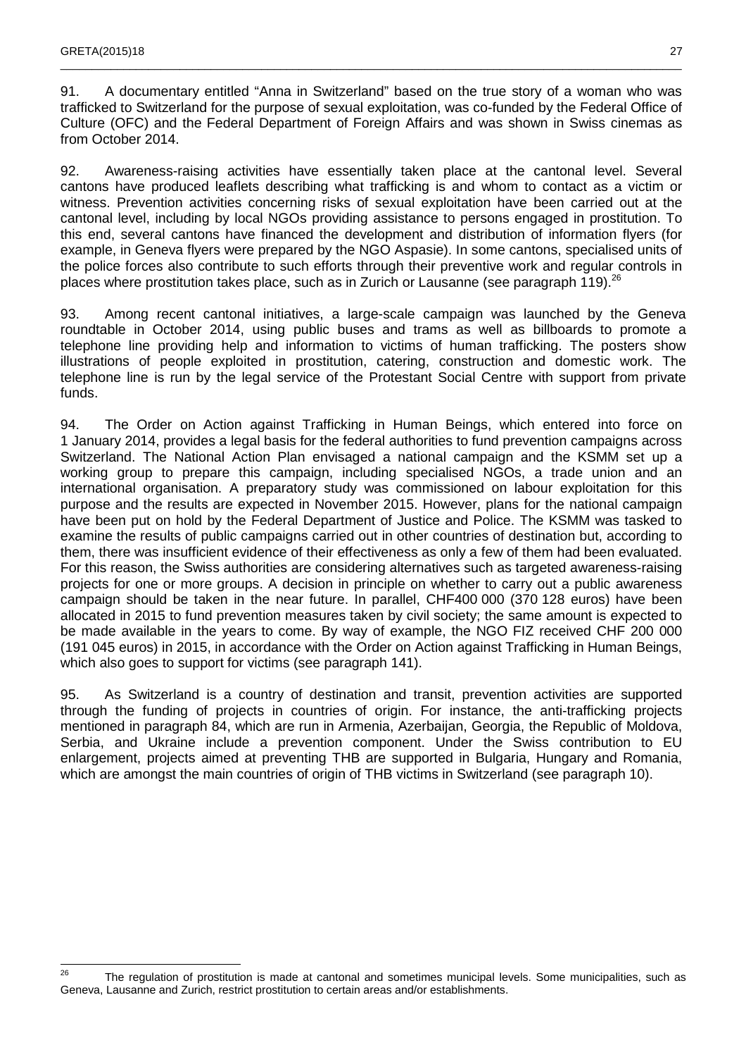91. A documentary entitled "Anna in Switzerland" based on the true story of a woman who was trafficked to Switzerland for the purpose of sexual exploitation, was co-funded by the Federal Office of Culture (OFC) and the Federal Department of Foreign Affairs and was shown in Swiss cinemas as from October 2014.

92. Awareness-raising activities have essentially taken place at the cantonal level. Several cantons have produced leaflets describing what trafficking is and whom to contact as a victim or witness. Prevention activities concerning risks of sexual exploitation have been carried out at the cantonal level, including by local NGOs providing assistance to persons engaged in prostitution. To this end, several cantons have financed the development and distribution of information flyers (for example, in Geneva flyers were prepared by the NGO Aspasie). In some cantons, specialised units of the police forces also contribute to such efforts through their preventive work and regular controls in places where prostitution takes place, such as in Zurich or Lausanne (see paragraph 119).[26]

93. Among recent cantonal initiatives, a large-scale campaign was launched by the Geneva roundtable in October 2014, using public buses and trams as well as billboards to promote a telephone line providing help and information to victims of human trafficking. The posters show illustrations of people exploited in prostitution, catering, construction and domestic work. The telephone line is run by the legal service of the Protestant Social Centre with support from private funds.

94. The Order on Action against Trafficking in Human Beings, which entered into force on 1 January 2014, provides a legal basis for the federal authorities to fund prevention campaigns across Switzerland. The National Action Plan envisaged a national campaign and the KSMM set up a working group to prepare this campaign, including specialised NGOs, a trade union and an international organisation. A preparatory study was commissioned on labour exploitation for this purpose and the results are expected in November 2015. However, plans for the national campaign have been put on hold by the Federal Department of Justice and Police. The KSMM was tasked to examine the results of public campaigns carried out in other countries of destination but, according to them, there was insufficient evidence of their effectiveness as only a few of them had been evaluated. For this reason, the Swiss authorities are considering alternatives such as targeted awareness-raising projects for one or more groups. A decision in principle on whether to carry out a public awareness campaign should be taken in the near future. In parallel, CHF400 000 (370 128 euros) have been allocated in 2015 to fund prevention measures taken by civil society; the same amount is expected to be made available in the years to come. By way of example, the NGO FIZ received CHF 200 000 (191 045 euros) in 2015, in accordance with the Order on Action against Trafficking in Human Beings, which also goes to support for victims (see paragraph 141).

95. As Switzerland is a country of destination and transit, prevention activities are supported through the funding of projects in countries of origin. For instance, the anti-trafficking projects mentioned in paragraph 84, which are run in Armenia, Azerbaijan, Georgia, the Republic of Moldova, Serbia, and Ukraine include a prevention component. Under the Swiss contribution to EU enlargement, projects aimed at preventing THB are supported in Bulgaria, Hungary and Romania, which are amongst the main countries of origin of THB victims in Switzerland (see paragraph 10).

---

[26] The regulation of prostitution is made at cantonal and sometimes municipal levels. Some municipalities, such as Geneva, Lausanne and Zurich, restrict prostitution to certain areas and/or establishments.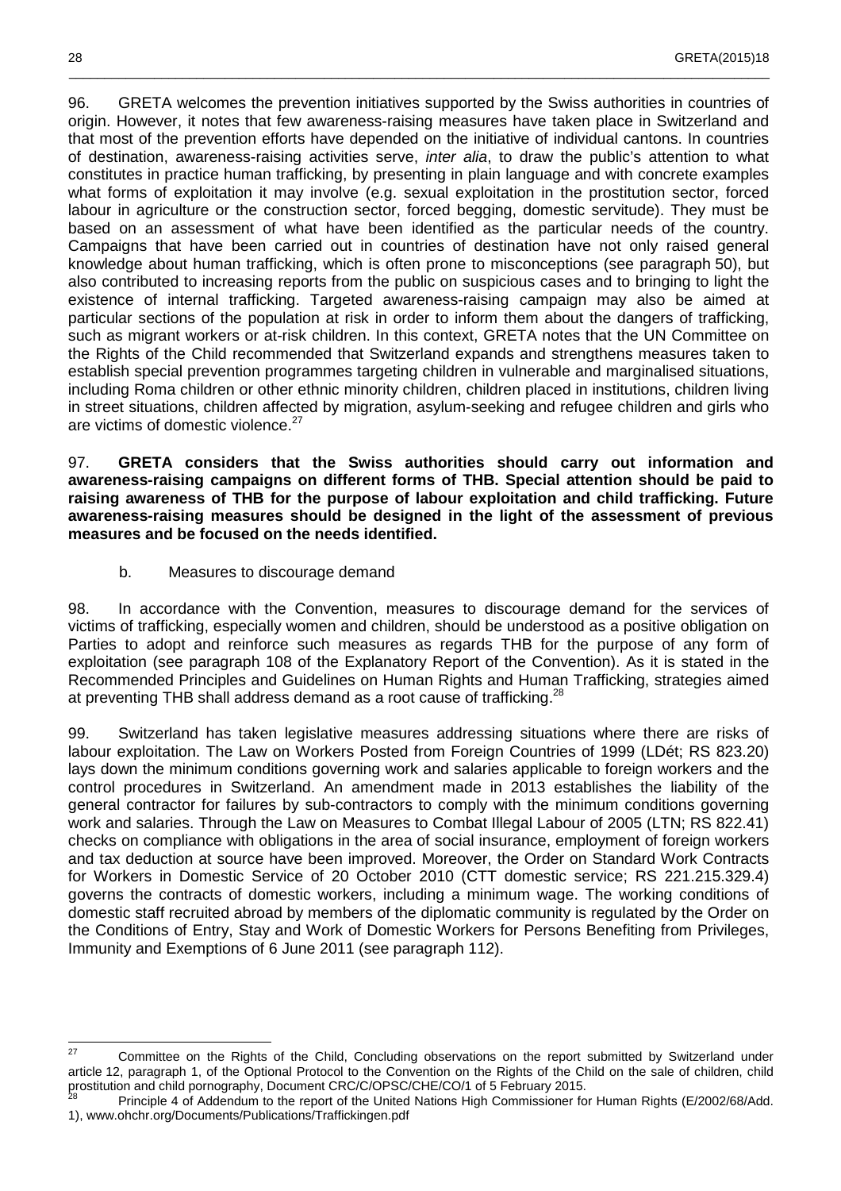96. GRETA welcomes the prevention initiatives supported by the Swiss authorities in countries of origin. However, it notes that few awareness-raising measures have taken place in Switzerland and that most of the prevention efforts have depended on the initiative of individual cantons. In countries of destination, awareness-raising activities serve, *inter alia*, to draw the public's attention to what constitutes in practice human trafficking, by presenting in plain language and with concrete examples what forms of exploitation it may involve (e.g. sexual exploitation in the prostitution sector, forced labour in agriculture or the construction sector, forced begging, domestic servitude). They must be based on an assessment of what have been identified as the particular needs of the country. Campaigns that have been carried out in countries of destination have not only raised general knowledge about human trafficking, which is often prone to misconceptions (see paragraph 50), but also contributed to increasing reports from the public on suspicious cases and to bringing to light the existence of internal trafficking. Targeted awareness-raising campaign may also be aimed at particular sections of the population at risk in order to inform them about the dangers of trafficking, such as migrant workers or at-risk children. In this context, GRETA notes that the UN Committee on the Rights of the Child recommended that Switzerland expands and strengthens measures taken to establish special prevention programmes targeting children in vulnerable and marginalised situations, including Roma children or other ethnic minority children, children placed in institutions, children living in street situations, children affected by migration, asylum-seeking and refugee children and girls who are victims of domestic violence.[27]

97. **GRETA considers that the Swiss authorities should carry out information and awareness-raising campaigns on different forms of THB. Special attention should be paid to raising awareness of THB for the purpose of labour exploitation and child trafficking. Future awareness-raising measures should be designed in the light of the assessment of previous measures and be focused on the needs identified.**

b. Measures to discourage demand

98. In accordance with the Convention, measures to discourage demand for the services of victims of trafficking, especially women and children, should be understood as a positive obligation on Parties to adopt and reinforce such measures as regards THB for the purpose of any form of exploitation (see paragraph 108 of the Explanatory Report of the Convention). As it is stated in the Recommended Principles and Guidelines on Human Rights and Human Trafficking, strategies aimed at preventing THB shall address demand as a root cause of trafficking.[28]

99. Switzerland has taken legislative measures addressing situations where there are risks of labour exploitation. The Law on Workers Posted from Foreign Countries of 1999 (LDét; RS 823.20) lays down the minimum conditions governing work and salaries applicable to foreign workers and the control procedures in Switzerland. An amendment made in 2013 establishes the liability of the general contractor for failures by sub-contractors to comply with the minimum conditions governing work and salaries. Through the Law on Measures to Combat Illegal Labour of 2005 (LTN; RS 822.41) checks on compliance with obligations in the area of social insurance, employment of foreign workers and tax deduction at source have been improved. Moreover, the Order on Standard Work Contracts for Workers in Domestic Service of 20 October 2010 (CTT domestic service; RS 221.215.329.4) governs the contracts of domestic workers, including a minimum wage. The working conditions of domestic staff recruited abroad by members of the diplomatic community is regulated by the Order on the Conditions of Entry, Stay and Work of Domestic Workers for Persons Benefiting from Privileges, Immunity and Exemptions of 6 June 2011 (see paragraph 112).

---

[27] Committee on the Rights of the Child, Concluding observations on the report submitted by Switzerland under article 12, paragraph 1, of the Optional Protocol to the Convention on the Rights of the Child on the sale of children, child prostitution and child pornography, Document CRC/C/OPSC/CHE/CO/1 of 5 February 2015.

[28] Principle 4 of Addendum to the report of the United Nations High Commissioner for Human Rights (E/2002/68/Add. 1), www.ohchr.org/Documents/Publications/Traffickingen.pdf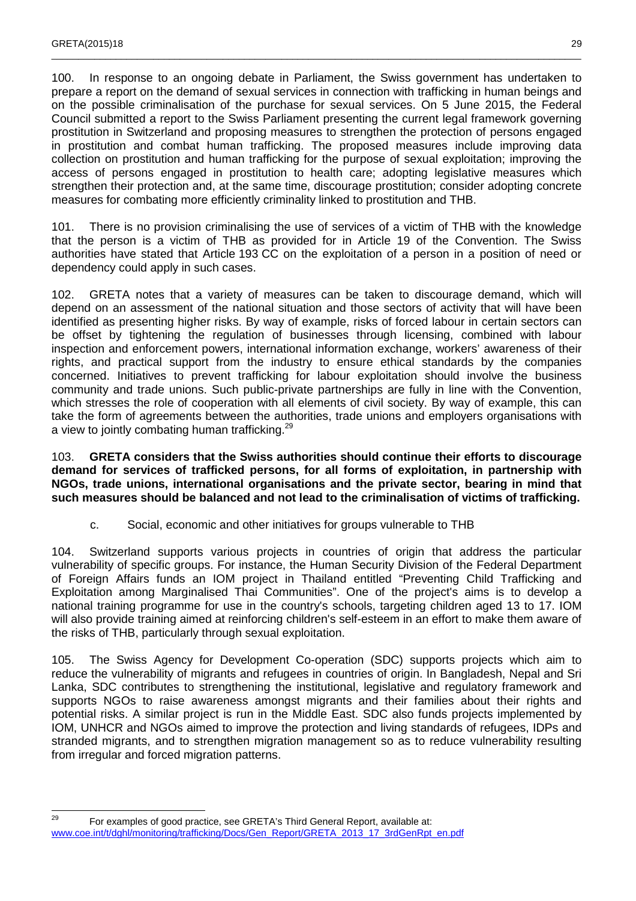100. In response to an ongoing debate in Parliament, the Swiss government has undertaken to prepare a report on the demand of sexual services in connection with trafficking in human beings and on the possible criminalisation of the purchase for sexual services. On 5 June 2015, the Federal Council submitted a report to the Swiss Parliament presenting the current legal framework governing prostitution in Switzerland and proposing measures to strengthen the protection of persons engaged in prostitution and combat human trafficking. The proposed measures include improving data collection on prostitution and human trafficking for the purpose of sexual exploitation; improving the access of persons engaged in prostitution to health care; adopting legislative measures which strengthen their protection and, at the same time, discourage prostitution; consider adopting concrete measures for combating more efficiently criminality linked to prostitution and THB.

101. There is no provision criminalising the use of services of a victim of THB with the knowledge that the person is a victim of THB as provided for in Article 19 of the Convention. The Swiss authorities have stated that Article 193 CC on the exploitation of a person in a position of need or dependency could apply in such cases.

102. GRETA notes that a variety of measures can be taken to discourage demand, which will depend on an assessment of the national situation and those sectors of activity that will have been identified as presenting higher risks. By way of example, risks of forced labour in certain sectors can be offset by tightening the regulation of businesses through licensing, combined with labour inspection and enforcement powers, international information exchange, workers' awareness of their rights, and practical support from the industry to ensure ethical standards by the companies concerned. Initiatives to prevent trafficking for labour exploitation should involve the business community and trade unions. Such public-private partnerships are fully in line with the Convention, which stresses the role of cooperation with all elements of civil society. By way of example, this can take the form of agreements between the authorities, trade unions and employers organisations with a view to jointly combating human trafficking.[29]

103. **GRETA considers that the Swiss authorities should continue their efforts to discourage demand for services of trafficked persons, for all forms of exploitation, in partnership with NGOs, trade unions, international organisations and the private sector, bearing in mind that such measures should be balanced and not lead to the criminalisation of victims of trafficking.**

c. Social, economic and other initiatives for groups vulnerable to THB

104. Switzerland supports various projects in countries of origin that address the particular vulnerability of specific groups. For instance, the Human Security Division of the Federal Department of Foreign Affairs funds an IOM project in Thailand entitled "Preventing Child Trafficking and Exploitation among Marginalised Thai Communities". One of the project's aims is to develop a national training programme for use in the country's schools, targeting children aged 13 to 17. IOM will also provide training aimed at reinforcing children's self-esteem in an effort to make them aware of the risks of THB, particularly through sexual exploitation.

105. The Swiss Agency for Development Co-operation (SDC) supports projects which aim to reduce the vulnerability of migrants and refugees in countries of origin. In Bangladesh, Nepal and Sri Lanka, SDC contributes to strengthening the institutional, legislative and regulatory framework and supports NGOs to raise awareness amongst migrants and their families about their rights and potential risks. A similar project is run in the Middle East. SDC also funds projects implemented by IOM, UNHCR and NGOs aimed to improve the protection and living standards of refugees, IDPs and stranded migrants, and to strengthen migration management so as to reduce vulnerability resulting from irregular and forced migration patterns.

---

[29] For examples of good practice, see GRETA's Third General Report, available at: www.coe.int/t/dghl/monitoring/trafficking/Docs/Gen_Report/GRETA_2013_17_3rdGenRpt_en.pdf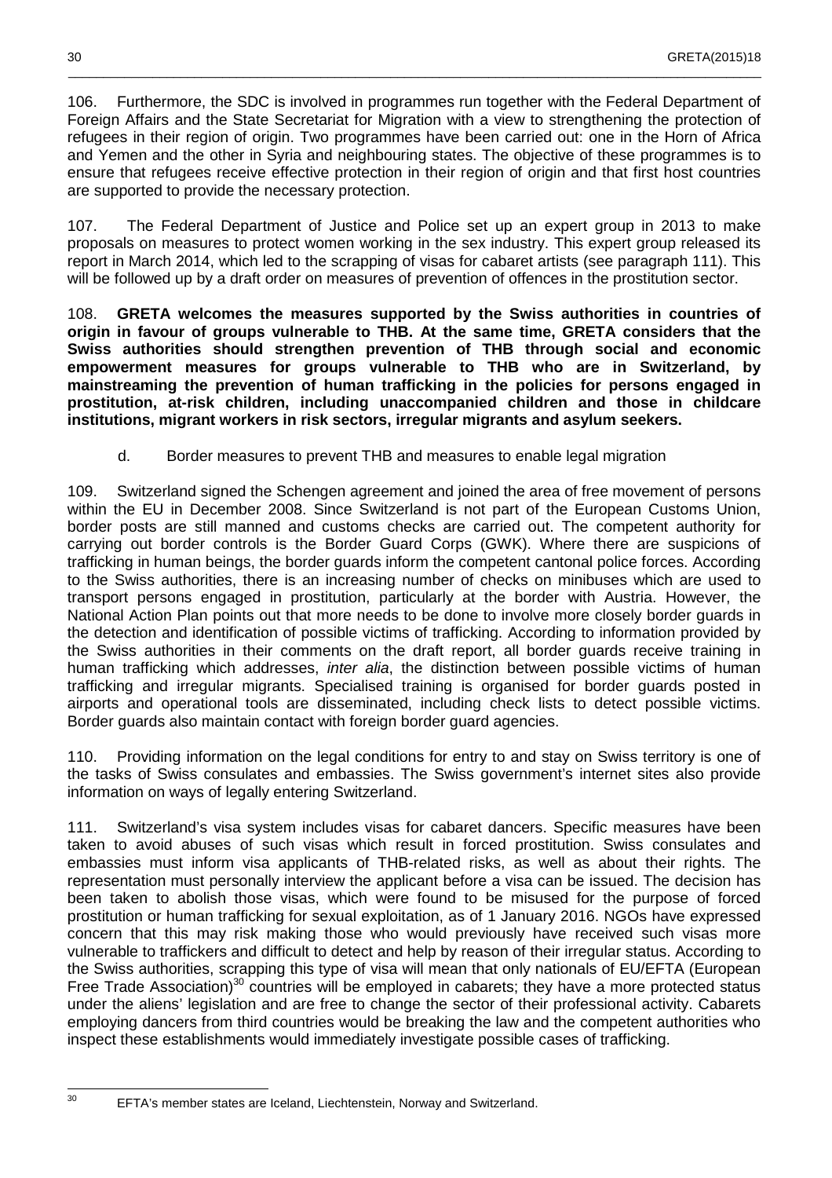106. Furthermore, the SDC is involved in programmes run together with the Federal Department of Foreign Affairs and the State Secretariat for Migration with a view to strengthening the protection of refugees in their region of origin. Two programmes have been carried out: one in the Horn of Africa and Yemen and the other in Syria and neighbouring states. The objective of these programmes is to ensure that refugees receive effective protection in their region of origin and that first host countries are supported to provide the necessary protection.

107. The Federal Department of Justice and Police set up an expert group in 2013 to make proposals on measures to protect women working in the sex industry. This expert group released its report in March 2014, which led to the scrapping of visas for cabaret artists (see paragraph 111). This will be followed up by a draft order on measures of prevention of offences in the prostitution sector.

108. **GRETA welcomes the measures supported by the Swiss authorities in countries of origin in favour of groups vulnerable to THB. At the same time, GRETA considers that the Swiss authorities should strengthen prevention of THB through social and economic empowerment measures for groups vulnerable to THB who are in Switzerland, by mainstreaming the prevention of human trafficking in the policies for persons engaged in prostitution, at-risk children, including unaccompanied children and those in childcare institutions, migrant workers in risk sectors, irregular migrants and asylum seekers.**

### d. Border measures to prevent THB and measures to enable legal migration

109. Switzerland signed the Schengen agreement and joined the area of free movement of persons within the EU in December 2008. Since Switzerland is not part of the European Customs Union, border posts are still manned and customs checks are carried out. The competent authority for carrying out border controls is the Border Guard Corps (GWK). Where there are suspicions of trafficking in human beings, the border guards inform the competent cantonal police forces. According to the Swiss authorities, there is an increasing number of checks on minibuses which are used to transport persons engaged in prostitution, particularly at the border with Austria. However, the National Action Plan points out that more needs to be done to involve more closely border guards in the detection and identification of possible victims of trafficking. According to information provided by the Swiss authorities in their comments on the draft report, all border guards receive training in human trafficking which addresses, *inter alia*, the distinction between possible victims of human trafficking and irregular migrants. Specialised training is organised for border guards posted in airports and operational tools are disseminated, including check lists to detect possible victims. Border guards also maintain contact with foreign border guard agencies.

110. Providing information on the legal conditions for entry to and stay on Swiss territory is one of the tasks of Swiss consulates and embassies. The Swiss government's internet sites also provide information on ways of legally entering Switzerland.

111. Switzerland's visa system includes visas for cabaret dancers. Specific measures have been taken to avoid abuses of such visas which result in forced prostitution. Swiss consulates and embassies must inform visa applicants of THB-related risks, as well as about their rights. The representation must personally interview the applicant before a visa can be issued. The decision has been taken to abolish those visas, which were found to be misused for the purpose of forced prostitution or human trafficking for sexual exploitation, as of 1 January 2016. NGOs have expressed concern that this may risk making those who would previously have received such visas more vulnerable to traffickers and difficult to detect and help by reason of their irregular status. According to the Swiss authorities, scrapping this type of visa will mean that only nationals of EU/EFTA (European Free Trade Association)[30] countries will be employed in cabarets; they have a more protected status under the aliens' legislation and are free to change the sector of their professional activity. Cabarets employing dancers from third countries would be breaking the law and the competent authorities who inspect these establishments would immediately investigate possible cases of trafficking.

[30] EFTA's member states are Iceland, Liechtenstein, Norway and Switzerland.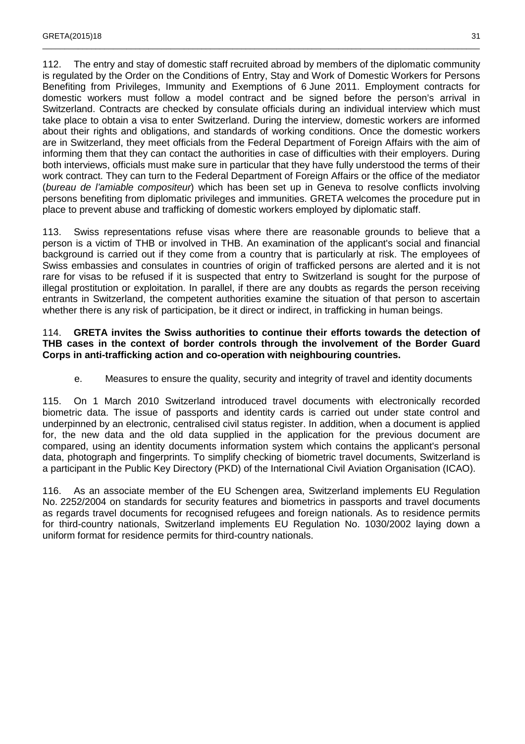112. The entry and stay of domestic staff recruited abroad by members of the diplomatic community is regulated by the Order on the Conditions of Entry, Stay and Work of Domestic Workers for Persons Benefiting from Privileges, Immunity and Exemptions of 6 June 2011. Employment contracts for domestic workers must follow a model contract and be signed before the person's arrival in Switzerland. Contracts are checked by consulate officials during an individual interview which must take place to obtain a visa to enter Switzerland. During the interview, domestic workers are informed about their rights and obligations, and standards of working conditions. Once the domestic workers are in Switzerland, they meet officials from the Federal Department of Foreign Affairs with the aim of informing them that they can contact the authorities in case of difficulties with their employers. During both interviews, officials must make sure in particular that they have fully understood the terms of their work contract. They can turn to the Federal Department of Foreign Affairs or the office of the mediator (*bureau de l'amiable compositeur*) which has been set up in Geneva to resolve conflicts involving persons benefiting from diplomatic privileges and immunities. GRETA welcomes the procedure put in place to prevent abuse and trafficking of domestic workers employed by diplomatic staff.

113. Swiss representations refuse visas where there are reasonable grounds to believe that a person is a victim of THB or involved in THB. An examination of the applicant's social and financial background is carried out if they come from a country that is particularly at risk. The employees of Swiss embassies and consulates in countries of origin of trafficked persons are alerted and it is not rare for visas to be refused if it is suspected that entry to Switzerland is sought for the purpose of illegal prostitution or exploitation. In parallel, if there are any doubts as regards the person receiving entrants in Switzerland, the competent authorities examine the situation of that person to ascertain whether there is any risk of participation, be it direct or indirect, in trafficking in human beings.

114. **GRETA invites the Swiss authorities to continue their efforts towards the detection of THB cases in the context of border controls through the involvement of the Border Guard Corps in anti-trafficking action and co-operation with neighbouring countries.**

### e. Measures to ensure the quality, security and integrity of travel and identity documents

115. On 1 March 2010 Switzerland introduced travel documents with electronically recorded biometric data. The issue of passports and identity cards is carried out under state control and underpinned by an electronic, centralised civil status register. In addition, when a document is applied for, the new data and the old data supplied in the application for the previous document are compared, using an identity documents information system which contains the applicant's personal data, photograph and fingerprints. To simplify checking of biometric travel documents, Switzerland is a participant in the Public Key Directory (PKD) of the International Civil Aviation Organisation (ICAO).

116. As an associate member of the EU Schengen area, Switzerland implements EU Regulation No. 2252/2004 on standards for security features and biometrics in passports and travel documents as regards travel documents for recognised refugees and foreign nationals. As to residence permits for third-country nationals, Switzerland implements EU Regulation No. 1030/2002 laying down a uniform format for residence permits for third-country nationals.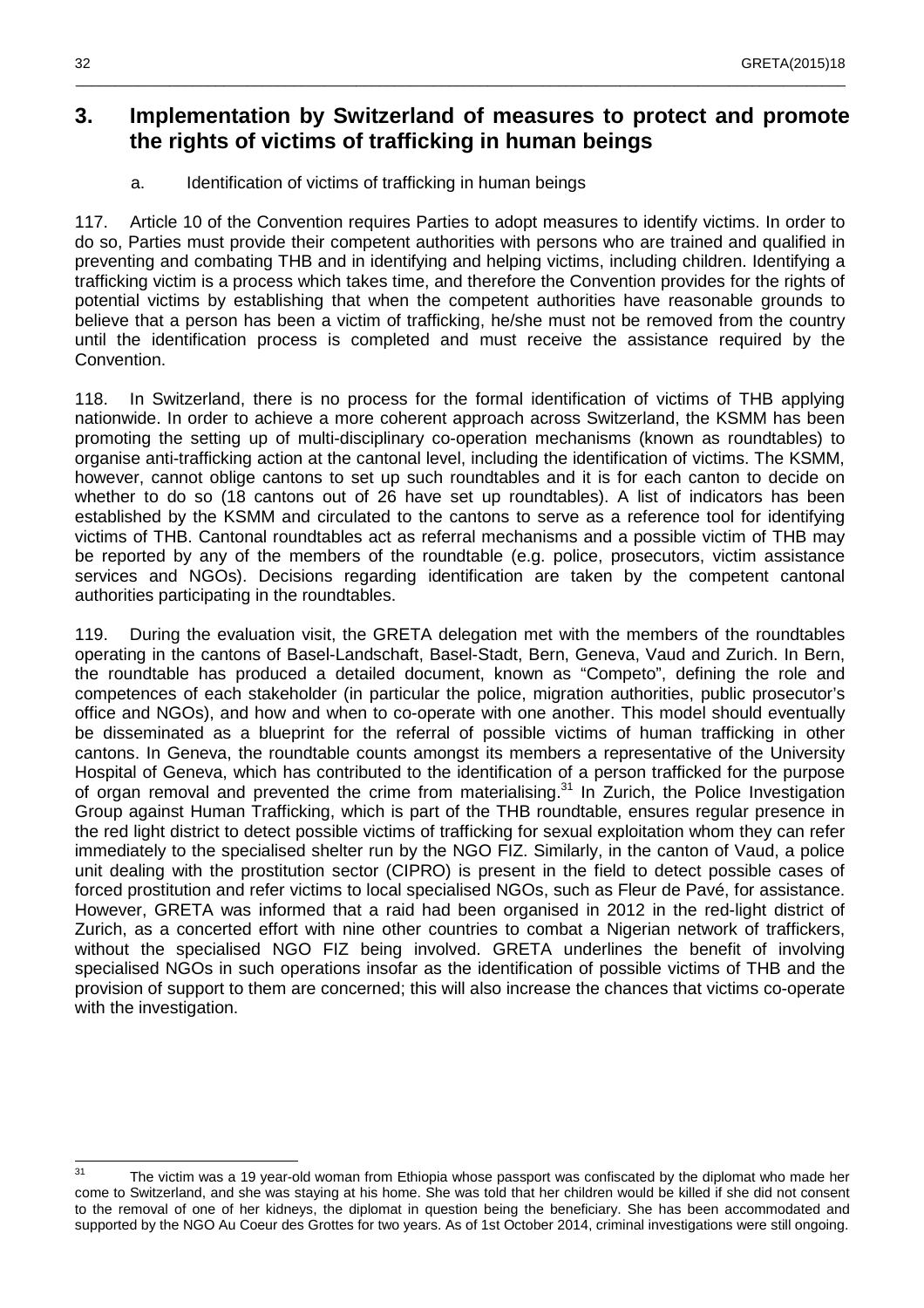## 3. Implementation by Switzerland of measures to protect and promote the rights of victims of trafficking in human beings

### a. Identification of victims of trafficking in human beings

117. Article 10 of the Convention requires Parties to adopt measures to identify victims. In order to do so, Parties must provide their competent authorities with persons who are trained and qualified in preventing and combating THB and in identifying and helping victims, including children. Identifying a trafficking victim is a process which takes time, and therefore the Convention provides for the rights of potential victims by establishing that when the competent authorities have reasonable grounds to believe that a person has been a victim of trafficking, he/she must not be removed from the country until the identification process is completed and must receive the assistance required by the Convention.

118. In Switzerland, there is no process for the formal identification of victims of THB applying nationwide. In order to achieve a more coherent approach across Switzerland, the KSMM has been promoting the setting up of multi-disciplinary co-operation mechanisms (known as roundtables) to organise anti-trafficking action at the cantonal level, including the identification of victims. The KSMM, however, cannot oblige cantons to set up such roundtables and it is for each canton to decide on whether to do so (18 cantons out of 26 have set up roundtables). A list of indicators has been established by the KSMM and circulated to the cantons to serve as a reference tool for identifying victims of THB. Cantonal roundtables act as referral mechanisms and a possible victim of THB may be reported by any of the members of the roundtable (e.g. police, prosecutors, victim assistance services and NGOs). Decisions regarding identification are taken by the competent cantonal authorities participating in the roundtables.

119. During the evaluation visit, the GRETA delegation met with the members of the roundtables operating in the cantons of Basel-Landschaft, Basel-Stadt, Bern, Geneva, Vaud and Zurich. In Bern, the roundtable has produced a detailed document, known as "Competo", defining the role and competences of each stakeholder (in particular the police, migration authorities, public prosecutor's office and NGOs), and how and when to co-operate with one another. This model should eventually be disseminated as a blueprint for the referral of possible victims of human trafficking in other cantons. In Geneva, the roundtable counts amongst its members a representative of the University Hospital of Geneva, which has contributed to the identification of a person trafficked for the purpose of organ removal and prevented the crime from materialising.[31] In Zurich, the Police Investigation Group against Human Trafficking, which is part of the THB roundtable, ensures regular presence in the red light district to detect possible victims of trafficking for sexual exploitation whom they can refer immediately to the specialised shelter run by the NGO FIZ. Similarly, in the canton of Vaud, a police unit dealing with the prostitution sector (CIPRO) is present in the field to detect possible cases of forced prostitution and refer victims to local specialised NGOs, such as Fleur de Pavé, for assistance. However, GRETA was informed that a raid had been organised in 2012 in the red-light district of Zurich, as a concerted effort with nine other countries to combat a Nigerian network of traffickers, without the specialised NGO FIZ being involved. GRETA underlines the benefit of involving specialised NGOs in such operations insofar as the identification of possible victims of THB and the provision of support to them are concerned; this will also increase the chances that victims co-operate with the investigation.

---

[31] The victim was a 19 year-old woman from Ethiopia whose passport was confiscated by the diplomat who made her come to Switzerland, and she was staying at his home. She was told that her children would be killed if she did not consent to the removal of one of her kidneys, the diplomat in question being the beneficiary. She has been accommodated and supported by the NGO Au Coeur des Grottes for two years. As of 1st October 2014, criminal investigations were still ongoing.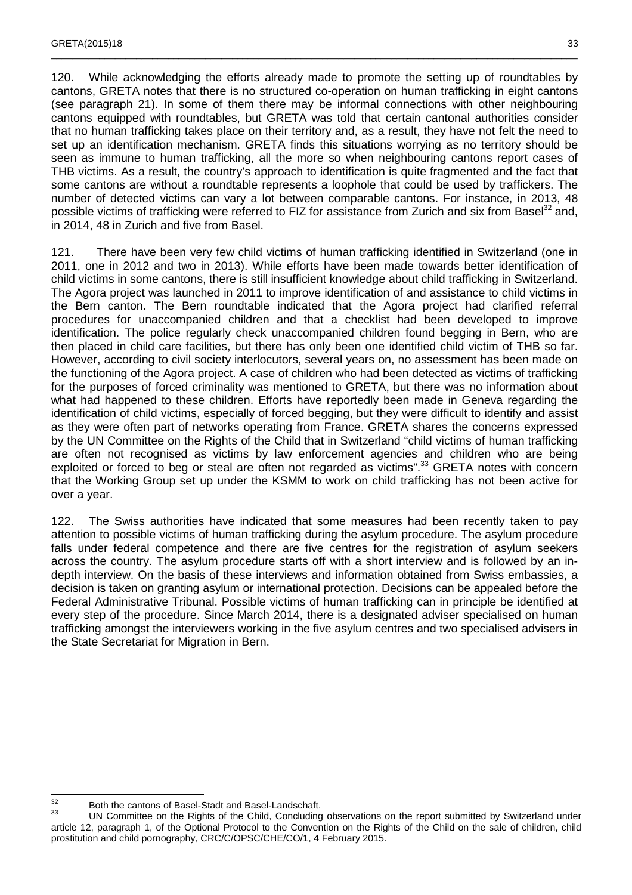120. While acknowledging the efforts already made to promote the setting up of roundtables by cantons, GRETA notes that there is no structured co-operation on human trafficking in eight cantons (see paragraph 21). In some of them there may be informal connections with other neighbouring cantons equipped with roundtables, but GRETA was told that certain cantonal authorities consider that no human trafficking takes place on their territory and, as a result, they have not felt the need to set up an identification mechanism. GRETA finds this situations worrying as no territory should be seen as immune to human trafficking, all the more so when neighbouring cantons report cases of THB victims. As a result, the country's approach to identification is quite fragmented and the fact that some cantons are without a roundtable represents a loophole that could be used by traffickers. The number of detected victims can vary a lot between comparable cantons. For instance, in 2013, 48 possible victims of trafficking were referred to FIZ for assistance from Zurich and six from Basel[32] and, in 2014, 48 in Zurich and five from Basel.

121. There have been very few child victims of human trafficking identified in Switzerland (one in 2011, one in 2012 and two in 2013). While efforts have been made towards better identification of child victims in some cantons, there is still insufficient knowledge about child trafficking in Switzerland. The Agora project was launched in 2011 to improve identification of and assistance to child victims in the Bern canton. The Bern roundtable indicated that the Agora project had clarified referral procedures for unaccompanied children and that a checklist had been developed to improve identification. The police regularly check unaccompanied children found begging in Bern, who are then placed in child care facilities, but there has only been one identified child victim of THB so far. However, according to civil society interlocutors, several years on, no assessment has been made on the functioning of the Agora project. A case of children who had been detected as victims of trafficking for the purposes of forced criminality was mentioned to GRETA, but there was no information about what had happened to these children. Efforts have reportedly been made in Geneva regarding the identification of child victims, especially of forced begging, but they were difficult to identify and assist as they were often part of networks operating from France. GRETA shares the concerns expressed by the UN Committee on the Rights of the Child that in Switzerland "child victims of human trafficking are often not recognised as victims by law enforcement agencies and children who are being exploited or forced to beg or steal are often not regarded as victims".[33] GRETA notes with concern that the Working Group set up under the KSMM to work on child trafficking has not been active for over a year.

122. The Swiss authorities have indicated that some measures had been recently taken to pay attention to possible victims of human trafficking during the asylum procedure. The asylum procedure falls under federal competence and there are five centres for the registration of asylum seekers across the country. The asylum procedure starts off with a short interview and is followed by an in-depth interview. On the basis of these interviews and information obtained from Swiss embassies, a decision is taken on granting asylum or international protection. Decisions can be appealed before the Federal Administrative Tribunal. Possible victims of human trafficking can in principle be identified at every step of the procedure. Since March 2014, there is a designated adviser specialised on human trafficking amongst the interviewers working in the five asylum centres and two specialised advisers in the State Secretariat for Migration in Bern.

---

[32] Both the cantons of Basel-Stadt and Basel-Landschaft.

[33] UN Committee on the Rights of the Child, Concluding observations on the report submitted by Switzerland under article 12, paragraph 1, of the Optional Protocol to the Convention on the Rights of the Child on the sale of children, child prostitution and child pornography, CRC/C/OPSC/CHE/CO/1, 4 February 2015.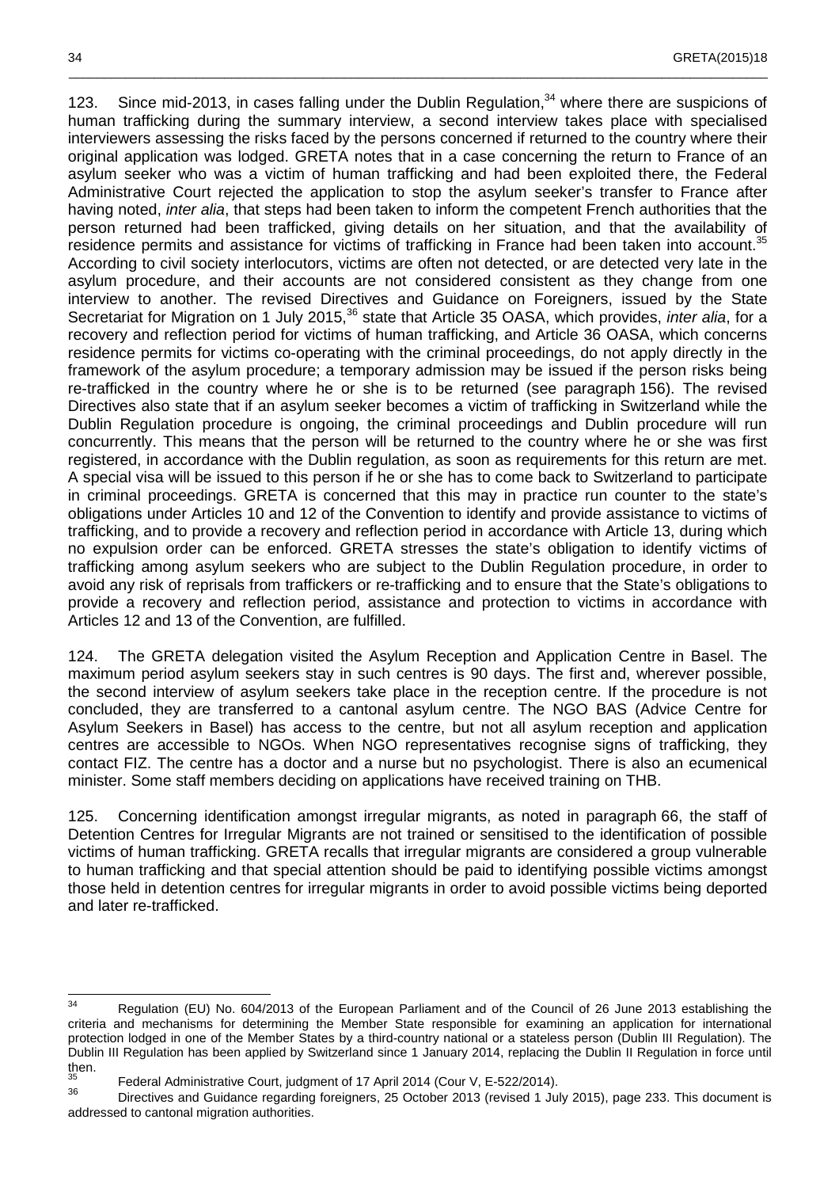123. Since mid-2013, in cases falling under the Dublin Regulation,[34] where there are suspicions of human trafficking during the summary interview, a second interview takes place with specialised interviewers assessing the risks faced by the persons concerned if returned to the country where their original application was lodged. GRETA notes that in a case concerning the return to France of an asylum seeker who was a victim of human trafficking and had been exploited there, the Federal Administrative Court rejected the application to stop the asylum seeker's transfer to France after having noted, *inter alia*, that steps had been taken to inform the competent French authorities that the person returned had been trafficked, giving details on her situation, and that the availability of residence permits and assistance for victims of trafficking in France had been taken into account.[35] According to civil society interlocutors, victims are often not detected, or are detected very late in the asylum procedure, and their accounts are not considered consistent as they change from one interview to another. The revised Directives and Guidance on Foreigners, issued by the State Secretariat for Migration on 1 July 2015,[36] state that Article 35 OASA, which provides, *inter alia*, for a recovery and reflection period for victims of human trafficking, and Article 36 OASA, which concerns residence permits for victims co-operating with the criminal proceedings, do not apply directly in the framework of the asylum procedure; a temporary admission may be issued if the person risks being re-trafficked in the country where he or she is to be returned (see paragraph 156). The revised Directives also state that if an asylum seeker becomes a victim of trafficking in Switzerland while the Dublin Regulation procedure is ongoing, the criminal proceedings and Dublin procedure will run concurrently. This means that the person will be returned to the country where he or she was first registered, in accordance with the Dublin regulation, as soon as requirements for this return are met. A special visa will be issued to this person if he or she has to come back to Switzerland to participate in criminal proceedings. GRETA is concerned that this may in practice run counter to the state's obligations under Articles 10 and 12 of the Convention to identify and provide assistance to victims of trafficking, and to provide a recovery and reflection period in accordance with Article 13, during which no expulsion order can be enforced. GRETA stresses the state's obligation to identify victims of trafficking among asylum seekers who are subject to the Dublin Regulation procedure, in order to avoid any risk of reprisals from traffickers or re-trafficking and to ensure that the State's obligations to provide a recovery and reflection period, assistance and protection to victims in accordance with Articles 12 and 13 of the Convention, are fulfilled.

124. The GRETA delegation visited the Asylum Reception and Application Centre in Basel. The maximum period asylum seekers stay in such centres is 90 days. The first and, wherever possible, the second interview of asylum seekers take place in the reception centre. If the procedure is not concluded, they are transferred to a cantonal asylum centre. The NGO BAS (Advice Centre for Asylum Seekers in Basel) has access to the centre, but not all asylum reception and application centres are accessible to NGOs. When NGO representatives recognise signs of trafficking, they contact FIZ. The centre has a doctor and a nurse but no psychologist. There is also an ecumenical minister. Some staff members deciding on applications have received training on THB.

125. Concerning identification amongst irregular migrants, as noted in paragraph 66, the staff of Detention Centres for Irregular Migrants are not trained or sensitised to the identification of possible victims of human trafficking. GRETA recalls that irregular migrants are considered a group vulnerable to human trafficking and that special attention should be paid to identifying possible victims amongst those held in detention centres for irregular migrants in order to avoid possible victims being deported and later re-trafficked.

---

[34] Regulation (EU) No. 604/2013 of the European Parliament and of the Council of 26 June 2013 establishing the criteria and mechanisms for determining the Member State responsible for examining an application for international protection lodged in one of the Member States by a third-country national or a stateless person (Dublin III Regulation). The Dublin III Regulation has been applied by Switzerland since 1 January 2014, replacing the Dublin II Regulation in force until then.

[35] Federal Administrative Court, judgment of 17 April 2014 (Cour V, E-522/2014).

[36] Directives and Guidance regarding foreigners, 25 October 2013 (revised 1 July 2015), page 233. This document is addressed to cantonal migration authorities.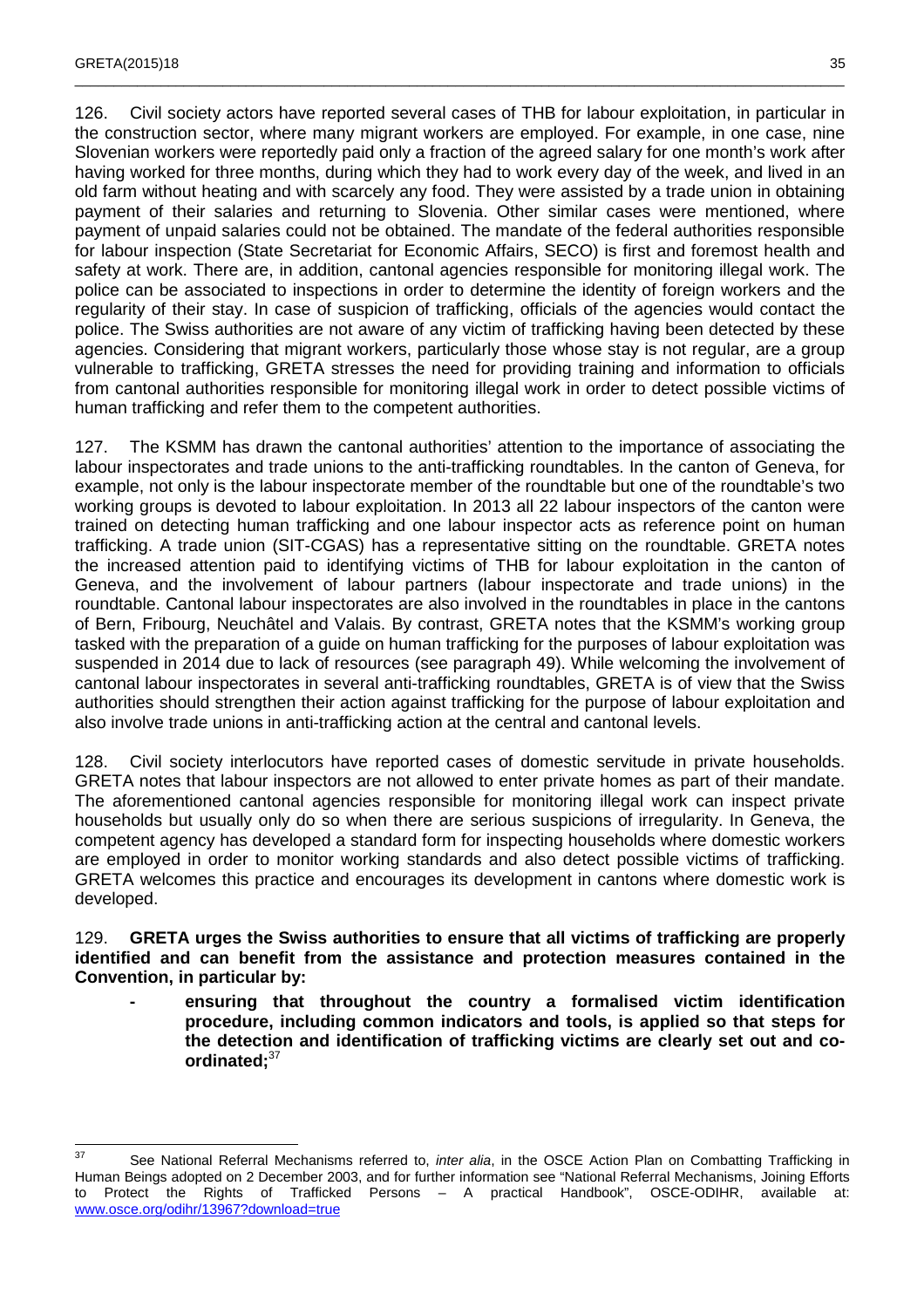126. Civil society actors have reported several cases of THB for labour exploitation, in particular in the construction sector, where many migrant workers are employed. For example, in one case, nine Slovenian workers were reportedly paid only a fraction of the agreed salary for one month's work after having worked for three months, during which they had to work every day of the week, and lived in an old farm without heating and with scarcely any food. They were assisted by a trade union in obtaining payment of their salaries and returning to Slovenia. Other similar cases were mentioned, where payment of unpaid salaries could not be obtained. The mandate of the federal authorities responsible for labour inspection (State Secretariat for Economic Affairs, SECO) is first and foremost health and safety at work. There are, in addition, cantonal agencies responsible for monitoring illegal work. The police can be associated to inspections in order to determine the identity of foreign workers and the regularity of their stay. In case of suspicion of trafficking, officials of the agencies would contact the police. The Swiss authorities are not aware of any victim of trafficking having been detected by these agencies. Considering that migrant workers, particularly those whose stay is not regular, are a group vulnerable to trafficking, GRETA stresses the need for providing training and information to officials from cantonal authorities responsible for monitoring illegal work in order to detect possible victims of human trafficking and refer them to the competent authorities.

127. The KSMM has drawn the cantonal authorities' attention to the importance of associating the labour inspectorates and trade unions to the anti-trafficking roundtables. In the canton of Geneva, for example, not only is the labour inspectorate member of the roundtable but one of the roundtable's two working groups is devoted to labour exploitation. In 2013 all 22 labour inspectors of the canton were trained on detecting human trafficking and one labour inspector acts as reference point on human trafficking. A trade union (SIT-CGAS) has a representative sitting on the roundtable. GRETA notes the increased attention paid to identifying victims of THB for labour exploitation in the canton of Geneva, and the involvement of labour partners (labour inspectorate and trade unions) in the roundtable. Cantonal labour inspectorates are also involved in the roundtables in place in the cantons of Bern, Fribourg, Neuchâtel and Valais. By contrast, GRETA notes that the KSMM's working group tasked with the preparation of a guide on human trafficking for the purposes of labour exploitation was suspended in 2014 due to lack of resources (see paragraph 49). While welcoming the involvement of cantonal labour inspectorates in several anti-trafficking roundtables, GRETA is of view that the Swiss authorities should strengthen their action against trafficking for the purpose of labour exploitation and also involve trade unions in anti-trafficking action at the central and cantonal levels.

128. Civil society interlocutors have reported cases of domestic servitude in private households. GRETA notes that labour inspectors are not allowed to enter private homes as part of their mandate. The aforementioned cantonal agencies responsible for monitoring illegal work can inspect private households but usually only do so when there are serious suspicions of irregularity. In Geneva, the competent agency has developed a standard form for inspecting households where domestic workers are employed in order to monitor working standards and also detect possible victims of trafficking. GRETA welcomes this practice and encourages its development in cantons where domestic work is developed.

129. **GRETA urges the Swiss authorities to ensure that all victims of trafficking are properly identified and can benefit from the assistance and protection measures contained in the Convention, in particular by:**

- **ensuring that throughout the country a formalised victim identification procedure, including common indicators and tools, is applied so that steps for the detection and identification of trafficking victims are clearly set out and co-ordinated;**[37]

---

[37] See National Referral Mechanisms referred to, *inter alia*, in the OSCE Action Plan on Combatting Trafficking in Human Beings adopted on 2 December 2003, and for further information see "National Referral Mechanisms, Joining Efforts to Protect the Rights of Trafficked Persons – A practical Handbook", OSCE-ODIHR, available at: www.osce.org/odihr/13967?download=true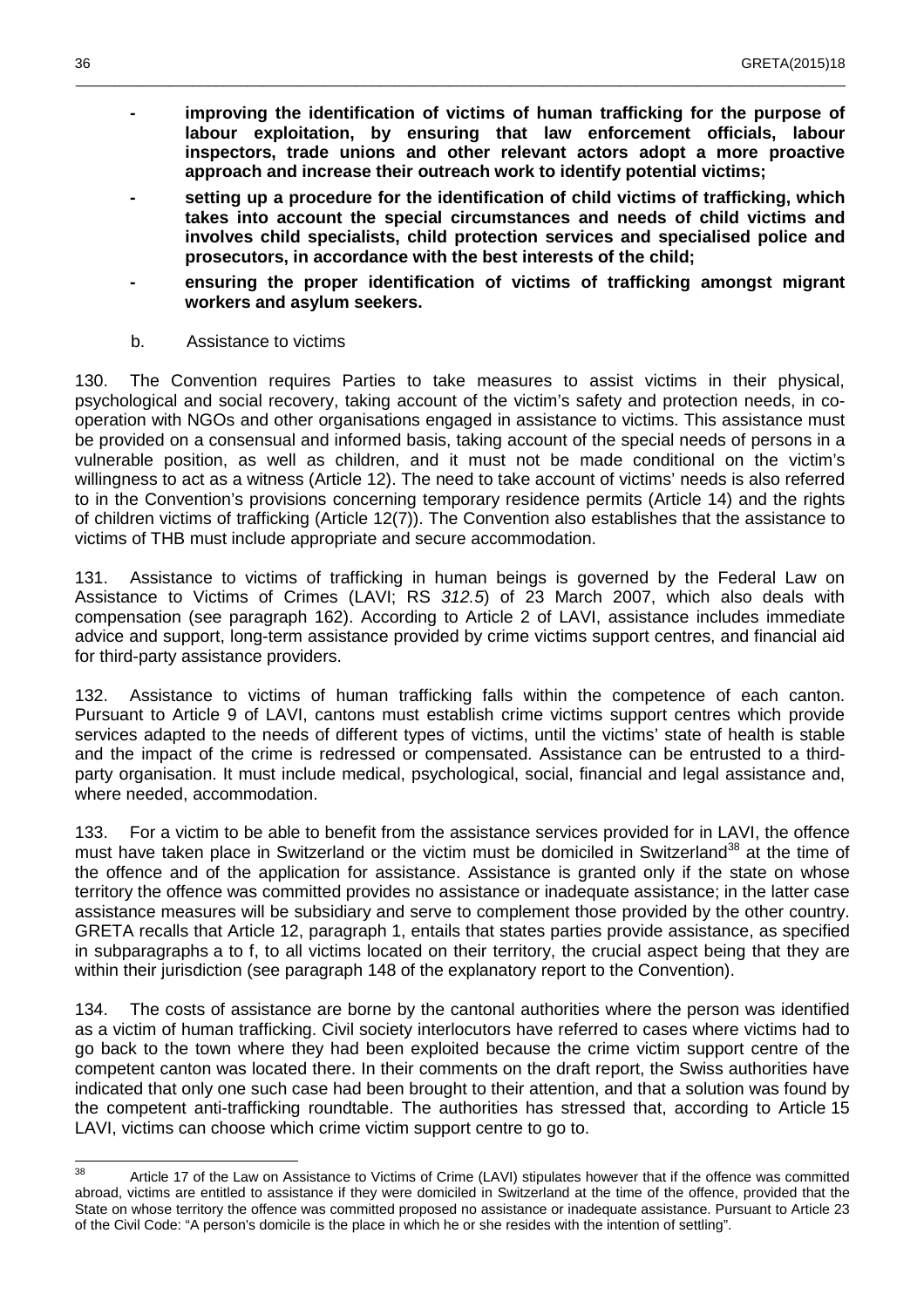- **improving the identification of victims of human trafficking for the purpose of labour exploitation, by ensuring that law enforcement officials, labour inspectors, trade unions and other relevant actors adopt a more proactive approach and increase their outreach work to identify potential victims;**
- **setting up a procedure for the identification of child victims of trafficking, which takes into account the special circumstances and needs of child victims and involves child specialists, child protection services and specialised police and prosecutors, in accordance with the best interests of the child;**
- **ensuring the proper identification of victims of trafficking amongst migrant workers and asylum seekers.**

b. Assistance to victims

130. The Convention requires Parties to take measures to assist victims in their physical, psychological and social recovery, taking account of the victim's safety and protection needs, in co-operation with NGOs and other organisations engaged in assistance to victims. This assistance must be provided on a consensual and informed basis, taking account of the special needs of persons in a vulnerable position, as well as children, and it must not be made conditional on the victim's willingness to act as a witness (Article 12). The need to take account of victims' needs is also referred to in the Convention's provisions concerning temporary residence permits (Article 14) and the rights of children victims of trafficking (Article 12(7)). The Convention also establishes that the assistance to victims of THB must include appropriate and secure accommodation.

131. Assistance to victims of trafficking in human beings is governed by the Federal Law on Assistance to Victims of Crimes (LAVI; RS *312.5*) of 23 March 2007, which also deals with compensation (see paragraph 162). According to Article 2 of LAVI, assistance includes immediate advice and support, long-term assistance provided by crime victims support centres, and financial aid for third-party assistance providers.

132. Assistance to victims of human trafficking falls within the competence of each canton. Pursuant to Article 9 of LAVI, cantons must establish crime victims support centres which provide services adapted to the needs of different types of victims, until the victims' state of health is stable and the impact of the crime is redressed or compensated. Assistance can be entrusted to a third-party organisation. It must include medical, psychological, social, financial and legal assistance and, where needed, accommodation.

133. For a victim to be able to benefit from the assistance services provided for in LAVI, the offence must have taken place in Switzerland or the victim must be domiciled in Switzerland[38] at the time of the offence and of the application for assistance. Assistance is granted only if the state on whose territory the offence was committed provides no assistance or inadequate assistance; in the latter case assistance measures will be subsidiary and serve to complement those provided by the other country. GRETA recalls that Article 12, paragraph 1, entails that states parties provide assistance, as specified in subparagraphs a to f, to all victims located on their territory, the crucial aspect being that they are within their jurisdiction (see paragraph 148 of the explanatory report to the Convention).

134. The costs of assistance are borne by the cantonal authorities where the person was identified as a victim of human trafficking. Civil society interlocutors have referred to cases where victims had to go back to the town where they had been exploited because the crime victim support centre of the competent canton was located there. In their comments on the draft report, the Swiss authorities have indicated that only one such case had been brought to their attention, and that a solution was found by the competent anti-trafficking roundtable. The authorities has stressed that, according to Article 15 LAVI, victims can choose which crime victim support centre to go to.

---

[38] Article 17 of the Law on Assistance to Victims of Crime (LAVI) stipulates however that if the offence was committed abroad, victims are entitled to assistance if they were domiciled in Switzerland at the time of the offence, provided that the State on whose territory the offence was committed proposed no assistance or inadequate assistance. Pursuant to Article 23 of the Civil Code: "A person's domicile is the place in which he or she resides with the intention of settling".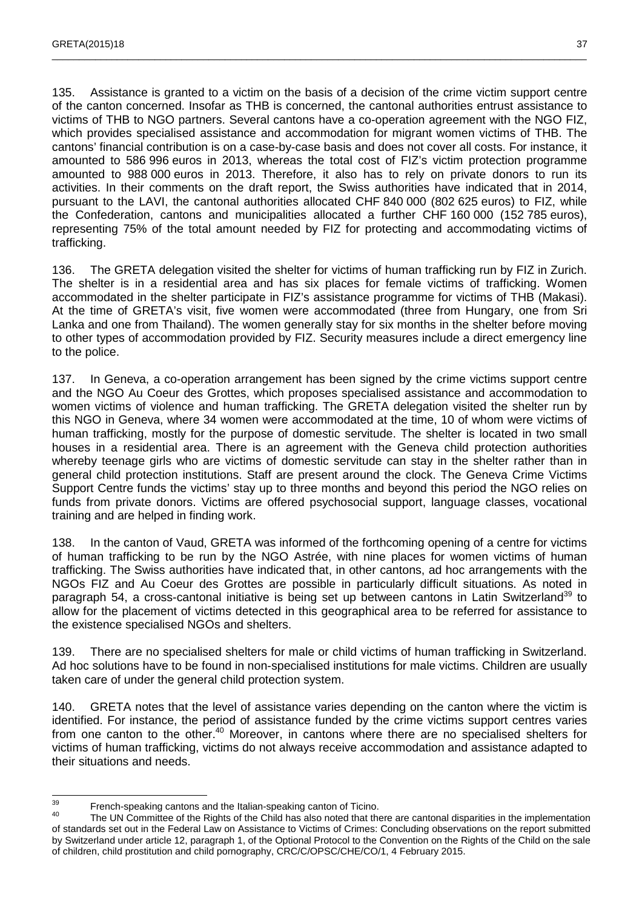135. Assistance is granted to a victim on the basis of a decision of the crime victim support centre of the canton concerned. Insofar as THB is concerned, the cantonal authorities entrust assistance to victims of THB to NGO partners. Several cantons have a co-operation agreement with the NGO FIZ, which provides specialised assistance and accommodation for migrant women victims of THB. The cantons' financial contribution is on a case-by-case basis and does not cover all costs. For instance, it amounted to 586 996 euros in 2013, whereas the total cost of FIZ's victim protection programme amounted to 988 000 euros in 2013. Therefore, it also has to rely on private donors to run its activities. In their comments on the draft report, the Swiss authorities have indicated that in 2014, pursuant to the LAVI, the cantonal authorities allocated CHF 840 000 (802 625 euros) to FIZ, while the Confederation, cantons and municipalities allocated a further CHF 160 000 (152 785 euros), representing 75% of the total amount needed by FIZ for protecting and accommodating victims of trafficking.

136. The GRETA delegation visited the shelter for victims of human trafficking run by FIZ in Zurich. The shelter is in a residential area and has six places for female victims of trafficking. Women accommodated in the shelter participate in FIZ's assistance programme for victims of THB (Makasi). At the time of GRETA's visit, five women were accommodated (three from Hungary, one from Sri Lanka and one from Thailand). The women generally stay for six months in the shelter before moving to other types of accommodation provided by FIZ. Security measures include a direct emergency line to the police.

137. In Geneva, a co-operation arrangement has been signed by the crime victims support centre and the NGO Au Coeur des Grottes, which proposes specialised assistance and accommodation to women victims of violence and human trafficking. The GRETA delegation visited the shelter run by this NGO in Geneva, where 34 women were accommodated at the time, 10 of whom were victims of human trafficking, mostly for the purpose of domestic servitude. The shelter is located in two small houses in a residential area. There is an agreement with the Geneva child protection authorities whereby teenage girls who are victims of domestic servitude can stay in the shelter rather than in general child protection institutions. Staff are present around the clock. The Geneva Crime Victims Support Centre funds the victims' stay up to three months and beyond this period the NGO relies on funds from private donors. Victims are offered psychosocial support, language classes, vocational training and are helped in finding work.

138. In the canton of Vaud, GRETA was informed of the forthcoming opening of a centre for victims of human trafficking to be run by the NGO Astrée, with nine places for women victims of human trafficking. The Swiss authorities have indicated that, in other cantons, ad hoc arrangements with the NGOs FIZ and Au Coeur des Grottes are possible in particularly difficult situations. As noted in paragraph 54, a cross-cantonal initiative is being set up between cantons in Latin Switzerland[39] to allow for the placement of victims detected in this geographical area to be referred for assistance to the existence specialised NGOs and shelters.

139. There are no specialised shelters for male or child victims of human trafficking in Switzerland. Ad hoc solutions have to be found in non-specialised institutions for male victims. Children are usually taken care of under the general child protection system.

140. GRETA notes that the level of assistance varies depending on the canton where the victim is identified. For instance, the period of assistance funded by the crime victims support centres varies from one canton to the other.[40] Moreover, in cantons where there are no specialised shelters for victims of human trafficking, victims do not always receive accommodation and assistance adapted to their situations and needs.

---

[39] French-speaking cantons and the Italian-speaking canton of Ticino.

[40] The UN Committee of the Rights of the Child has also noted that there are cantonal disparities in the implementation of standards set out in the Federal Law on Assistance to Victims of Crimes: Concluding observations on the report submitted by Switzerland under article 12, paragraph 1, of the Optional Protocol to the Convention on the Rights of the Child on the sale of children, child prostitution and child pornography, CRC/C/OPSC/CHE/CO/1, 4 February 2015.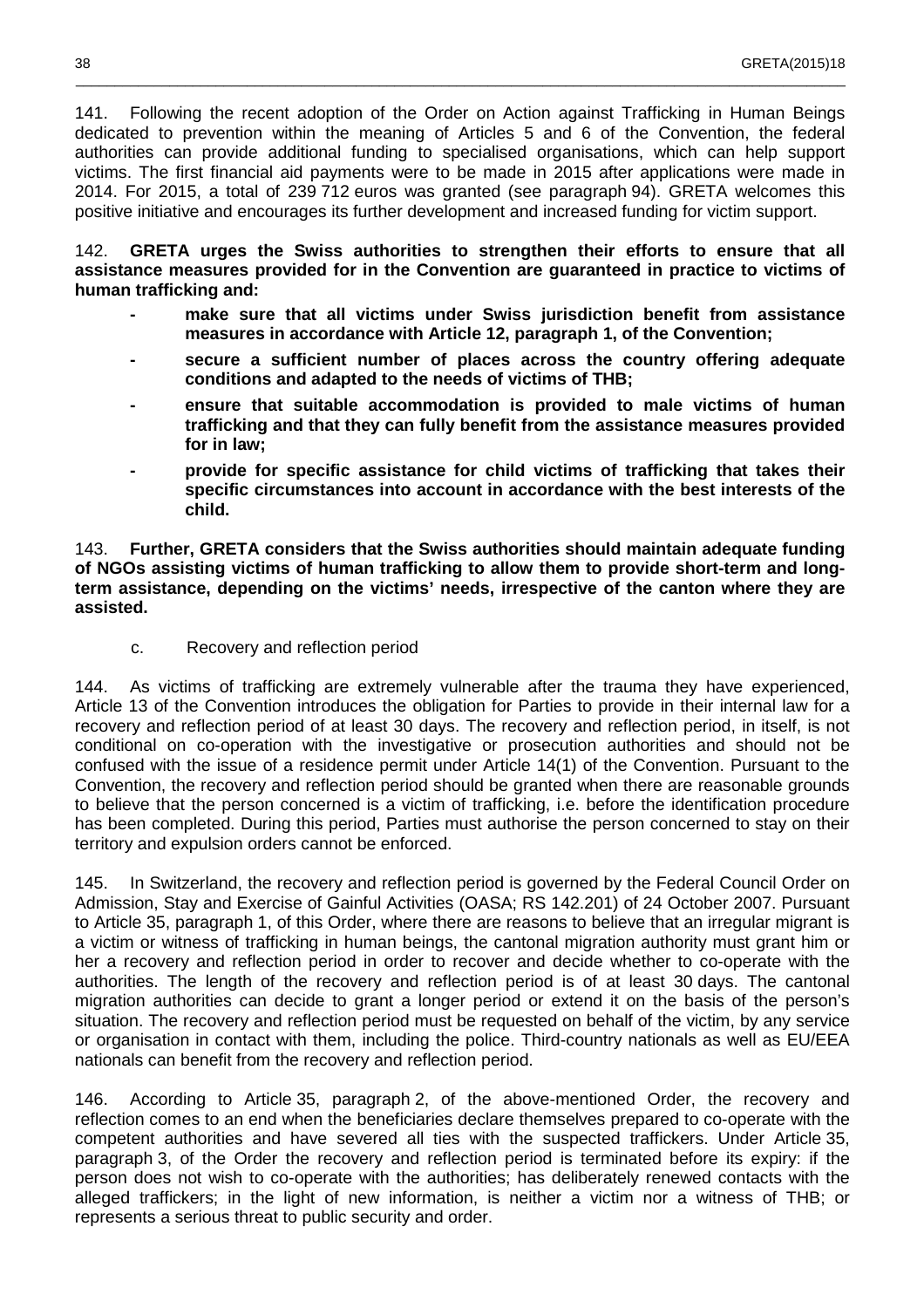141. Following the recent adoption of the Order on Action against Trafficking in Human Beings dedicated to prevention within the meaning of Articles 5 and 6 of the Convention, the federal authorities can provide additional funding to specialised organisations, which can help support victims. The first financial aid payments were to be made in 2015 after applications were made in 2014. For 2015, a total of 239 712 euros was granted (see paragraph 94). GRETA welcomes this positive initiative and encourages its further development and increased funding for victim support.

142. **GRETA urges the Swiss authorities to strengthen their efforts to ensure that all assistance measures provided for in the Convention are guaranteed in practice to victims of human trafficking and:**

- **make sure that all victims under Swiss jurisdiction benefit from assistance measures in accordance with Article 12, paragraph 1, of the Convention;**
- **secure a sufficient number of places across the country offering adequate conditions and adapted to the needs of victims of THB;**
- **ensure that suitable accommodation is provided to male victims of human trafficking and that they can fully benefit from the assistance measures provided for in law;**
- **provide for specific assistance for child victims of trafficking that takes their specific circumstances into account in accordance with the best interests of the child.**

143. **Further, GRETA considers that the Swiss authorities should maintain adequate funding of NGOs assisting victims of human trafficking to allow them to provide short-term and long-term assistance, depending on the victims' needs, irrespective of the canton where they are assisted.**

### c. Recovery and reflection period

144. As victims of trafficking are extremely vulnerable after the trauma they have experienced, Article 13 of the Convention introduces the obligation for Parties to provide in their internal law for a recovery and reflection period of at least 30 days. The recovery and reflection period, in itself, is not conditional on co-operation with the investigative or prosecution authorities and should not be confused with the issue of a residence permit under Article 14(1) of the Convention. Pursuant to the Convention, the recovery and reflection period should be granted when there are reasonable grounds to believe that the person concerned is a victim of trafficking, i.e. before the identification procedure has been completed. During this period, Parties must authorise the person concerned to stay on their territory and expulsion orders cannot be enforced.

145. In Switzerland, the recovery and reflection period is governed by the Federal Council Order on Admission, Stay and Exercise of Gainful Activities (OASA; RS 142.201) of 24 October 2007. Pursuant to Article 35, paragraph 1, of this Order, where there are reasons to believe that an irregular migrant is a victim or witness of trafficking in human beings, the cantonal migration authority must grant him or her a recovery and reflection period in order to recover and decide whether to co-operate with the authorities. The length of the recovery and reflection period is of at least 30 days. The cantonal migration authorities can decide to grant a longer period or extend it on the basis of the person's situation. The recovery and reflection period must be requested on behalf of the victim, by any service or organisation in contact with them, including the police. Third-country nationals as well as EU/EEA nationals can benefit from the recovery and reflection period.

146. According to Article 35, paragraph 2, of the above-mentioned Order, the recovery and reflection comes to an end when the beneficiaries declare themselves prepared to co-operate with the competent authorities and have severed all ties with the suspected traffickers. Under Article 35, paragraph 3, of the Order the recovery and reflection period is terminated before its expiry: if the person does not wish to co-operate with the authorities; has deliberately renewed contacts with the alleged traffickers; in the light of new information, is neither a victim nor a witness of THB; or represents a serious threat to public security and order.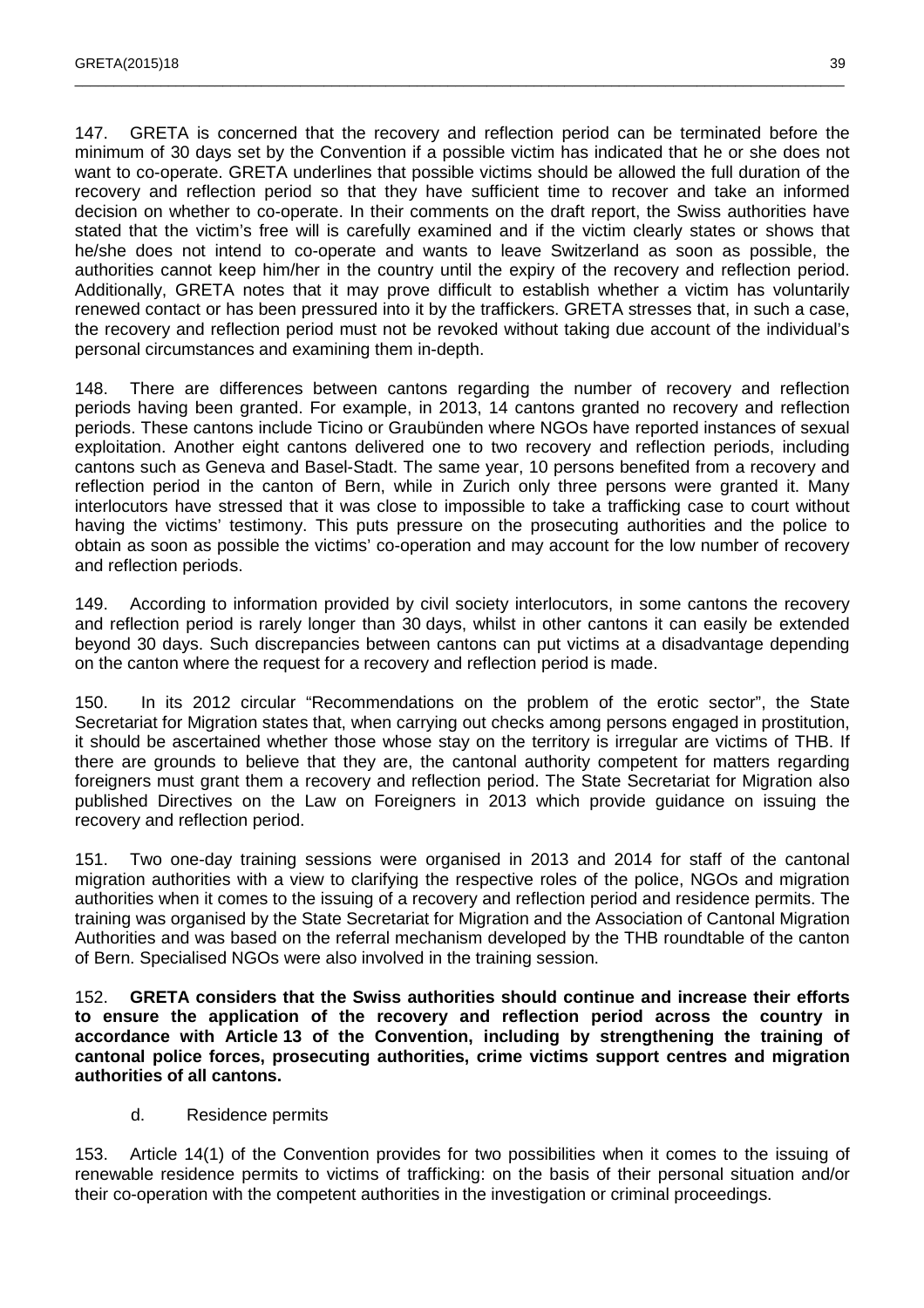147. GRETA is concerned that the recovery and reflection period can be terminated before the minimum of 30 days set by the Convention if a possible victim has indicated that he or she does not want to co-operate. GRETA underlines that possible victims should be allowed the full duration of the recovery and reflection period so that they have sufficient time to recover and take an informed decision on whether to co-operate. In their comments on the draft report, the Swiss authorities have stated that the victim's free will is carefully examined and if the victim clearly states or shows that he/she does not intend to co-operate and wants to leave Switzerland as soon as possible, the authorities cannot keep him/her in the country until the expiry of the recovery and reflection period. Additionally, GRETA notes that it may prove difficult to establish whether a victim has voluntarily renewed contact or has been pressured into it by the traffickers. GRETA stresses that, in such a case, the recovery and reflection period must not be revoked without taking due account of the individual's personal circumstances and examining them in-depth.

148. There are differences between cantons regarding the number of recovery and reflection periods having been granted. For example, in 2013, 14 cantons granted no recovery and reflection periods. These cantons include Ticino or Graubünden where NGOs have reported instances of sexual exploitation. Another eight cantons delivered one to two recovery and reflection periods, including cantons such as Geneva and Basel-Stadt. The same year, 10 persons benefited from a recovery and reflection period in the canton of Bern, while in Zurich only three persons were granted it. Many interlocutors have stressed that it was close to impossible to take a trafficking case to court without having the victims' testimony. This puts pressure on the prosecuting authorities and the police to obtain as soon as possible the victims' co-operation and may account for the low number of recovery and reflection periods.

149. According to information provided by civil society interlocutors, in some cantons the recovery and reflection period is rarely longer than 30 days, whilst in other cantons it can easily be extended beyond 30 days. Such discrepancies between cantons can put victims at a disadvantage depending on the canton where the request for a recovery and reflection period is made.

150. In its 2012 circular "Recommendations on the problem of the erotic sector", the State Secretariat for Migration states that, when carrying out checks among persons engaged in prostitution, it should be ascertained whether those whose stay on the territory is irregular are victims of THB. If there are grounds to believe that they are, the cantonal authority competent for matters regarding foreigners must grant them a recovery and reflection period. The State Secretariat for Migration also published Directives on the Law on Foreigners in 2013 which provide guidance on issuing the recovery and reflection period.

151. Two one-day training sessions were organised in 2013 and 2014 for staff of the cantonal migration authorities with a view to clarifying the respective roles of the police, NGOs and migration authorities when it comes to the issuing of a recovery and reflection period and residence permits. The training was organised by the State Secretariat for Migration and the Association of Cantonal Migration Authorities and was based on the referral mechanism developed by the THB roundtable of the canton of Bern. Specialised NGOs were also involved in the training session.

152. **GRETA considers that the Swiss authorities should continue and increase their efforts to ensure the application of the recovery and reflection period across the country in accordance with Article 13 of the Convention, including by strengthening the training of cantonal police forces, prosecuting authorities, crime victims support centres and migration authorities of all cantons.**

### d. Residence permits

153. Article 14(1) of the Convention provides for two possibilities when it comes to the issuing of renewable residence permits to victims of trafficking: on the basis of their personal situation and/or their co-operation with the competent authorities in the investigation or criminal proceedings.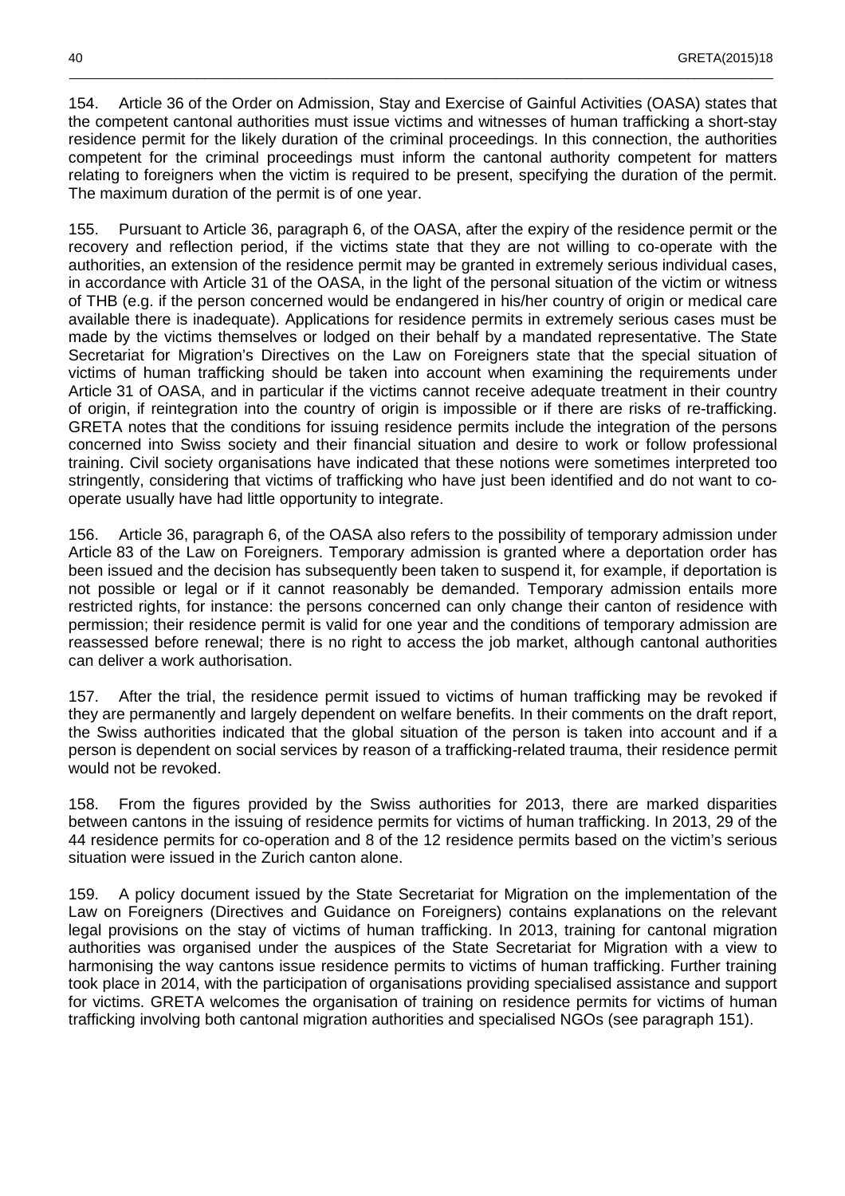154. Article 36 of the Order on Admission, Stay and Exercise of Gainful Activities (OASA) states that the competent cantonal authorities must issue victims and witnesses of human trafficking a short-stay residence permit for the likely duration of the criminal proceedings. In this connection, the authorities competent for the criminal proceedings must inform the cantonal authority competent for matters relating to foreigners when the victim is required to be present, specifying the duration of the permit. The maximum duration of the permit is of one year.

155. Pursuant to Article 36, paragraph 6, of the OASA, after the expiry of the residence permit or the recovery and reflection period, if the victims state that they are not willing to co-operate with the authorities, an extension of the residence permit may be granted in extremely serious individual cases, in accordance with Article 31 of the OASA, in the light of the personal situation of the victim or witness of THB (e.g. if the person concerned would be endangered in his/her country of origin or medical care available there is inadequate). Applications for residence permits in extremely serious cases must be made by the victims themselves or lodged on their behalf by a mandated representative. The State Secretariat for Migration's Directives on the Law on Foreigners state that the special situation of victims of human trafficking should be taken into account when examining the requirements under Article 31 of OASA, and in particular if the victims cannot receive adequate treatment in their country of origin, if reintegration into the country of origin is impossible or if there are risks of re-trafficking. GRETA notes that the conditions for issuing residence permits include the integration of the persons concerned into Swiss society and their financial situation and desire to work or follow professional training. Civil society organisations have indicated that these notions were sometimes interpreted too stringently, considering that victims of trafficking who have just been identified and do not want to co-operate usually have had little opportunity to integrate.

156. Article 36, paragraph 6, of the OASA also refers to the possibility of temporary admission under Article 83 of the Law on Foreigners. Temporary admission is granted where a deportation order has been issued and the decision has subsequently been taken to suspend it, for example, if deportation is not possible or legal or if it cannot reasonably be demanded. Temporary admission entails more restricted rights, for instance: the persons concerned can only change their canton of residence with permission; their residence permit is valid for one year and the conditions of temporary admission are reassessed before renewal; there is no right to access the job market, although cantonal authorities can deliver a work authorisation.

157. After the trial, the residence permit issued to victims of human trafficking may be revoked if they are permanently and largely dependent on welfare benefits. In their comments on the draft report, the Swiss authorities indicated that the global situation of the person is taken into account and if a person is dependent on social services by reason of a trafficking-related trauma, their residence permit would not be revoked.

158. From the figures provided by the Swiss authorities for 2013, there are marked disparities between cantons in the issuing of residence permits for victims of human trafficking. In 2013, 29 of the 44 residence permits for co-operation and 8 of the 12 residence permits based on the victim's serious situation were issued in the Zurich canton alone.

159. A policy document issued by the State Secretariat for Migration on the implementation of the Law on Foreigners (Directives and Guidance on Foreigners) contains explanations on the relevant legal provisions on the stay of victims of human trafficking. In 2013, training for cantonal migration authorities was organised under the auspices of the State Secretariat for Migration with a view to harmonising the way cantons issue residence permits to victims of human trafficking. Further training took place in 2014, with the participation of organisations providing specialised assistance and support for victims. GRETA welcomes the organisation of training on residence permits for victims of human trafficking involving both cantonal migration authorities and specialised NGOs (see paragraph 151).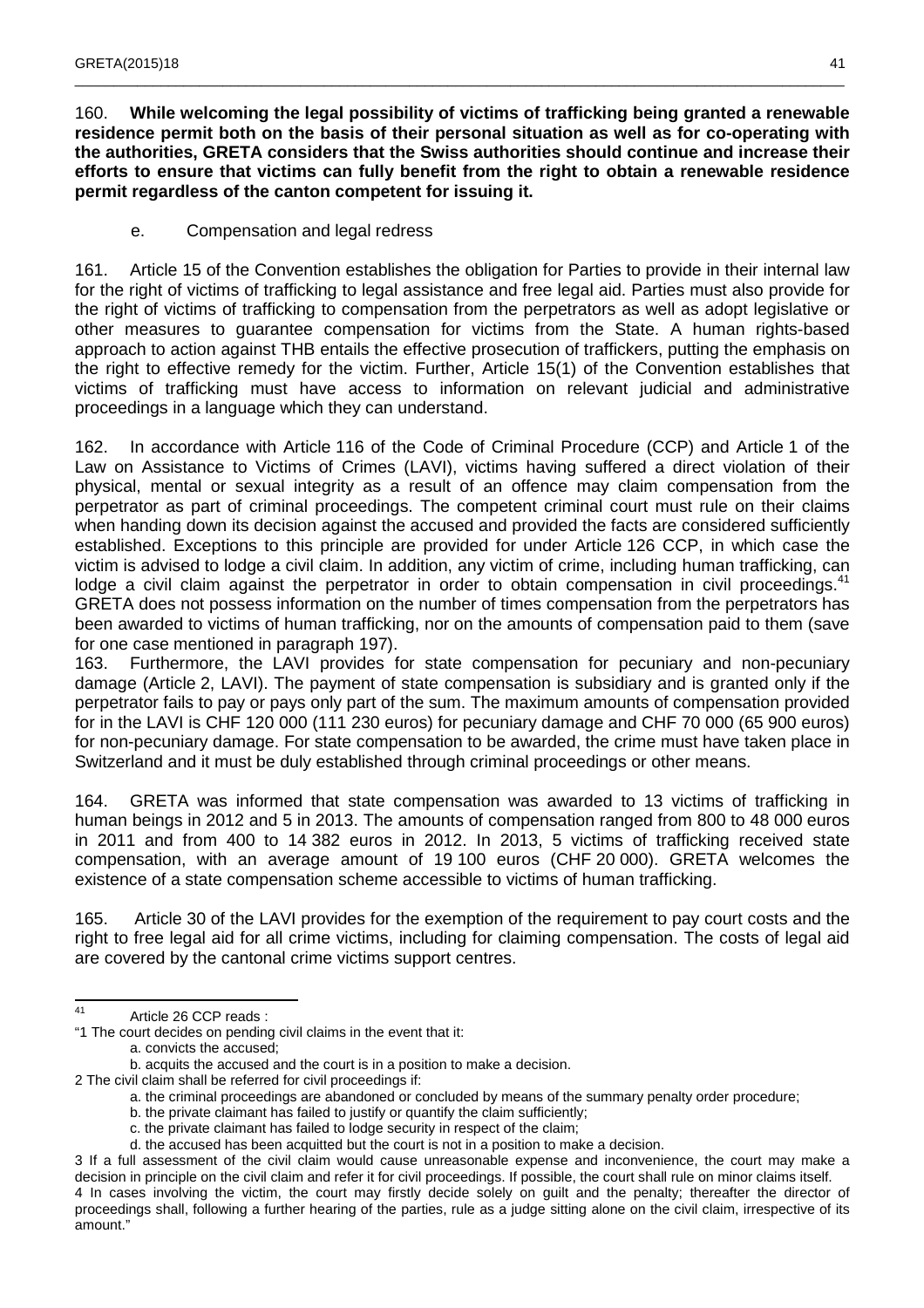160. **While welcoming the legal possibility of victims of trafficking being granted a renewable residence permit both on the basis of their personal situation as well as for co-operating with the authorities, GRETA considers that the Swiss authorities should continue and increase their efforts to ensure that victims can fully benefit from the right to obtain a renewable residence permit regardless of the canton competent for issuing it.**

### e. Compensation and legal redress

161. Article 15 of the Convention establishes the obligation for Parties to provide in their internal law for the right of victims of trafficking to legal assistance and free legal aid. Parties must also provide for the right of victims of trafficking to compensation from the perpetrators as well as adopt legislative or other measures to guarantee compensation for victims from the State. A human rights-based approach to action against THB entails the effective prosecution of traffickers, putting the emphasis on the right to effective remedy for the victim. Further, Article 15(1) of the Convention establishes that victims of trafficking must have access to information on relevant judicial and administrative proceedings in a language which they can understand.

162. In accordance with Article 116 of the Code of Criminal Procedure (CCP) and Article 1 of the Law on Assistance to Victims of Crimes (LAVI), victims having suffered a direct violation of their physical, mental or sexual integrity as a result of an offence may claim compensation from the perpetrator as part of criminal proceedings. The competent criminal court must rule on their claims when handing down its decision against the accused and provided the facts are considered sufficiently established. Exceptions to this principle are provided for under Article 126 CCP, in which case the victim is advised to lodge a civil claim. In addition, any victim of crime, including human trafficking, can lodge a civil claim against the perpetrator in order to obtain compensation in civil proceedings.[41] GRETA does not possess information on the number of times compensation from the perpetrators has been awarded to victims of human trafficking, nor on the amounts of compensation paid to them (save for one case mentioned in paragraph 197).

163. Furthermore, the LAVI provides for state compensation for pecuniary and non-pecuniary damage (Article 2, LAVI). The payment of state compensation is subsidiary and is granted only if the perpetrator fails to pay or pays only part of the sum. The maximum amounts of compensation provided for in the LAVI is CHF 120 000 (111 230 euros) for pecuniary damage and CHF 70 000 (65 900 euros) for non-pecuniary damage. For state compensation to be awarded, the crime must have taken place in Switzerland and it must be duly established through criminal proceedings or other means.

164. GRETA was informed that state compensation was awarded to 13 victims of trafficking in human beings in 2012 and 5 in 2013. The amounts of compensation ranged from 800 to 48 000 euros in 2011 and from 400 to 14 382 euros in 2012. In 2013, 5 victims of trafficking received state compensation, with an average amount of 19 100 euros (CHF 20 000). GRETA welcomes the existence of a state compensation scheme accessible to victims of human trafficking.

165. Article 30 of the LAVI provides for the exemption of the requirement to pay court costs and the right to free legal aid for all crime victims, including for claiming compensation. The costs of legal aid are covered by the cantonal crime victims support centres.

---

[41] Article 26 CCP reads :
"1 The court decides on pending civil claims in the event that it:
a. convicts the accused;
b. acquits the accused and the court is in a position to make a decision.
2 The civil claim shall be referred for civil proceedings if:
a. the criminal proceedings are abandoned or concluded by means of the summary penalty order procedure;
b. the private claimant has failed to justify or quantify the claim sufficiently;
c. the private claimant has failed to lodge security in respect of the claim;
d. the accused has been acquitted but the court is not in a position to make a decision.
3 If a full assessment of the civil claim would cause unreasonable expense and inconvenience, the court may make a decision in principle on the civil claim and refer it for civil proceedings. If possible, the court shall rule on minor claims itself.
4 In cases involving the victim, the court may firstly decide solely on guilt and the penalty; thereafter the director of proceedings shall, following a further hearing of the parties, rule as a judge sitting alone on the civil claim, irrespective of its amount."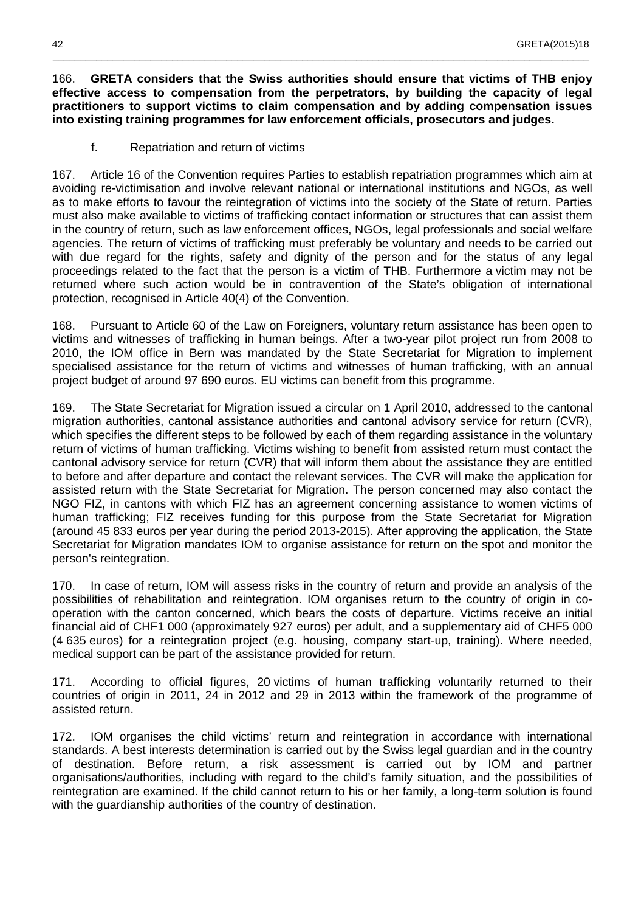166. **GRETA considers that the Swiss authorities should ensure that victims of THB enjoy effective access to compensation from the perpetrators, by building the capacity of legal practitioners to support victims to claim compensation and by adding compensation issues into existing training programmes for law enforcement officials, prosecutors and judges.**

### f. Repatriation and return of victims

167. Article 16 of the Convention requires Parties to establish repatriation programmes which aim at avoiding re-victimisation and involve relevant national or international institutions and NGOs, as well as to make efforts to favour the reintegration of victims into the society of the State of return. Parties must also make available to victims of trafficking contact information or structures that can assist them in the country of return, such as law enforcement offices, NGOs, legal professionals and social welfare agencies. The return of victims of trafficking must preferably be voluntary and needs to be carried out with due regard for the rights, safety and dignity of the person and for the status of any legal proceedings related to the fact that the person is a victim of THB. Furthermore a victim may not be returned where such action would be in contravention of the State's obligation of international protection, recognised in Article 40(4) of the Convention.

168. Pursuant to Article 60 of the Law on Foreigners, voluntary return assistance has been open to victims and witnesses of trafficking in human beings. After a two-year pilot project run from 2008 to 2010, the IOM office in Bern was mandated by the State Secretariat for Migration to implement specialised assistance for the return of victims and witnesses of human trafficking, with an annual project budget of around 97 690 euros. EU victims can benefit from this programme.

169. The State Secretariat for Migration issued a circular on 1 April 2010, addressed to the cantonal migration authorities, cantonal assistance authorities and cantonal advisory service for return (CVR), which specifies the different steps to be followed by each of them regarding assistance in the voluntary return of victims of human trafficking. Victims wishing to benefit from assisted return must contact the cantonal advisory service for return (CVR) that will inform them about the assistance they are entitled to before and after departure and contact the relevant services. The CVR will make the application for assisted return with the State Secretariat for Migration. The person concerned may also contact the NGO FIZ, in cantons with which FIZ has an agreement concerning assistance to women victims of human trafficking; FIZ receives funding for this purpose from the State Secretariat for Migration (around 45 833 euros per year during the period 2013-2015). After approving the application, the State Secretariat for Migration mandates IOM to organise assistance for return on the spot and monitor the person's reintegration.

170. In case of return, IOM will assess risks in the country of return and provide an analysis of the possibilities of rehabilitation and reintegration. IOM organises return to the country of origin in co-operation with the canton concerned, which bears the costs of departure. Victims receive an initial financial aid of CHF1 000 (approximately 927 euros) per adult, and a supplementary aid of CHF5 000 (4 635 euros) for a reintegration project (e.g. housing, company start-up, training). Where needed, medical support can be part of the assistance provided for return.

171. According to official figures, 20 victims of human trafficking voluntarily returned to their countries of origin in 2011, 24 in 2012 and 29 in 2013 within the framework of the programme of assisted return.

172. IOM organises the child victims' return and reintegration in accordance with international standards. A best interests determination is carried out by the Swiss legal guardian and in the country of destination. Before return, a risk assessment is carried out by IOM and partner organisations/authorities, including with regard to the child's family situation, and the possibilities of reintegration are examined. If the child cannot return to his or her family, a long-term solution is found with the guardianship authorities of the country of destination.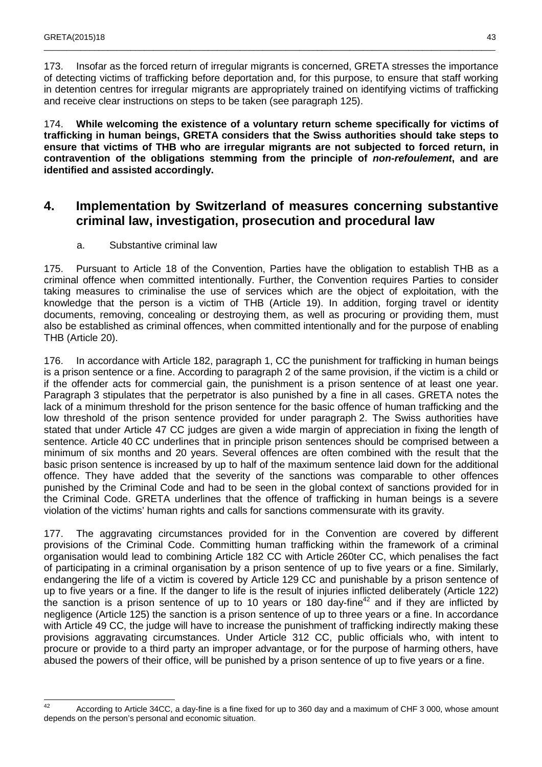173. Insofar as the forced return of irregular migrants is concerned, GRETA stresses the importance of detecting victims of trafficking before deportation and, for this purpose, to ensure that staff working in detention centres for irregular migrants are appropriately trained on identifying victims of trafficking and receive clear instructions on steps to be taken (see paragraph 125).

174. **While welcoming the existence of a voluntary return scheme specifically for victims of trafficking in human beings, GRETA considers that the Swiss authorities should take steps to ensure that victims of THB who are irregular migrants are not subjected to forced return, in contravention of the obligations stemming from the principle of *non-refoulement*, and are identified and assisted accordingly.**

## 4. Implementation by Switzerland of measures concerning substantive criminal law, investigation, prosecution and procedural law

### a. Substantive criminal law

175. Pursuant to Article 18 of the Convention, Parties have the obligation to establish THB as a criminal offence when committed intentionally. Further, the Convention requires Parties to consider taking measures to criminalise the use of services which are the object of exploitation, with the knowledge that the person is a victim of THB (Article 19). In addition, forging travel or identity documents, removing, concealing or destroying them, as well as procuring or providing them, must also be established as criminal offences, when committed intentionally and for the purpose of enabling THB (Article 20).

176. In accordance with Article 182, paragraph 1, CC the punishment for trafficking in human beings is a prison sentence or a fine. According to paragraph 2 of the same provision, if the victim is a child or if the offender acts for commercial gain, the punishment is a prison sentence of at least one year. Paragraph 3 stipulates that the perpetrator is also punished by a fine in all cases. GRETA notes the lack of a minimum threshold for the prison sentence for the basic offence of human trafficking and the low threshold of the prison sentence provided for under paragraph 2. The Swiss authorities have stated that under Article 47 CC judges are given a wide margin of appreciation in fixing the length of sentence. Article 40 CC underlines that in principle prison sentences should be comprised between a minimum of six months and 20 years. Several offences are often combined with the result that the basic prison sentence is increased by up to half of the maximum sentence laid down for the additional offence. They have added that the severity of the sanctions was comparable to other offences punished by the Criminal Code and had to be seen in the global context of sanctions provided for in the Criminal Code. GRETA underlines that the offence of trafficking in human beings is a severe violation of the victims' human rights and calls for sanctions commensurate with its gravity.

177. The aggravating circumstances provided for in the Convention are covered by different provisions of the Criminal Code. Committing human trafficking within the framework of a criminal organisation would lead to combining Article 182 CC with Article 260ter CC, which penalises the fact of participating in a criminal organisation by a prison sentence of up to five years or a fine. Similarly, endangering the life of a victim is covered by Article 129 CC and punishable by a prison sentence of up to five years or a fine. If the danger to life is the result of injuries inflicted deliberately (Article 122) the sanction is a prison sentence of up to 10 years or 180 day-fine[42] and if they are inflicted by negligence (Article 125) the sanction is a prison sentence of up to three years or a fine. In accordance with Article 49 CC, the judge will have to increase the punishment of trafficking indirectly making these provisions aggravating circumstances. Under Article 312 CC, public officials who, with intent to procure or provide to a third party an improper advantage, or for the purpose of harming others, have abused the powers of their office, will be punished by a prison sentence of up to five years or a fine.

---

[42] According to Article 34CC, a day-fine is a fine fixed for up to 360 day and a maximum of CHF 3 000, whose amount depends on the person's personal and economic situation.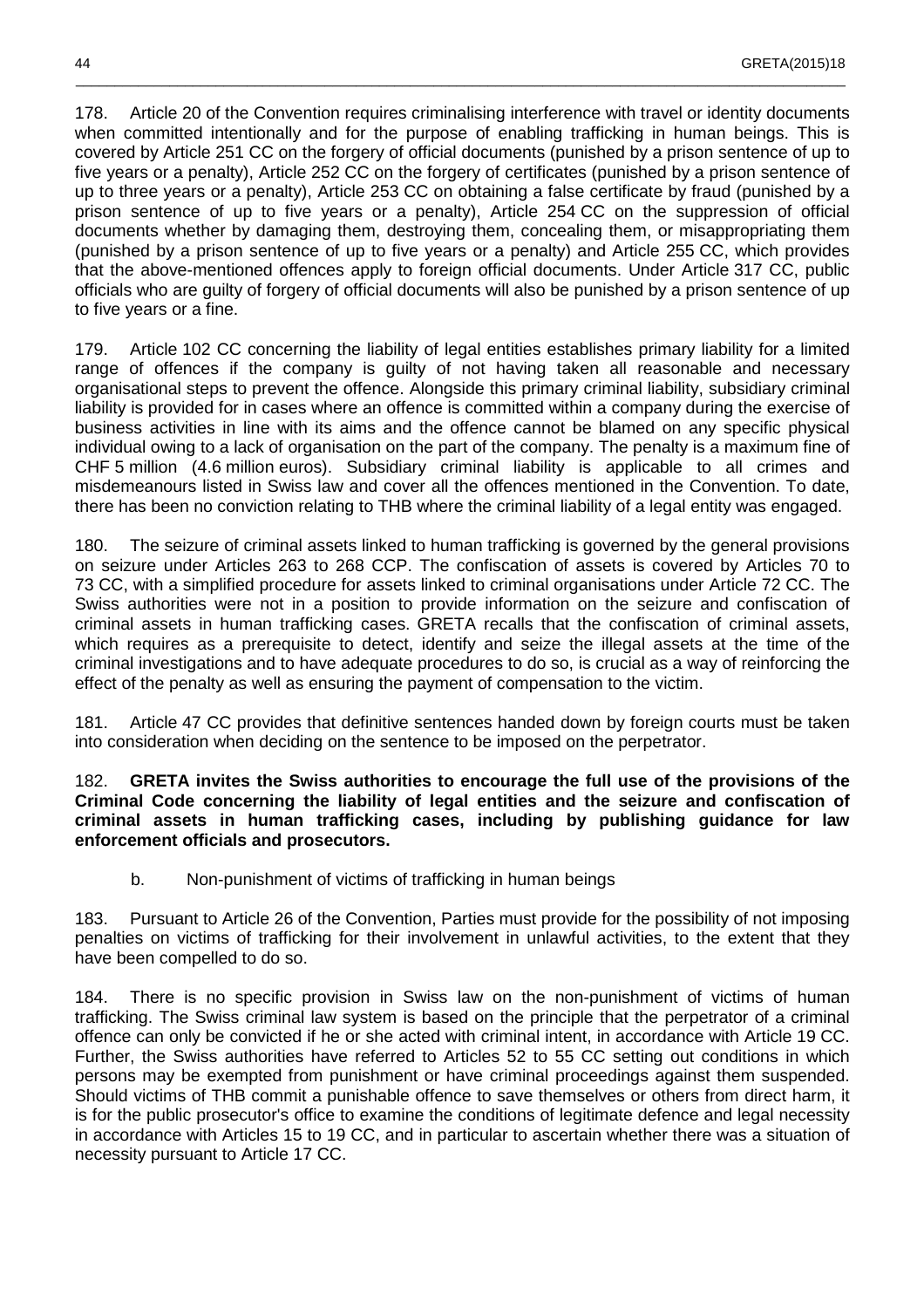178. Article 20 of the Convention requires criminalising interference with travel or identity documents when committed intentionally and for the purpose of enabling trafficking in human beings. This is covered by Article 251 CC on the forgery of official documents (punished by a prison sentence of up to five years or a penalty), Article 252 CC on the forgery of certificates (punished by a prison sentence of up to three years or a penalty), Article 253 CC on obtaining a false certificate by fraud (punished by a prison sentence of up to five years or a penalty), Article 254 CC on the suppression of official documents whether by damaging them, destroying them, concealing them, or misappropriating them (punished by a prison sentence of up to five years or a penalty) and Article 255 CC, which provides that the above-mentioned offences apply to foreign official documents. Under Article 317 CC, public officials who are guilty of forgery of official documents will also be punished by a prison sentence of up to five years or a fine.

179. Article 102 CC concerning the liability of legal entities establishes primary liability for a limited range of offences if the company is guilty of not having taken all reasonable and necessary organisational steps to prevent the offence. Alongside this primary criminal liability, subsidiary criminal liability is provided for in cases where an offence is committed within a company during the exercise of business activities in line with its aims and the offence cannot be blamed on any specific physical individual owing to a lack of organisation on the part of the company. The penalty is a maximum fine of CHF 5 million (4.6 million euros). Subsidiary criminal liability is applicable to all crimes and misdemeanours listed in Swiss law and cover all the offences mentioned in the Convention. To date, there has been no conviction relating to THB where the criminal liability of a legal entity was engaged.

180. The seizure of criminal assets linked to human trafficking is governed by the general provisions on seizure under Articles 263 to 268 CCP. The confiscation of assets is covered by Articles 70 to 73 CC, with a simplified procedure for assets linked to criminal organisations under Article 72 CC. The Swiss authorities were not in a position to provide information on the seizure and confiscation of criminal assets in human trafficking cases. GRETA recalls that the confiscation of criminal assets, which requires as a prerequisite to detect, identify and seize the illegal assets at the time of the criminal investigations and to have adequate procedures to do so, is crucial as a way of reinforcing the effect of the penalty as well as ensuring the payment of compensation to the victim.

181. Article 47 CC provides that definitive sentences handed down by foreign courts must be taken into consideration when deciding on the sentence to be imposed on the perpetrator.

182. **GRETA invites the Swiss authorities to encourage the full use of the provisions of the Criminal Code concerning the liability of legal entities and the seizure and confiscation of criminal assets in human trafficking cases, including by publishing guidance for law enforcement officials and prosecutors.**

b. Non-punishment of victims of trafficking in human beings

183. Pursuant to Article 26 of the Convention, Parties must provide for the possibility of not imposing penalties on victims of trafficking for their involvement in unlawful activities, to the extent that they have been compelled to do so.

184. There is no specific provision in Swiss law on the non-punishment of victims of human trafficking. The Swiss criminal law system is based on the principle that the perpetrator of a criminal offence can only be convicted if he or she acted with criminal intent, in accordance with Article 19 CC. Further, the Swiss authorities have referred to Articles 52 to 55 CC setting out conditions in which persons may be exempted from punishment or have criminal proceedings against them suspended. Should victims of THB commit a punishable offence to save themselves or others from direct harm, it is for the public prosecutor's office to examine the conditions of legitimate defence and legal necessity in accordance with Articles 15 to 19 CC, and in particular to ascertain whether there was a situation of necessity pursuant to Article 17 CC.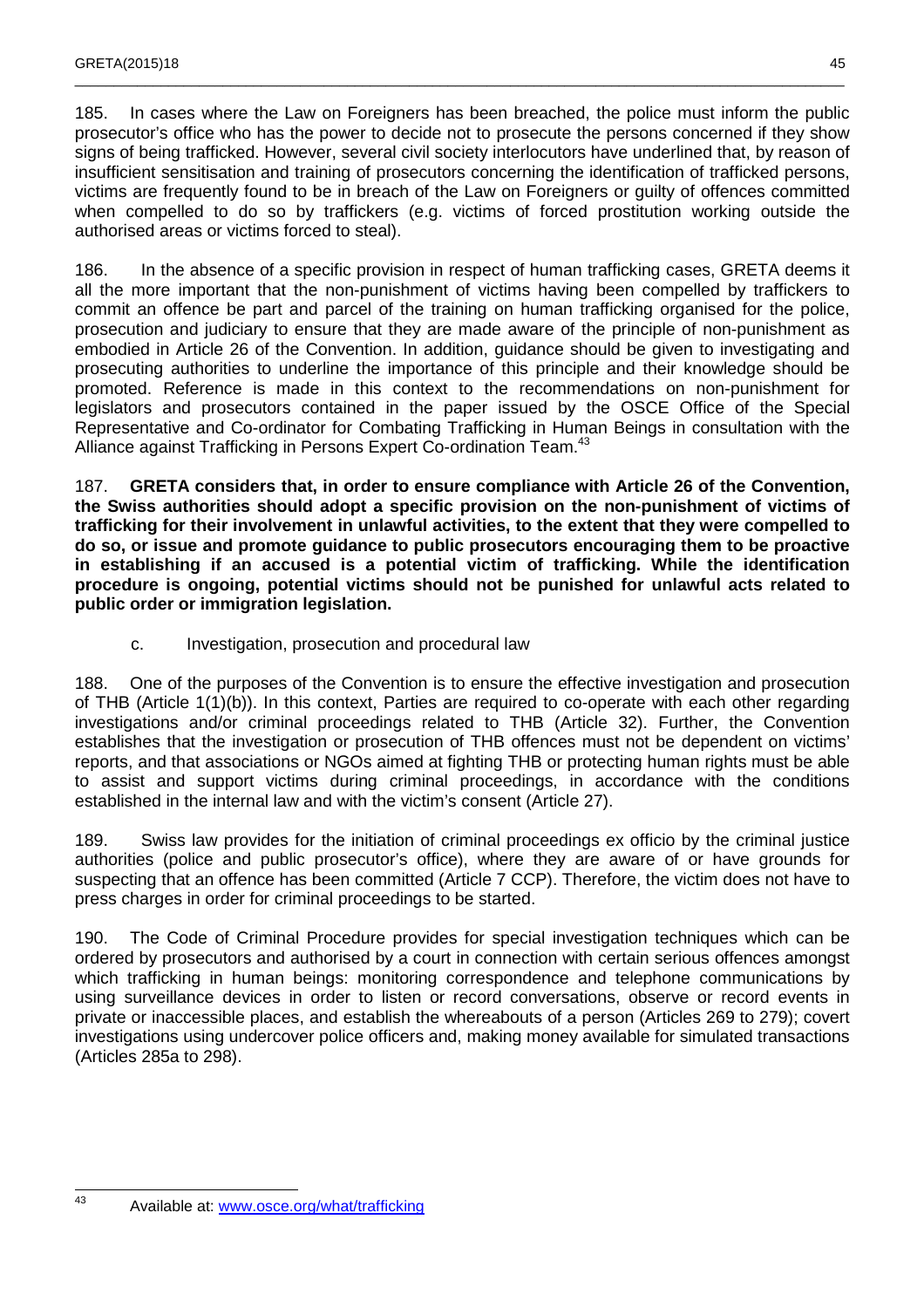185. In cases where the Law on Foreigners has been breached, the police must inform the public prosecutor's office who has the power to decide not to prosecute the persons concerned if they show signs of being trafficked. However, several civil society interlocutors have underlined that, by reason of insufficient sensitisation and training of prosecutors concerning the identification of trafficked persons, victims are frequently found to be in breach of the Law on Foreigners or guilty of offences committed when compelled to do so by traffickers (e.g. victims of forced prostitution working outside the authorised areas or victims forced to steal).

186. In the absence of a specific provision in respect of human trafficking cases, GRETA deems it all the more important that the non-punishment of victims having been compelled by traffickers to commit an offence be part and parcel of the training on human trafficking organised for the police, prosecution and judiciary to ensure that they are made aware of the principle of non-punishment as embodied in Article 26 of the Convention. In addition, guidance should be given to investigating and prosecuting authorities to underline the importance of this principle and their knowledge should be promoted. Reference is made in this context to the recommendations on non-punishment for legislators and prosecutors contained in the paper issued by the OSCE Office of the Special Representative and Co-ordinator for Combating Trafficking in Human Beings in consultation with the Alliance against Trafficking in Persons Expert Co-ordination Team.[43]

187. **GRETA considers that, in order to ensure compliance with Article 26 of the Convention, the Swiss authorities should adopt a specific provision on the non-punishment of victims of trafficking for their involvement in unlawful activities, to the extent that they were compelled to do so, or issue and promote guidance to public prosecutors encouraging them to be proactive in establishing if an accused is a potential victim of trafficking. While the identification procedure is ongoing, potential victims should not be punished for unlawful acts related to public order or immigration legislation.**

c. Investigation, prosecution and procedural law

188. One of the purposes of the Convention is to ensure the effective investigation and prosecution of THB (Article 1(1)(b)). In this context, Parties are required to co-operate with each other regarding investigations and/or criminal proceedings related to THB (Article 32). Further, the Convention establishes that the investigation or prosecution of THB offences must not be dependent on victims' reports, and that associations or NGOs aimed at fighting THB or protecting human rights must be able to assist and support victims during criminal proceedings, in accordance with the conditions established in the internal law and with the victim's consent (Article 27).

189. Swiss law provides for the initiation of criminal proceedings ex officio by the criminal justice authorities (police and public prosecutor's office), where they are aware of or have grounds for suspecting that an offence has been committed (Article 7 CCP). Therefore, the victim does not have to press charges in order for criminal proceedings to be started.

190. The Code of Criminal Procedure provides for special investigation techniques which can be ordered by prosecutors and authorised by a court in connection with certain serious offences amongst which trafficking in human beings: monitoring correspondence and telephone communications by using surveillance devices in order to listen or record conversations, observe or record events in private or inaccessible places, and establish the whereabouts of a person (Articles 269 to 279); covert investigations using undercover police officers and, making money available for simulated transactions (Articles 285a to 298).

---

[43] Available at: www.osce.org/what/trafficking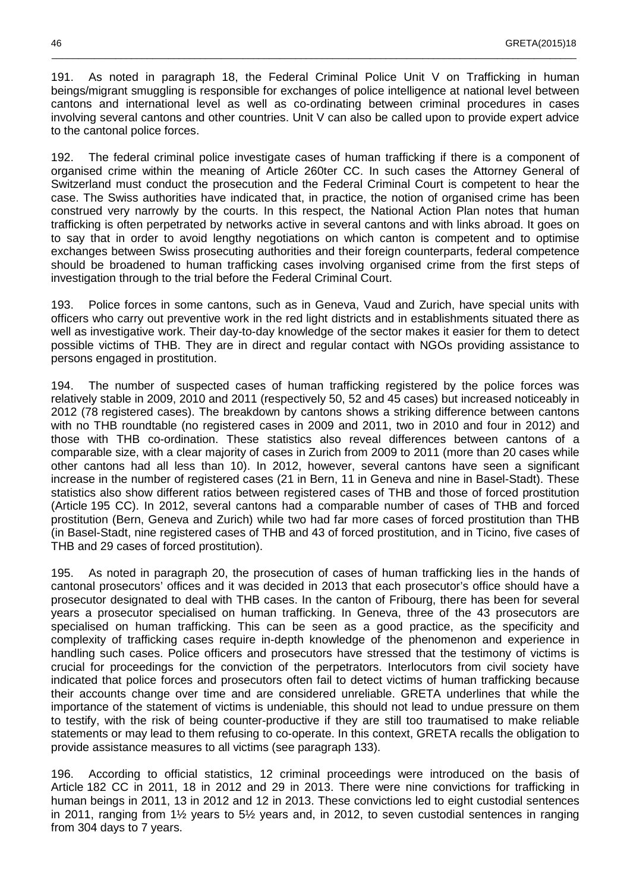191. As noted in paragraph 18, the Federal Criminal Police Unit V on Trafficking in human beings/migrant smuggling is responsible for exchanges of police intelligence at national level between cantons and international level as well as co-ordinating between criminal procedures in cases involving several cantons and other countries. Unit V can also be called upon to provide expert advice to the cantonal police forces.

192. The federal criminal police investigate cases of human trafficking if there is a component of organised crime within the meaning of Article 260ter CC. In such cases the Attorney General of Switzerland must conduct the prosecution and the Federal Criminal Court is competent to hear the case. The Swiss authorities have indicated that, in practice, the notion of organised crime has been construed very narrowly by the courts. In this respect, the National Action Plan notes that human trafficking is often perpetrated by networks active in several cantons and with links abroad. It goes on to say that in order to avoid lengthy negotiations on which canton is competent and to optimise exchanges between Swiss prosecuting authorities and their foreign counterparts, federal competence should be broadened to human trafficking cases involving organised crime from the first steps of investigation through to the trial before the Federal Criminal Court.

193. Police forces in some cantons, such as in Geneva, Vaud and Zurich, have special units with officers who carry out preventive work in the red light districts and in establishments situated there as well as investigative work. Their day-to-day knowledge of the sector makes it easier for them to detect possible victims of THB. They are in direct and regular contact with NGOs providing assistance to persons engaged in prostitution.

194. The number of suspected cases of human trafficking registered by the police forces was relatively stable in 2009, 2010 and 2011 (respectively 50, 52 and 45 cases) but increased noticeably in 2012 (78 registered cases). The breakdown by cantons shows a striking difference between cantons with no THB roundtable (no registered cases in 2009 and 2011, two in 2010 and four in 2012) and those with THB co-ordination. These statistics also reveal differences between cantons of a comparable size, with a clear majority of cases in Zurich from 2009 to 2011 (more than 20 cases while other cantons had all less than 10). In 2012, however, several cantons have seen a significant increase in the number of registered cases (21 in Bern, 11 in Geneva and nine in Basel-Stadt). These statistics also show different ratios between registered cases of THB and those of forced prostitution (Article 195 CC). In 2012, several cantons had a comparable number of cases of THB and forced prostitution (Bern, Geneva and Zurich) while two had far more cases of forced prostitution than THB (in Basel-Stadt, nine registered cases of THB and 43 of forced prostitution, and in Ticino, five cases of THB and 29 cases of forced prostitution).

195. As noted in paragraph 20, the prosecution of cases of human trafficking lies in the hands of cantonal prosecutors' offices and it was decided in 2013 that each prosecutor's office should have a prosecutor designated to deal with THB cases. In the canton of Fribourg, there has been for several years a prosecutor specialised on human trafficking. In Geneva, three of the 43 prosecutors are specialised on human trafficking. This can be seen as a good practice, as the specificity and complexity of trafficking cases require in-depth knowledge of the phenomenon and experience in handling such cases. Police officers and prosecutors have stressed that the testimony of victims is crucial for proceedings for the conviction of the perpetrators. Interlocutors from civil society have indicated that police forces and prosecutors often fail to detect victims of human trafficking because their accounts change over time and are considered unreliable. GRETA underlines that while the importance of the statement of victims is undeniable, this should not lead to undue pressure on them to testify, with the risk of being counter-productive if they are still too traumatised to make reliable statements or may lead to them refusing to co-operate. In this context, GRETA recalls the obligation to provide assistance measures to all victims (see paragraph 133).

196. According to official statistics, 12 criminal proceedings were introduced on the basis of Article 182 CC in 2011, 18 in 2012 and 29 in 2013. There were nine convictions for trafficking in human beings in 2011, 13 in 2012 and 12 in 2013. These convictions led to eight custodial sentences in 2011, ranging from 1½ years to 5½ years and, in 2012, to seven custodial sentences in ranging from 304 days to 7 years.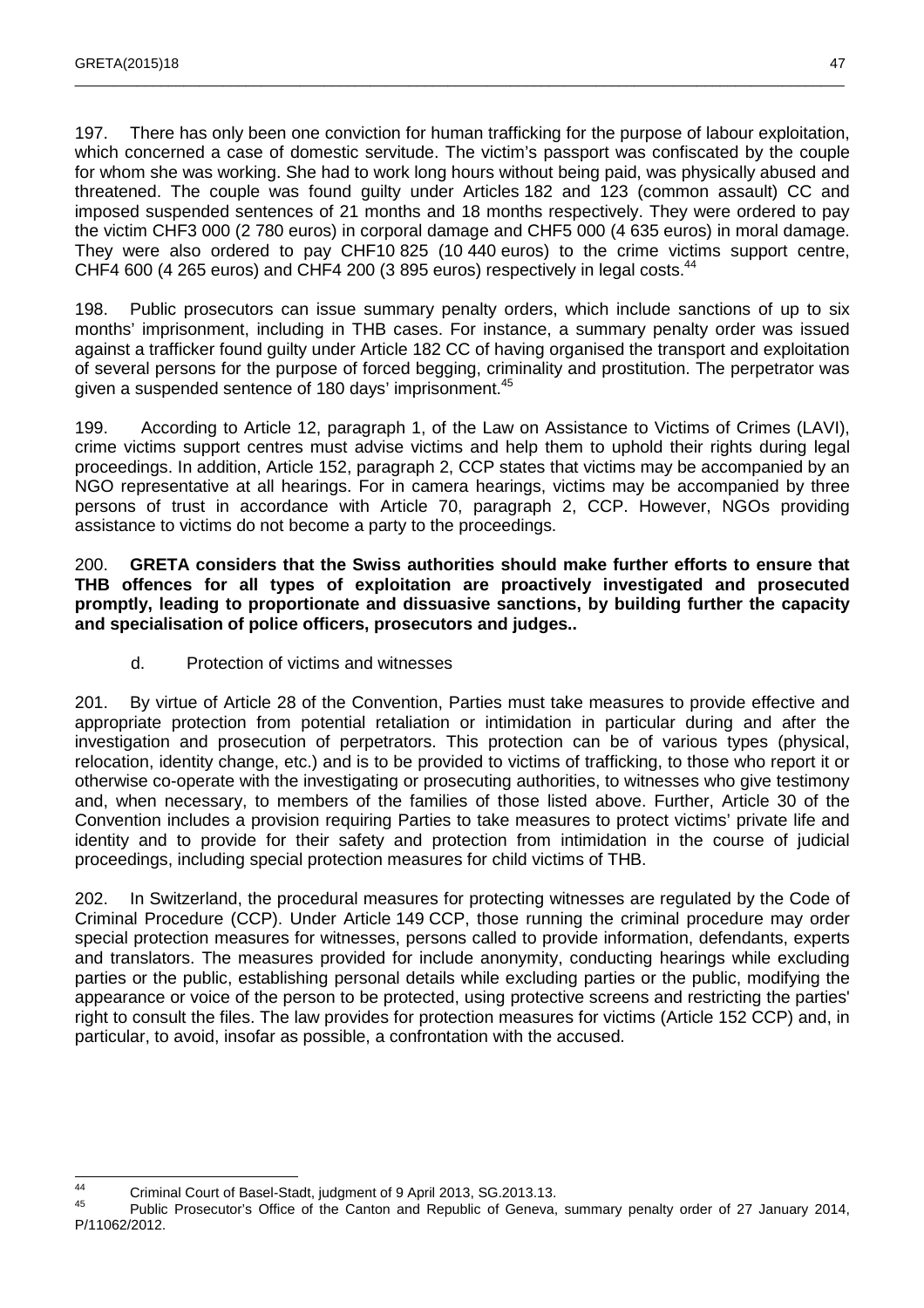197. There has only been one conviction for human trafficking for the purpose of labour exploitation, which concerned a case of domestic servitude. The victim's passport was confiscated by the couple for whom she was working. She had to work long hours without being paid, was physically abused and threatened. The couple was found guilty under Articles 182 and 123 (common assault) CC and imposed suspended sentences of 21 months and 18 months respectively. They were ordered to pay the victim CHF3 000 (2 780 euros) in corporal damage and CHF5 000 (4 635 euros) in moral damage. They were also ordered to pay CHF10 825 (10 440 euros) to the crime victims support centre, CHF4 600 (4 265 euros) and CHF4 200 (3 895 euros) respectively in legal costs.[44]

198. Public prosecutors can issue summary penalty orders, which include sanctions of up to six months' imprisonment, including in THB cases. For instance, a summary penalty order was issued against a trafficker found guilty under Article 182 CC of having organised the transport and exploitation of several persons for the purpose of forced begging, criminality and prostitution. The perpetrator was given a suspended sentence of 180 days' imprisonment.[45]

199. According to Article 12, paragraph 1, of the Law on Assistance to Victims of Crimes (LAVI), crime victims support centres must advise victims and help them to uphold their rights during legal proceedings. In addition, Article 152, paragraph 2, CCP states that victims may be accompanied by an NGO representative at all hearings. For in camera hearings, victims may be accompanied by three persons of trust in accordance with Article 70, paragraph 2, CCP. However, NGOs providing assistance to victims do not become a party to the proceedings.

200. **GRETA considers that the Swiss authorities should make further efforts to ensure that THB offences for all types of exploitation are proactively investigated and prosecuted promptly, leading to proportionate and dissuasive sanctions, by building further the capacity and specialisation of police officers, prosecutors and judges..**

d. Protection of victims and witnesses

201. By virtue of Article 28 of the Convention, Parties must take measures to provide effective and appropriate protection from potential retaliation or intimidation in particular during and after the investigation and prosecution of perpetrators. This protection can be of various types (physical, relocation, identity change, etc.) and is to be provided to victims of trafficking, to those who report it or otherwise co-operate with the investigating or prosecuting authorities, to witnesses who give testimony and, when necessary, to members of the families of those listed above. Further, Article 30 of the Convention includes a provision requiring Parties to take measures to protect victims' private life and identity and to provide for their safety and protection from intimidation in the course of judicial proceedings, including special protection measures for child victims of THB.

202. In Switzerland, the procedural measures for protecting witnesses are regulated by the Code of Criminal Procedure (CCP). Under Article 149 CCP, those running the criminal procedure may order special protection measures for witnesses, persons called to provide information, defendants, experts and translators. The measures provided for include anonymity, conducting hearings while excluding parties or the public, establishing personal details while excluding parties or the public, modifying the appearance or voice of the person to be protected, using protective screens and restricting the parties' right to consult the files. The law provides for protection measures for victims (Article 152 CCP) and, in particular, to avoid, insofar as possible, a confrontation with the accused.

---

[44] Criminal Court of Basel-Stadt, judgment of 9 April 2013, SG.2013.13.

[45] Public Prosecutor's Office of the Canton and Republic of Geneva, summary penalty order of 27 January 2014, P/11062/2012.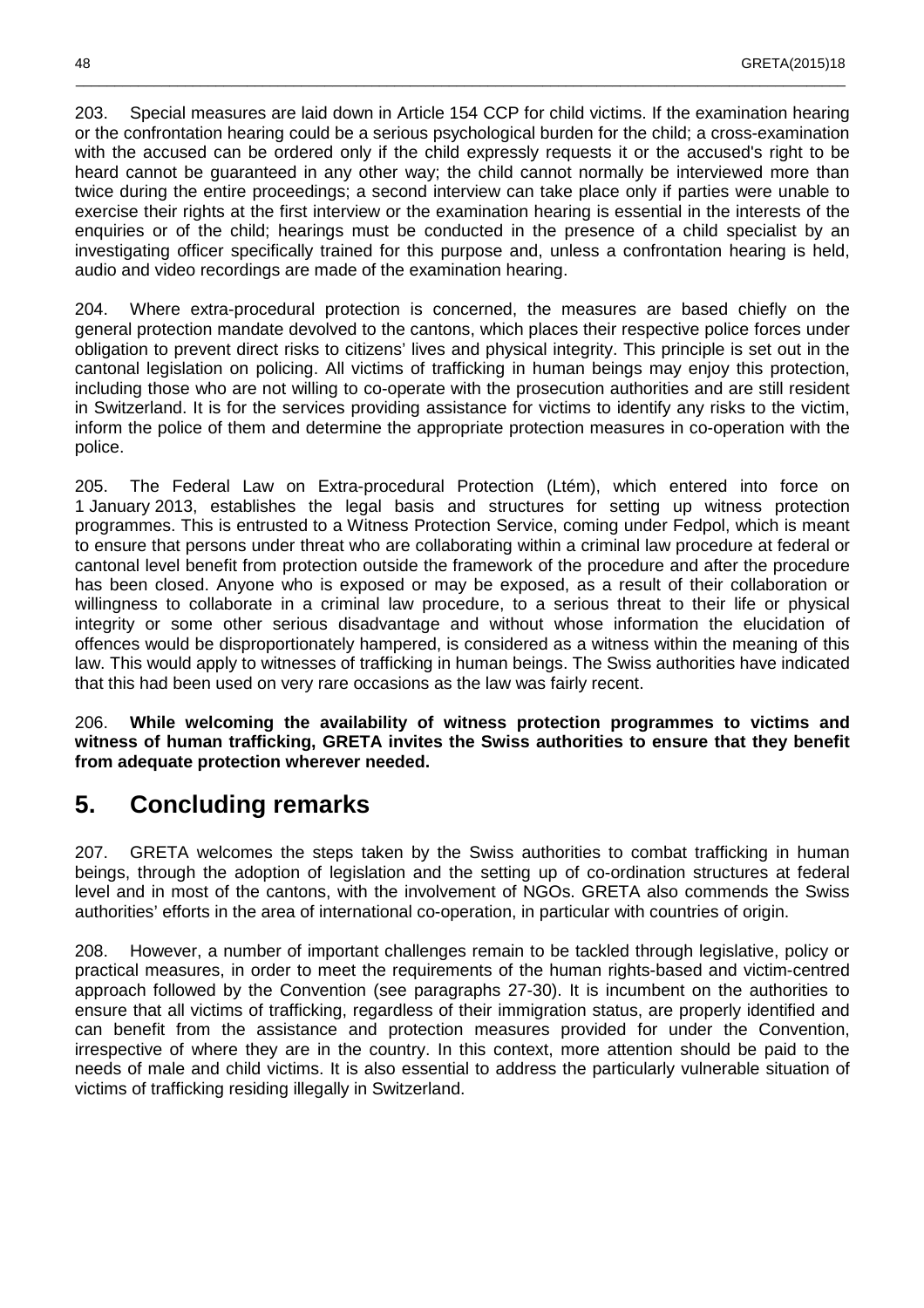203. Special measures are laid down in Article 154 CCP for child victims. If the examination hearing or the confrontation hearing could be a serious psychological burden for the child; a cross-examination with the accused can be ordered only if the child expressly requests it or the accused's right to be heard cannot be guaranteed in any other way; the child cannot normally be interviewed more than twice during the entire proceedings; a second interview can take place only if parties were unable to exercise their rights at the first interview or the examination hearing is essential in the interests of the enquiries or of the child; hearings must be conducted in the presence of a child specialist by an investigating officer specifically trained for this purpose and, unless a confrontation hearing is held, audio and video recordings are made of the examination hearing.

204. Where extra-procedural protection is concerned, the measures are based chiefly on the general protection mandate devolved to the cantons, which places their respective police forces under obligation to prevent direct risks to citizens' lives and physical integrity. This principle is set out in the cantonal legislation on policing. All victims of trafficking in human beings may enjoy this protection, including those who are not willing to co-operate with the prosecution authorities and are still resident in Switzerland. It is for the services providing assistance for victims to identify any risks to the victim, inform the police of them and determine the appropriate protection measures in co-operation with the police.

205. The Federal Law on Extra-procedural Protection (Ltém), which entered into force on 1 January 2013, establishes the legal basis and structures for setting up witness protection programmes. This is entrusted to a Witness Protection Service, coming under Fedpol, which is meant to ensure that persons under threat who are collaborating within a criminal law procedure at federal or cantonal level benefit from protection outside the framework of the procedure and after the procedure has been closed. Anyone who is exposed or may be exposed, as a result of their collaboration or willingness to collaborate in a criminal law procedure, to a serious threat to their life or physical integrity or some other serious disadvantage and without whose information the elucidation of offences would be disproportionately hampered, is considered as a witness within the meaning of this law. This would apply to witnesses of trafficking in human beings. The Swiss authorities have indicated that this had been used on very rare occasions as the law was fairly recent.

206. **While welcoming the availability of witness protection programmes to victims and witness of human trafficking, GRETA invites the Swiss authorities to ensure that they benefit from adequate protection wherever needed.**

## 5. Concluding remarks

207. GRETA welcomes the steps taken by the Swiss authorities to combat trafficking in human beings, through the adoption of legislation and the setting up of co-ordination structures at federal level and in most of the cantons, with the involvement of NGOs. GRETA also commends the Swiss authorities' efforts in the area of international co-operation, in particular with countries of origin.

208. However, a number of important challenges remain to be tackled through legislative, policy or practical measures, in order to meet the requirements of the human rights-based and victim-centred approach followed by the Convention (see paragraphs 27-30). It is incumbent on the authorities to ensure that all victims of trafficking, regardless of their immigration status, are properly identified and can benefit from the assistance and protection measures provided for under the Convention, irrespective of where they are in the country. In this context, more attention should be paid to the needs of male and child victims. It is also essential to address the particularly vulnerable situation of victims of trafficking residing illegally in Switzerland.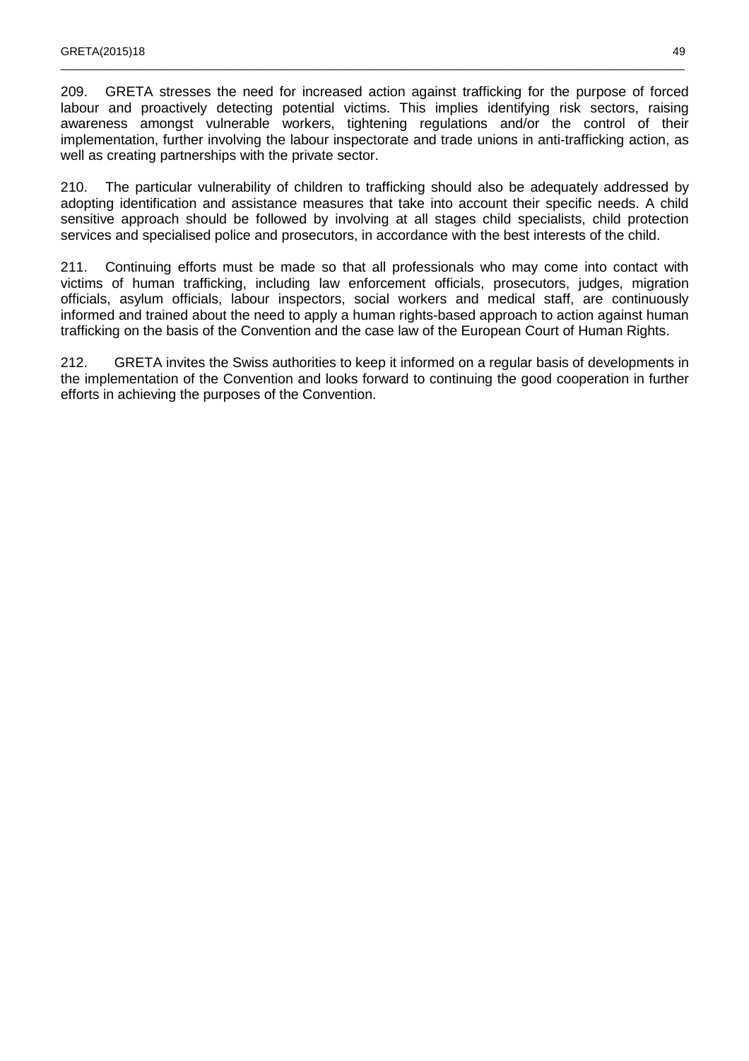209. GRETA stresses the need for increased action against trafficking for the purpose of forced labour and proactively detecting potential victims. This implies identifying risk sectors, raising awareness amongst vulnerable workers, tightening regulations and/or the control of their implementation, further involving the labour inspectorate and trade unions in anti-trafficking action, as well as creating partnerships with the private sector.

210. The particular vulnerability of children to trafficking should also be adequately addressed by adopting identification and assistance measures that take into account their specific needs. A child sensitive approach should be followed by involving at all stages child specialists, child protection services and specialised police and prosecutors, in accordance with the best interests of the child.

211. Continuing efforts must be made so that all professionals who may come into contact with victims of human trafficking, including law enforcement officials, prosecutors, judges, migration officials, asylum officials, labour inspectors, social workers and medical staff, are continuously informed and trained about the need to apply a human rights-based approach to action against human trafficking on the basis of the Convention and the case law of the European Court of Human Rights.

212. GRETA invites the Swiss authorities to keep it informed on a regular basis of developments in the implementation of the Convention and looks forward to continuing the good cooperation in further efforts in achieving the purposes of the Convention.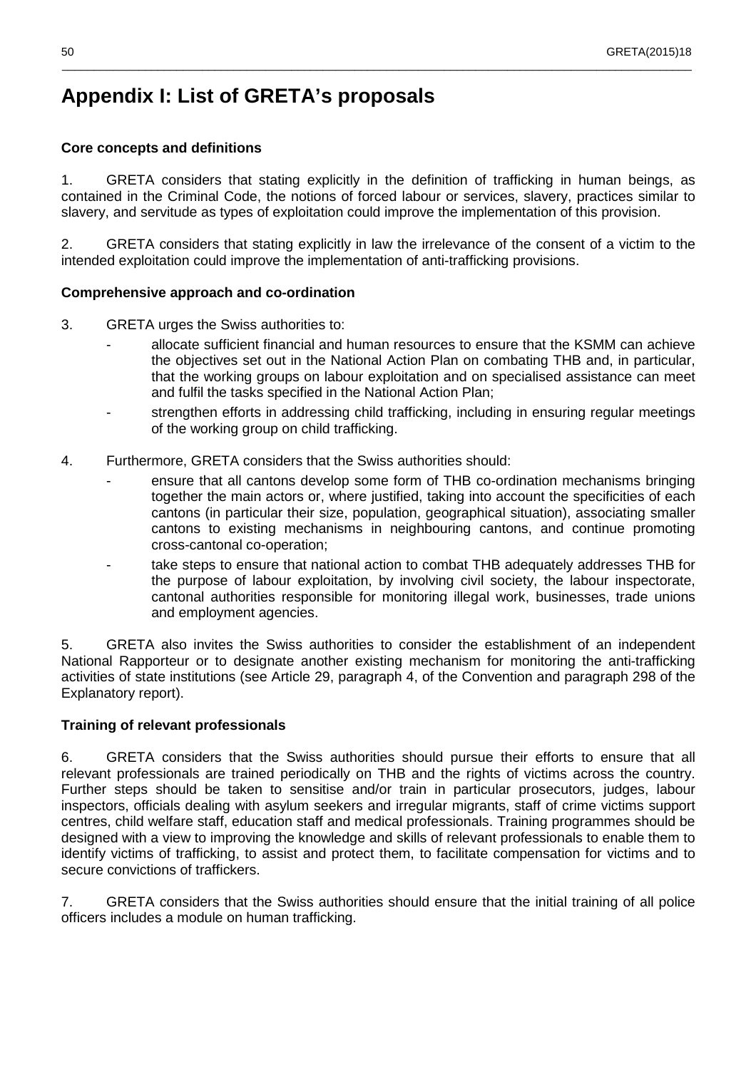# Appendix I: List of GRETA's proposals

**Core concepts and definitions**

1. GRETA considers that stating explicitly in the definition of trafficking in human beings, as contained in the Criminal Code, the notions of forced labour or services, slavery, practices similar to slavery, and servitude as types of exploitation could improve the implementation of this provision.

2. GRETA considers that stating explicitly in law the irrelevance of the consent of a victim to the intended exploitation could improve the implementation of anti-trafficking provisions.

**Comprehensive approach and co-ordination**

3. GRETA urges the Swiss authorities to:

- allocate sufficient financial and human resources to ensure that the KSMM can achieve the objectives set out in the National Action Plan on combating THB and, in particular, that the working groups on labour exploitation and on specialised assistance can meet and fulfil the tasks specified in the National Action Plan;
- strengthen efforts in addressing child trafficking, including in ensuring regular meetings of the working group on child trafficking.

4. Furthermore, GRETA considers that the Swiss authorities should:

- ensure that all cantons develop some form of THB co-ordination mechanisms bringing together the main actors or, where justified, taking into account the specificities of each cantons (in particular their size, population, geographical situation), associating smaller cantons to existing mechanisms in neighbouring cantons, and continue promoting cross-cantonal co-operation;
- take steps to ensure that national action to combat THB adequately addresses THB for the purpose of labour exploitation, by involving civil society, the labour inspectorate, cantonal authorities responsible for monitoring illegal work, businesses, trade unions and employment agencies.

5. GRETA also invites the Swiss authorities to consider the establishment of an independent National Rapporteur or to designate another existing mechanism for monitoring the anti-trafficking activities of state institutions (see Article 29, paragraph 4, of the Convention and paragraph 298 of the Explanatory report).

**Training of relevant professionals**

6. GRETA considers that the Swiss authorities should pursue their efforts to ensure that all relevant professionals are trained periodically on THB and the rights of victims across the country. Further steps should be taken to sensitise and/or train in particular prosecutors, judges, labour inspectors, officials dealing with asylum seekers and irregular migrants, staff of crime victims support centres, child welfare staff, education staff and medical professionals. Training programmes should be designed with a view to improving the knowledge and skills of relevant professionals to enable them to identify victims of trafficking, to assist and protect them, to facilitate compensation for victims and to secure convictions of traffickers.

7. GRETA considers that the Swiss authorities should ensure that the initial training of all police officers includes a module on human trafficking.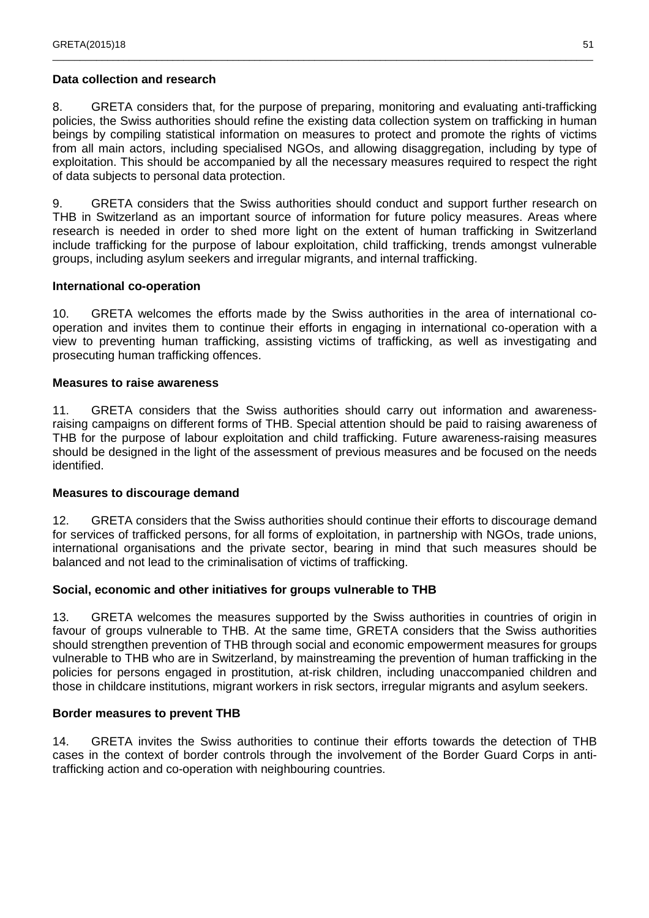**Data collection and research**

8. GRETA considers that, for the purpose of preparing, monitoring and evaluating anti-trafficking policies, the Swiss authorities should refine the existing data collection system on trafficking in human beings by compiling statistical information on measures to protect and promote the rights of victims from all main actors, including specialised NGOs, and allowing disaggregation, including by type of exploitation. This should be accompanied by all the necessary measures required to respect the right of data subjects to personal data protection.

9. GRETA considers that the Swiss authorities should conduct and support further research on THB in Switzerland as an important source of information for future policy measures. Areas where research is needed in order to shed more light on the extent of human trafficking in Switzerland include trafficking for the purpose of labour exploitation, child trafficking, trends amongst vulnerable groups, including asylum seekers and irregular migrants, and internal trafficking.

**International co-operation**

10. GRETA welcomes the efforts made by the Swiss authorities in the area of international co-operation and invites them to continue their efforts in engaging in international co-operation with a view to preventing human trafficking, assisting victims of trafficking, as well as investigating and prosecuting human trafficking offences.

**Measures to raise awareness**

11. GRETA considers that the Swiss authorities should carry out information and awareness-raising campaigns on different forms of THB. Special attention should be paid to raising awareness of THB for the purpose of labour exploitation and child trafficking. Future awareness-raising measures should be designed in the light of the assessment of previous measures and be focused on the needs identified.

**Measures to discourage demand**

12. GRETA considers that the Swiss authorities should continue their efforts to discourage demand for services of trafficked persons, for all forms of exploitation, in partnership with NGOs, trade unions, international organisations and the private sector, bearing in mind that such measures should be balanced and not lead to the criminalisation of victims of trafficking.

**Social, economic and other initiatives for groups vulnerable to THB**

13. GRETA welcomes the measures supported by the Swiss authorities in countries of origin in favour of groups vulnerable to THB. At the same time, GRETA considers that the Swiss authorities should strengthen prevention of THB through social and economic empowerment measures for groups vulnerable to THB who are in Switzerland, by mainstreaming the prevention of human trafficking in the policies for persons engaged in prostitution, at-risk children, including unaccompanied children and those in childcare institutions, migrant workers in risk sectors, irregular migrants and asylum seekers.

**Border measures to prevent THB**

14. GRETA invites the Swiss authorities to continue their efforts towards the detection of THB cases in the context of border controls through the involvement of the Border Guard Corps in anti-trafficking action and co-operation with neighbouring countries.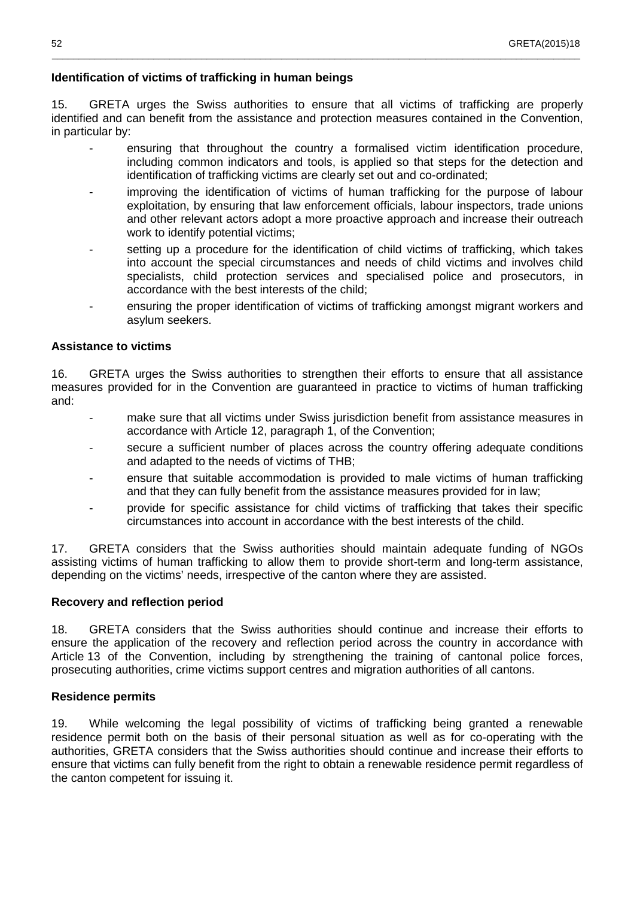**Identification of victims of trafficking in human beings**

15. GRETA urges the Swiss authorities to ensure that all victims of trafficking are properly identified and can benefit from the assistance and protection measures contained in the Convention, in particular by:

- ensuring that throughout the country a formalised victim identification procedure, including common indicators and tools, is applied so that steps for the detection and identification of trafficking victims are clearly set out and co-ordinated;
- improving the identification of victims of human trafficking for the purpose of labour exploitation, by ensuring that law enforcement officials, labour inspectors, trade unions and other relevant actors adopt a more proactive approach and increase their outreach work to identify potential victims;
- setting up a procedure for the identification of child victims of trafficking, which takes into account the special circumstances and needs of child victims and involves child specialists, child protection services and specialised police and prosecutors, in accordance with the best interests of the child;
- ensuring the proper identification of victims of trafficking amongst migrant workers and asylum seekers.

**Assistance to victims**

16. GRETA urges the Swiss authorities to strengthen their efforts to ensure that all assistance measures provided for in the Convention are guaranteed in practice to victims of human trafficking and:

- make sure that all victims under Swiss jurisdiction benefit from assistance measures in accordance with Article 12, paragraph 1, of the Convention;
- secure a sufficient number of places across the country offering adequate conditions and adapted to the needs of victims of THB;
- ensure that suitable accommodation is provided to male victims of human trafficking and that they can fully benefit from the assistance measures provided for in law;
- provide for specific assistance for child victims of trafficking that takes their specific circumstances into account in accordance with the best interests of the child.

17. GRETA considers that the Swiss authorities should maintain adequate funding of NGOs assisting victims of human trafficking to allow them to provide short-term and long-term assistance, depending on the victims' needs, irrespective of the canton where they are assisted.

**Recovery and reflection period**

18. GRETA considers that the Swiss authorities should continue and increase their efforts to ensure the application of the recovery and reflection period across the country in accordance with Article 13 of the Convention, including by strengthening the training of cantonal police forces, prosecuting authorities, crime victims support centres and migration authorities of all cantons.

**Residence permits**

19. While welcoming the legal possibility of victims of trafficking being granted a renewable residence permit both on the basis of their personal situation as well as for co-operating with the authorities, GRETA considers that the Swiss authorities should continue and increase their efforts to ensure that victims can fully benefit from the right to obtain a renewable residence permit regardless of the canton competent for issuing it.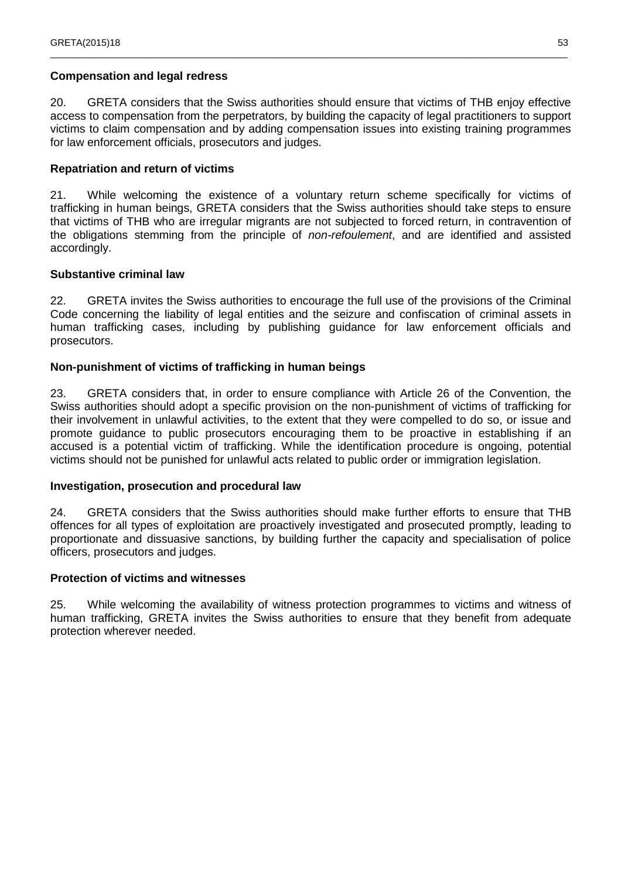**Compensation and legal redress**

20. GRETA considers that the Swiss authorities should ensure that victims of THB enjoy effective access to compensation from the perpetrators, by building the capacity of legal practitioners to support victims to claim compensation and by adding compensation issues into existing training programmes for law enforcement officials, prosecutors and judges.

**Repatriation and return of victims**

21. While welcoming the existence of a voluntary return scheme specifically for victims of trafficking in human beings, GRETA considers that the Swiss authorities should take steps to ensure that victims of THB who are irregular migrants are not subjected to forced return, in contravention of the obligations stemming from the principle of *non-refoulement*, and are identified and assisted accordingly.

**Substantive criminal law**

22. GRETA invites the Swiss authorities to encourage the full use of the provisions of the Criminal Code concerning the liability of legal entities and the seizure and confiscation of criminal assets in human trafficking cases, including by publishing guidance for law enforcement officials and prosecutors.

**Non-punishment of victims of trafficking in human beings**

23. GRETA considers that, in order to ensure compliance with Article 26 of the Convention, the Swiss authorities should adopt a specific provision on the non-punishment of victims of trafficking for their involvement in unlawful activities, to the extent that they were compelled to do so, or issue and promote guidance to public prosecutors encouraging them to be proactive in establishing if an accused is a potential victim of trafficking. While the identification procedure is ongoing, potential victims should not be punished for unlawful acts related to public order or immigration legislation.

**Investigation, prosecution and procedural law**

24. GRETA considers that the Swiss authorities should make further efforts to ensure that THB offences for all types of exploitation are proactively investigated and prosecuted promptly, leading to proportionate and dissuasive sanctions, by building further the capacity and specialisation of police officers, prosecutors and judges.

**Protection of victims and witnesses**

25. While welcoming the availability of witness protection programmes to victims and witness of human trafficking, GRETA invites the Swiss authorities to ensure that they benefit from adequate protection wherever needed.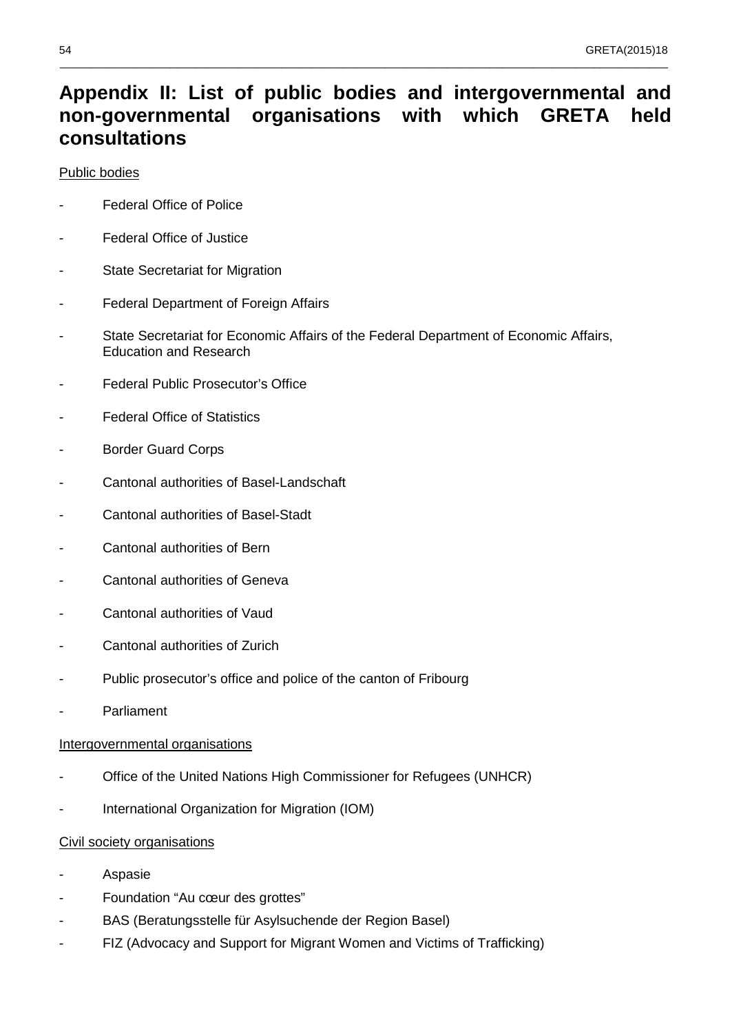# Appendix II: List of public bodies and intergovernmental and non-governmental organisations with which GRETA held consultations

Public bodies

- Federal Office of Police
- Federal Office of Justice
- State Secretariat for Migration
- Federal Department of Foreign Affairs
- State Secretariat for Economic Affairs of the Federal Department of Economic Affairs, Education and Research
- Federal Public Prosecutor's Office
- Federal Office of Statistics
- Border Guard Corps
- Cantonal authorities of Basel-Landschaft
- Cantonal authorities of Basel-Stadt
- Cantonal authorities of Bern
- Cantonal authorities of Geneva
- Cantonal authorities of Vaud
- Cantonal authorities of Zurich
- Public prosecutor's office and police of the canton of Fribourg
- Parliament

Intergovernmental organisations

- Office of the United Nations High Commissioner for Refugees (UNHCR)
- International Organization for Migration (IOM)

Civil society organisations

- Aspasie
- Foundation "Au cœur des grottes"
- BAS (Beratungsstelle für Asylsuchende der Region Basel)
- FIZ (Advocacy and Support for Migrant Women and Victims of Trafficking)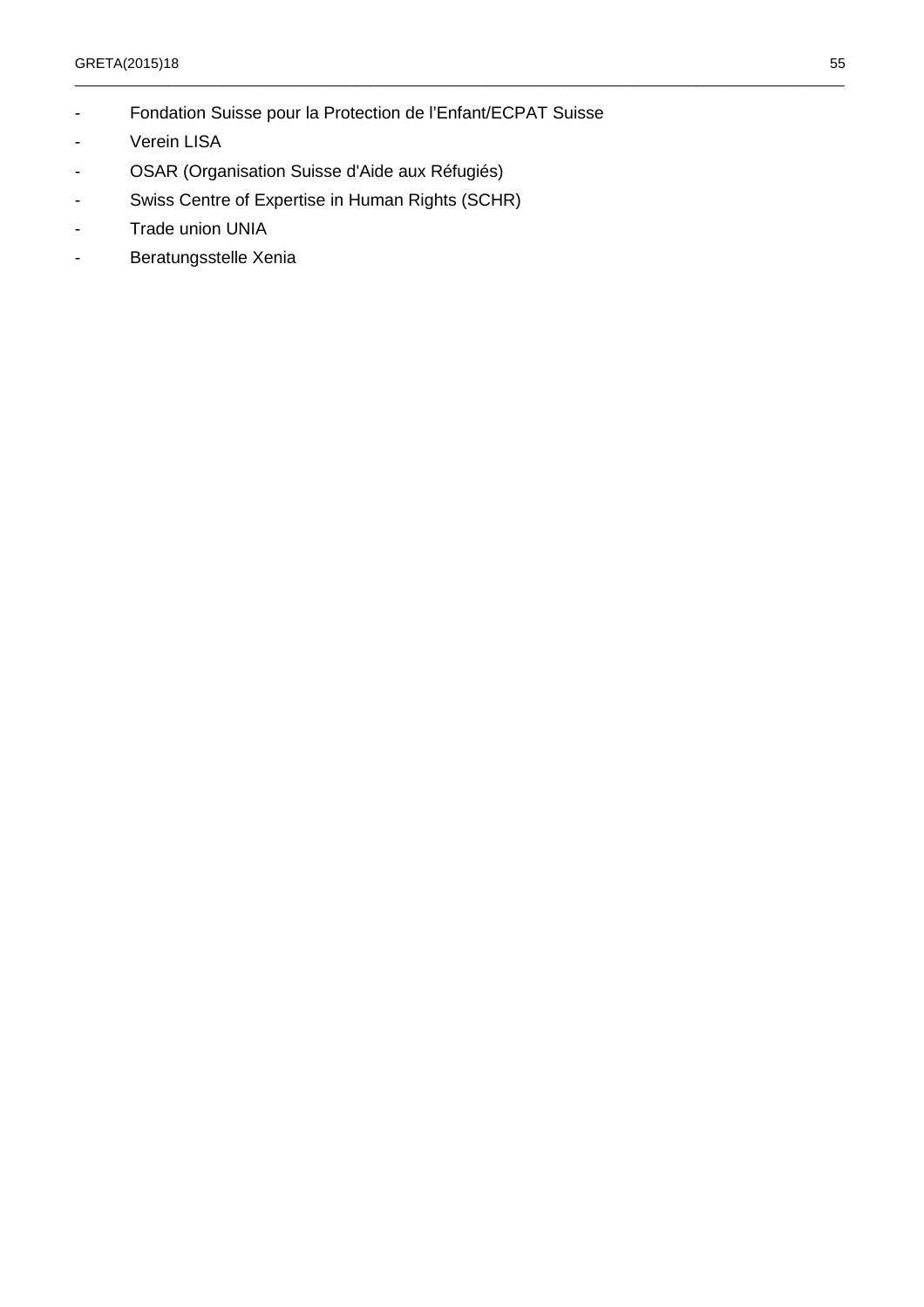- Fondation Suisse pour la Protection de l'Enfant/ECPAT Suisse
- Verein LISA
- OSAR (Organisation Suisse d'Aide aux Réfugiés)
- Swiss Centre of Expertise in Human Rights (SCHR)
- Trade union UNIA
- Beratungsstelle Xenia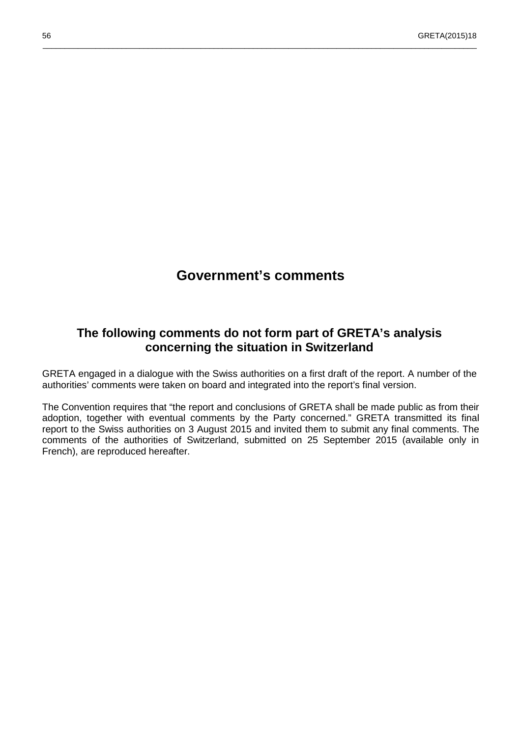# Government's comments

## The following comments do not form part of GRETA's analysis concerning the situation in Switzerland

GRETA engaged in a dialogue with the Swiss authorities on a first draft of the report. A number of the authorities' comments were taken on board and integrated into the report's final version.

The Convention requires that "the report and conclusions of GRETA shall be made public as from their adoption, together with eventual comments by the Party concerned." GRETA transmitted its final report to the Swiss authorities on 3 August 2015 and invited them to submit any final comments. The comments of the authorities of Switzerland, submitted on 25 September 2015 (available only in French), are reproduced hereafter.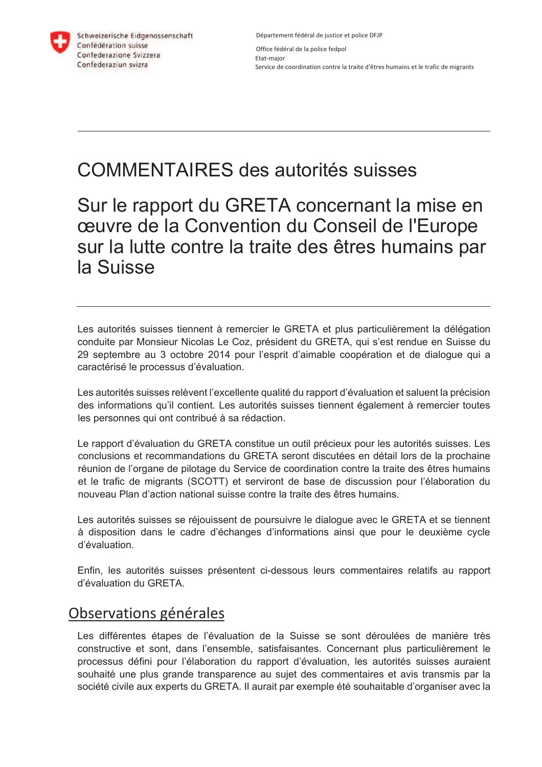Schweizerische Eidgenossenschaft
Confédération suisse
Confederazione Svizzera
Confederaziun svizra

Département fédéral de justice et police DFJP

Office fédéral de la police fedpol
Etat-major
Service de coordination contre la traite d'êtres humains et le trafic de migrants

---

# COMMENTAIRES des autorités suisses

# Sur le rapport du GRETA concernant la mise en œuvre de la Convention du Conseil de l'Europe sur la lutte contre la traite des êtres humains par la Suisse

---

Les autorités suisses tiennent à remercier le GRETA et plus particulièrement la délégation conduite par Monsieur Nicolas Le Coz, président du GRETA, qui s'est rendue en Suisse du 29 septembre au 3 octobre 2014 pour l'esprit d'aimable coopération et de dialogue qui a caractérisé le processus d'évaluation.

Les autorités suisses relèvent l'excellente qualité du rapport d'évaluation et saluent la précision des informations qu'il contient. Les autorités suisses tiennent également à remercier toutes les personnes qui ont contribué à sa rédaction.

Le rapport d'évaluation du GRETA constitue un outil précieux pour les autorités suisses. Les conclusions et recommandations du GRETA seront discutées en détail lors de la prochaine réunion de l'organe de pilotage du Service de coordination contre la traite des êtres humains et le trafic de migrants (SCOTT) et serviront de base de discussion pour l'élaboration du nouveau Plan d'action national suisse contre la traite des êtres humains.

Les autorités suisses se réjouissent de poursuivre le dialogue avec le GRETA et se tiennent à disposition dans le cadre d'échanges d'informations ainsi que pour le deuxième cycle d'évaluation.

Enfin, les autorités suisses présentent ci-dessous leurs commentaires relatifs au rapport d'évaluation du GRETA.

## Observations générales

Les différentes étapes de l'évaluation de la Suisse se sont déroulées de manière très constructive et sont, dans l'ensemble, satisfaisantes. Concernant plus particulièrement le processus défini pour l'élaboration du rapport d'évaluation, les autorités suisses auraient souhaité une plus grande transparence au sujet des commentaires et avis transmis par la société civile aux experts du GRETA. Il aurait par exemple été souhaitable d'organiser avec la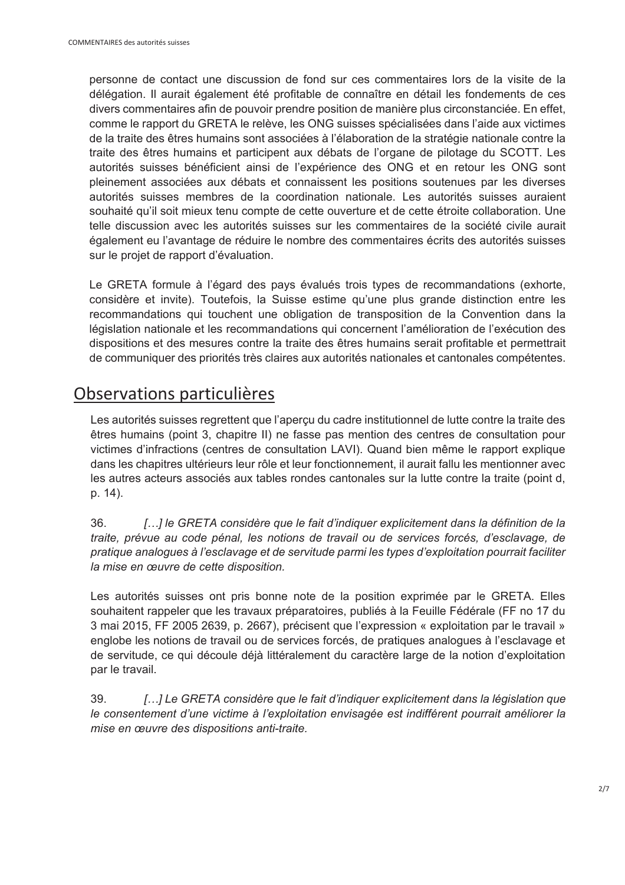personne de contact une discussion de fond sur ces commentaires lors de la visite de la délégation. Il aurait également été profitable de connaître en détail les fondements de ces divers commentaires afin de pouvoir prendre position de manière plus circonstanciée. En effet, comme le rapport du GRETA le relève, les ONG suisses spécialisées dans l'aide aux victimes de la traite des êtres humains sont associées à l'élaboration de la stratégie nationale contre la traite des êtres humains et participent aux débats de l'organe de pilotage du SCOTT. Les autorités suisses bénéficient ainsi de l'expérience des ONG et en retour les ONG sont pleinement associées aux débats et connaissent les positions soutenues par les diverses autorités suisses membres de la coordination nationale. Les autorités suisses auraient souhaité qu'il soit mieux tenu compte de cette ouverture et de cette étroite collaboration. Une telle discussion avec les autorités suisses sur les commentaires de la société civile aurait également eu l'avantage de réduire le nombre des commentaires écrits des autorités suisses sur le projet de rapport d'évaluation.

Le GRETA formule à l'égard des pays évalués trois types de recommandations (exhorte, considère et invite). Toutefois, la Suisse estime qu'une plus grande distinction entre les recommandations qui touchent une obligation de transposition de la Convention dans la législation nationale et les recommandations qui concernent l'amélioration de l'exécution des dispositions et des mesures contre la traite des êtres humains serait profitable et permettrait de communiquer des priorités très claires aux autorités nationales et cantonales compétentes.

## Observations particulières

Les autorités suisses regrettent que l'aperçu du cadre institutionnel de lutte contre la traite des êtres humains (point 3, chapitre II) ne fasse pas mention des centres de consultation pour victimes d'infractions (centres de consultation LAVI). Quand bien même le rapport explique dans les chapitres ultérieurs leur rôle et leur fonctionnement, il aurait fallu les mentionner avec les autres acteurs associés aux tables rondes cantonales sur la lutte contre la traite (point d, p. 14).

36. *[…] le GRETA considère que le fait d'indiquer explicitement dans la définition de la traite, prévue au code pénal, les notions de travail ou de services forcés, d'esclavage, de pratique analogues à l'esclavage et de servitude parmi les types d'exploitation pourrait faciliter la mise en œuvre de cette disposition.*

Les autorités suisses ont pris bonne note de la position exprimée par le GRETA. Elles souhaitent rappeler que les travaux préparatoires, publiés à la Feuille Fédérale (FF no 17 du 3 mai 2015, FF 2005 2639, p. 2667), précisent que l'expression « exploitation par le travail » englobe les notions de travail ou de services forcés, de pratiques analogues à l'esclavage et de servitude, ce qui découle déjà littéralement du caractère large de la notion d'exploitation par le travail.

39. *[…] Le GRETA considère que le fait d'indiquer explicitement dans la législation que le consentement d'une victime à l'exploitation envisagée est indifférent pourrait améliorer la mise en œuvre des dispositions anti-traite.*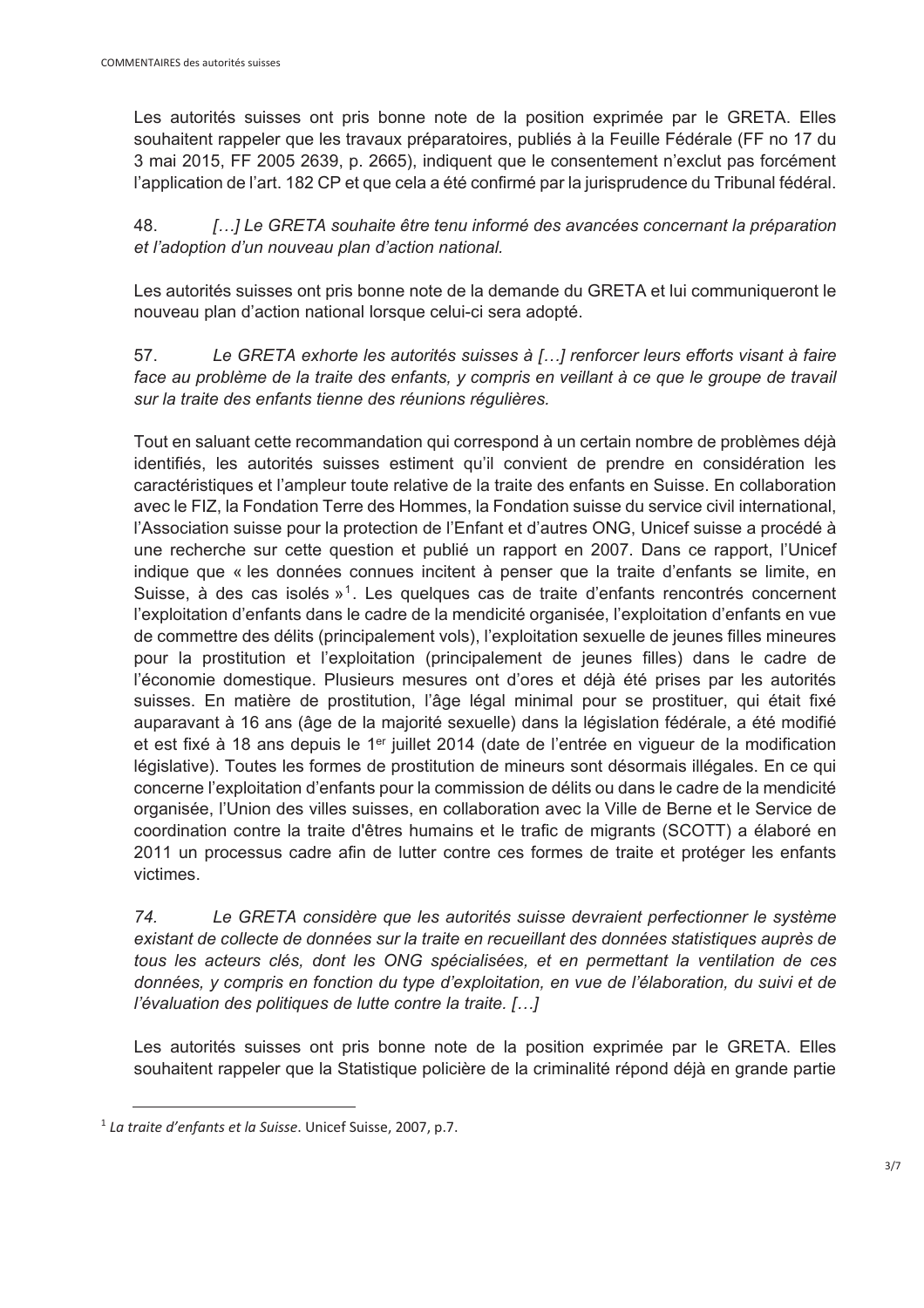Les autorités suisses ont pris bonne note de la position exprimée par le GRETA. Elles souhaitent rappeler que les travaux préparatoires, publiés à la Feuille Fédérale (FF no 17 du 3 mai 2015, FF 2005 2639, p. 2665), indiquent que le consentement n'exclut pas forcément l'application de l'art. 182 CP et que cela a été confirmé par la jurisprudence du Tribunal fédéral.

48. *[…] Le GRETA souhaite être tenu informé des avancées concernant la préparation et l'adoption d'un nouveau plan d'action national.*

Les autorités suisses ont pris bonne note de la demande du GRETA et lui communiqueront le nouveau plan d'action national lorsque celui-ci sera adopté.

57. *Le GRETA exhorte les autorités suisses à […] renforcer leurs efforts visant à faire face au problème de la traite des enfants, y compris en veillant à ce que le groupe de travail sur la traite des enfants tienne des réunions régulières.*

Tout en saluant cette recommandation qui correspond à un certain nombre de problèmes déjà identifiés, les autorités suisses estiment qu'il convient de prendre en considération les caractéristiques et l'ampleur toute relative de la traite des enfants en Suisse. En collaboration avec le FIZ, la Fondation Terre des Hommes, la Fondation suisse du service civil international, l'Association suisse pour la protection de l'Enfant et d'autres ONG, Unicef suisse a procédé à une recherche sur cette question et publié un rapport en 2007. Dans ce rapport, l'Unicef indique que « les données connues incitent à penser que la traite d'enfants se limite, en Suisse, à des cas isolés »[1]. Les quelques cas de traite d'enfants rencontrés concernent l'exploitation d'enfants dans le cadre de la mendicité organisée, l'exploitation d'enfants en vue de commettre des délits (principalement vols), l'exploitation sexuelle de jeunes filles mineures pour la prostitution et l'exploitation (principalement de jeunes filles) dans le cadre de l'économie domestique. Plusieurs mesures ont d'ores et déjà été prises par les autorités suisses. En matière de prostitution, l'âge légal minimal pour se prostituer, qui était fixé auparavant à 16 ans (âge de la majorité sexuelle) dans la législation fédérale, a été modifié et est fixé à 18 ans depuis le 1er juillet 2014 (date de l'entrée en vigueur de la modification législative). Toutes les formes de prostitution de mineurs sont désormais illégales. En ce qui concerne l'exploitation d'enfants pour la commission de délits ou dans le cadre de la mendicité organisée, l'Union des villes suisses, en collaboration avec la Ville de Berne et le Service de coordination contre la traite d'êtres humains et le trafic de migrants (SCOTT) a élaboré en 2011 un processus cadre afin de lutter contre ces formes de traite et protéger les enfants victimes.

*74. Le GRETA considère que les autorités suisse devraient perfectionner le système existant de collecte de données sur la traite en recueillant des données statistiques auprès de tous les acteurs clés, dont les ONG spécialisées, et en permettant la ventilation de ces données, y compris en fonction du type d'exploitation, en vue de l'élaboration, du suivi et de l'évaluation des politiques de lutte contre la traite. […]*

Les autorités suisses ont pris bonne note de la position exprimée par le GRETA. Elles souhaitent rappeler que la Statistique policière de la criminalité répond déjà en grande partie

---

[1] *La traite d'enfants et la Suisse*. Unicef Suisse, 2007, p.7.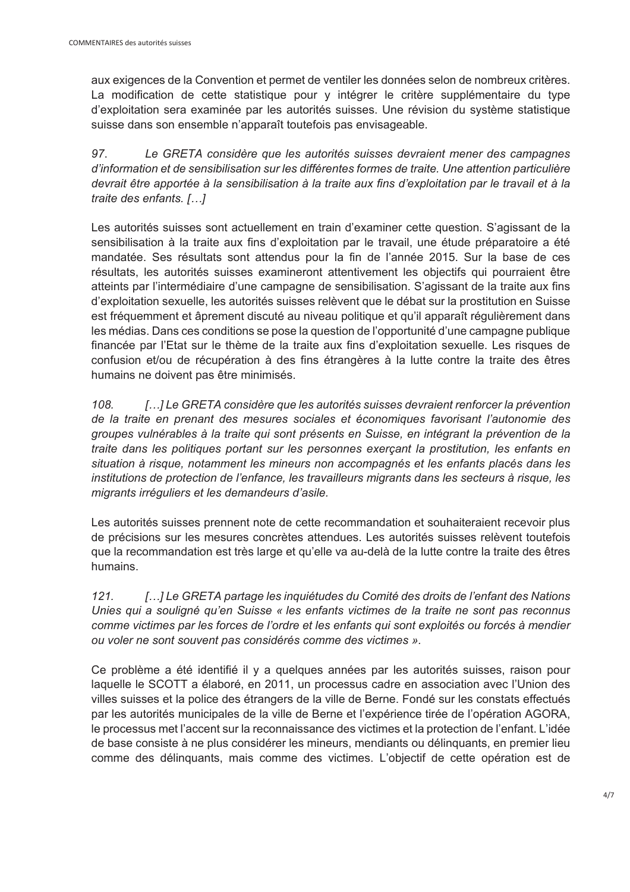aux exigences de la Convention et permet de ventiler les données selon de nombreux critères. La modification de cette statistique pour y intégrer le critère supplémentaire du type d'exploitation sera examinée par les autorités suisses. Une révision du système statistique suisse dans son ensemble n'apparaît toutefois pas envisageable.

*97. Le GRETA considère que les autorités suisses devraient mener des campagnes d'information et de sensibilisation sur les différentes formes de traite. Une attention particulière devrait être apportée à la sensibilisation à la traite aux fins d'exploitation par le travail et à la traite des enfants. […]*

Les autorités suisses sont actuellement en train d'examiner cette question. S'agissant de la sensibilisation à la traite aux fins d'exploitation par le travail, une étude préparatoire a été mandatée. Ses résultats sont attendus pour la fin de l'année 2015. Sur la base de ces résultats, les autorités suisses examineront attentivement les objectifs qui pourraient être atteints par l'intermédiaire d'une campagne de sensibilisation. S'agissant de la traite aux fins d'exploitation sexuelle, les autorités suisses relèvent que le débat sur la prostitution en Suisse est fréquemment et âprement discuté au niveau politique et qu'il apparaît régulièrement dans les médias. Dans ces conditions se pose la question de l'opportunité d'une campagne publique financée par l'Etat sur le thème de la traite aux fins d'exploitation sexuelle. Les risques de confusion et/ou de récupération à des fins étrangères à la lutte contre la traite des êtres humains ne doivent pas être minimisés.

*108. […] Le GRETA considère que les autorités suisses devraient renforcer la prévention de la traite en prenant des mesures sociales et économiques favorisant l'autonomie des groupes vulnérables à la traite qui sont présents en Suisse, en intégrant la prévention de la traite dans les politiques portant sur les personnes exerçant la prostitution, les enfants en situation à risque, notamment les mineurs non accompagnés et les enfants placés dans les institutions de protection de l'enfance, les travailleurs migrants dans les secteurs à risque, les migrants irréguliers et les demandeurs d'asile.*

Les autorités suisses prennent note de cette recommandation et souhaiteraient recevoir plus de précisions sur les mesures concrètes attendues. Les autorités suisses relèvent toutefois que la recommandation est très large et qu'elle va au-delà de la lutte contre la traite des êtres humains.

*121. […] Le GRETA partage les inquiétudes du Comité des droits de l'enfant des Nations Unies qui a souligné qu'en Suisse « les enfants victimes de la traite ne sont pas reconnus comme victimes par les forces de l'ordre et les enfants qui sont exploités ou forcés à mendier ou voler ne sont souvent pas considérés comme des victimes ».*

Ce problème a été identifié il y a quelques années par les autorités suisses, raison pour laquelle le SCOTT a élaboré, en 2011, un processus cadre en association avec l'Union des villes suisses et la police des étrangers de la ville de Berne. Fondé sur les constats effectués par les autorités municipales de la ville de Berne et l'expérience tirée de l'opération AGORA, le processus met l'accent sur la reconnaissance des victimes et la protection de l'enfant. L'idée de base consiste à ne plus considérer les mineurs, mendiants ou délinquants, en premier lieu comme des délinquants, mais comme des victimes. L'objectif de cette opération est de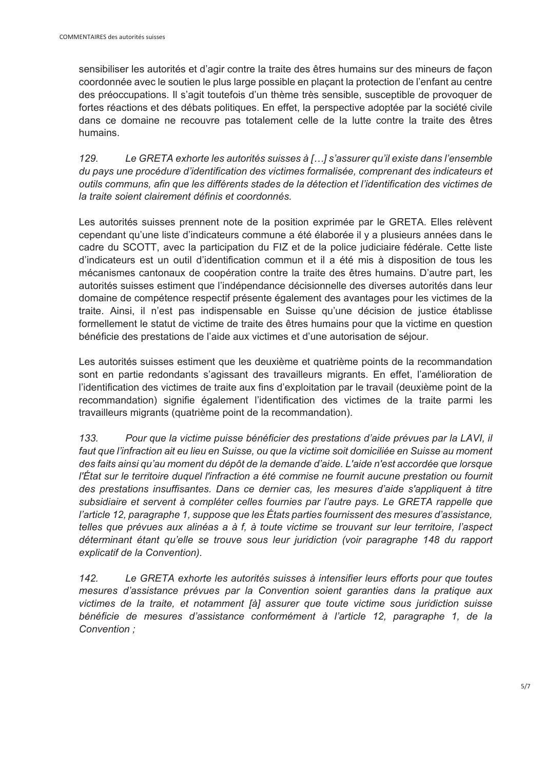sensibiliser les autorités et d'agir contre la traite des êtres humains sur des mineurs de façon coordonnée avec le soutien le plus large possible en plaçant la protection de l'enfant au centre des préoccupations. Il s'agit toutefois d'un thème très sensible, susceptible de provoquer de fortes réactions et des débats politiques. En effet, la perspective adoptée par la société civile dans ce domaine ne recouvre pas totalement celle de la lutte contre la traite des êtres humains.

*129. Le GRETA exhorte les autorités suisses à […] s'assurer qu'il existe dans l'ensemble du pays une procédure d'identification des victimes formalisée, comprenant des indicateurs et outils communs, afin que les différents stades de la détection et l'identification des victimes de la traite soient clairement définis et coordonnés.*

Les autorités suisses prennent note de la position exprimée par le GRETA. Elles relèvent cependant qu'une liste d'indicateurs commune a été élaborée il y a plusieurs années dans le cadre du SCOTT, avec la participation du FIZ et de la police judiciaire fédérale. Cette liste d'indicateurs est un outil d'identification commun et il a été mis à disposition de tous les mécanismes cantonaux de coopération contre la traite des êtres humains. D'autre part, les autorités suisses estiment que l'indépendance décisionnelle des diverses autorités dans leur domaine de compétence respectif présente également des avantages pour les victimes de la traite. Ainsi, il n'est pas indispensable en Suisse qu'une décision de justice établisse formellement le statut de victime de traite des êtres humains pour que la victime en question bénéficie des prestations de l'aide aux victimes et d'une autorisation de séjour.

Les autorités suisses estiment que les deuxième et quatrième points de la recommandation sont en partie redondants s'agissant des travailleurs migrants. En effet, l'amélioration de l'identification des victimes de traite aux fins d'exploitation par le travail (deuxième point de la recommandation) signifie également l'identification des victimes de la traite parmi les travailleurs migrants (quatrième point de la recommandation).

*133. Pour que la victime puisse bénéficier des prestations d'aide prévues par la LAVI, il faut que l'infraction ait eu lieu en Suisse, ou que la victime soit domiciliée en Suisse au moment des faits ainsi qu'au moment du dépôt de la demande d'aide. L'aide n'est accordée que lorsque l'État sur le territoire duquel l'infraction a été commise ne fournit aucune prestation ou fournit des prestations insuffisantes. Dans ce dernier cas, les mesures d'aide s'appliquent à titre subsidiaire et servent à compléter celles fournies par l'autre pays. Le GRETA rappelle que l'article 12, paragraphe 1, suppose que les États parties fournissent des mesures d'assistance, telles que prévues aux alinéas a à f, à toute victime se trouvant sur leur territoire, l'aspect déterminant étant qu'elle se trouve sous leur juridiction (voir paragraphe 148 du rapport explicatif de la Convention).*

*142. Le GRETA exhorte les autorités suisses à intensifier leurs efforts pour que toutes mesures d'assistance prévues par la Convention soient garanties dans la pratique aux victimes de la traite, et notamment [à] assurer que toute victime sous juridiction suisse bénéficie de mesures d'assistance conformément à l'article 12, paragraphe 1, de la Convention ;*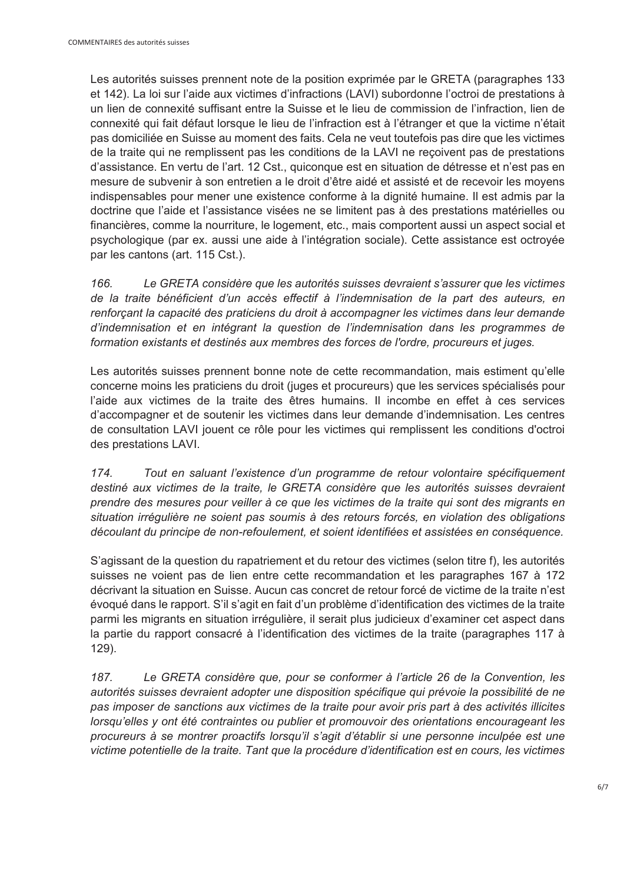Les autorités suisses prennent note de la position exprimée par le GRETA (paragraphes 133 et 142). La loi sur l'aide aux victimes d'infractions (LAVI) subordonne l'octroi de prestations à un lien de connexité suffisant entre la Suisse et le lieu de commission de l'infraction, lien de connexité qui fait défaut lorsque le lieu de l'infraction est à l'étranger et que la victime n'était pas domiciliée en Suisse au moment des faits. Cela ne veut toutefois pas dire que les victimes de la traite qui ne remplissent pas les conditions de la LAVI ne reçoivent pas de prestations d'assistance. En vertu de l'art. 12 Cst., quiconque est en situation de détresse et n'est pas en mesure de subvenir à son entretien a le droit d'être aidé et assisté et de recevoir les moyens indispensables pour mener une existence conforme à la dignité humaine. Il est admis par la doctrine que l'aide et l'assistance visées ne se limitent pas à des prestations matérielles ou financières, comme la nourriture, le logement, etc., mais comportent aussi un aspect social et psychologique (par ex. aussi une aide à l'intégration sociale). Cette assistance est octroyée par les cantons (art. 115 Cst.).

*166. Le GRETA considère que les autorités suisses devraient s'assurer que les victimes de la traite bénéficient d'un accès effectif à l'indemnisation de la part des auteurs, en renforçant la capacité des praticiens du droit à accompagner les victimes dans leur demande d'indemnisation et en intégrant la question de l'indemnisation dans les programmes de formation existants et destinés aux membres des forces de l'ordre, procureurs et juges.*

Les autorités suisses prennent bonne note de cette recommandation, mais estiment qu'elle concerne moins les praticiens du droit (juges et procureurs) que les services spécialisés pour l'aide aux victimes de la traite des êtres humains. Il incombe en effet à ces services d'accompagner et de soutenir les victimes dans leur demande d'indemnisation. Les centres de consultation LAVI jouent ce rôle pour les victimes qui remplissent les conditions d'octroi des prestations LAVI.

*174. Tout en saluant l'existence d'un programme de retour volontaire spécifiquement destiné aux victimes de la traite, le GRETA considère que les autorités suisses devraient prendre des mesures pour veiller à ce que les victimes de la traite qui sont des migrants en situation irrégulière ne soient pas soumis à des retours forcés, en violation des obligations découlant du principe de non-refoulement, et soient identifiées et assistées en conséquence.*

S'agissant de la question du rapatriement et du retour des victimes (selon titre f), les autorités suisses ne voient pas de lien entre cette recommandation et les paragraphes 167 à 172 décrivant la situation en Suisse. Aucun cas concret de retour forcé de victime de la traite n'est évoqué dans le rapport. S'il s'agit en fait d'un problème d'identification des victimes de la traite parmi les migrants en situation irrégulière, il serait plus judicieux d'examiner cet aspect dans la partie du rapport consacré à l'identification des victimes de la traite (paragraphes 117 à 129).

*187. Le GRETA considère que, pour se conformer à l'article 26 de la Convention, les autorités suisses devraient adopter une disposition spécifique qui prévoie la possibilité de ne pas imposer de sanctions aux victimes de la traite pour avoir pris part à des activités illicites lorsqu'elles y ont été contraintes ou publier et promouvoir des orientations encourageant les procureurs à se montrer proactifs lorsqu'il s'agit d'établir si une personne inculpée est une victime potentielle de la traite. Tant que la procédure d'identification est en cours, les victimes*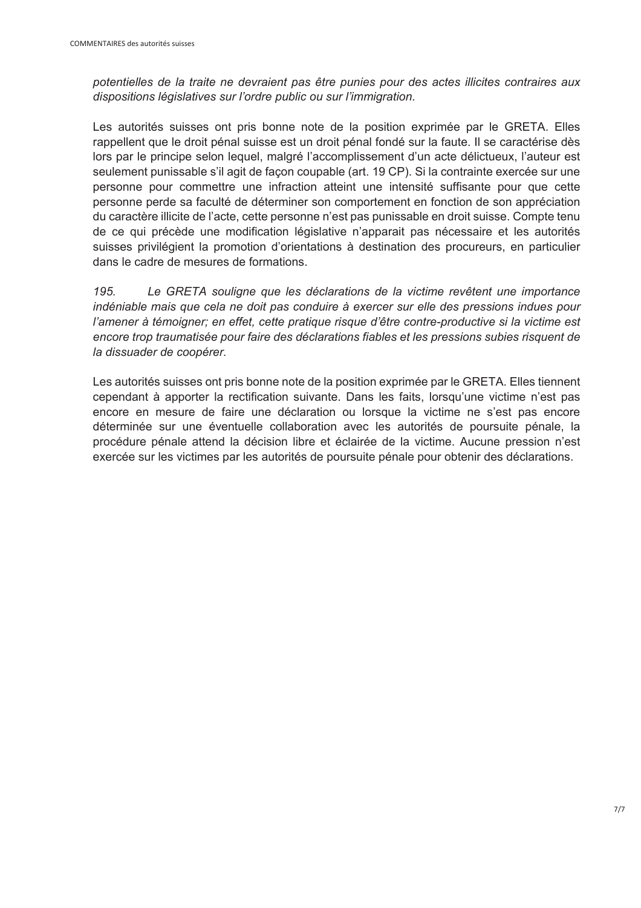*potentielles de la traite ne devraient pas être punies pour des actes illicites contraires aux dispositions législatives sur l'ordre public ou sur l'immigration.*

Les autorités suisses ont pris bonne note de la position exprimée par le GRETA. Elles rappellent que le droit pénal suisse est un droit pénal fondé sur la faute. Il se caractérise dès lors par le principe selon lequel, malgré l'accomplissement d'un acte délictueux, l'auteur est seulement punissable s'il agit de façon coupable (art. 19 CP). Si la contrainte exercée sur une personne pour commettre une infraction atteint une intensité suffisante pour que cette personne perde sa faculté de déterminer son comportement en fonction de son appréciation du caractère illicite de l'acte, cette personne n'est pas punissable en droit suisse. Compte tenu de ce qui précède une modification législative n'apparait pas nécessaire et les autorités suisses privilégient la promotion d'orientations à destination des procureurs, en particulier dans le cadre de mesures de formations.

*195. Le GRETA souligne que les déclarations de la victime revêtent une importance indéniable mais que cela ne doit pas conduire à exercer sur elle des pressions indues pour l'amener à témoigner; en effet, cette pratique risque d'être contre-productive si la victime est encore trop traumatisée pour faire des déclarations fiables et les pressions subies risquent de la dissuader de coopérer.*

Les autorités suisses ont pris bonne note de la position exprimée par le GRETA. Elles tiennent cependant à apporter la rectification suivante. Dans les faits, lorsqu'une victime n'est pas encore en mesure de faire une déclaration ou lorsque la victime ne s'est pas encore déterminée sur une éventuelle collaboration avec les autorités de poursuite pénale, la procédure pénale attend la décision libre et éclairée de la victime. Aucune pression n'est exercée sur les victimes par les autorités de poursuite pénale pour obtenir des déclarations.